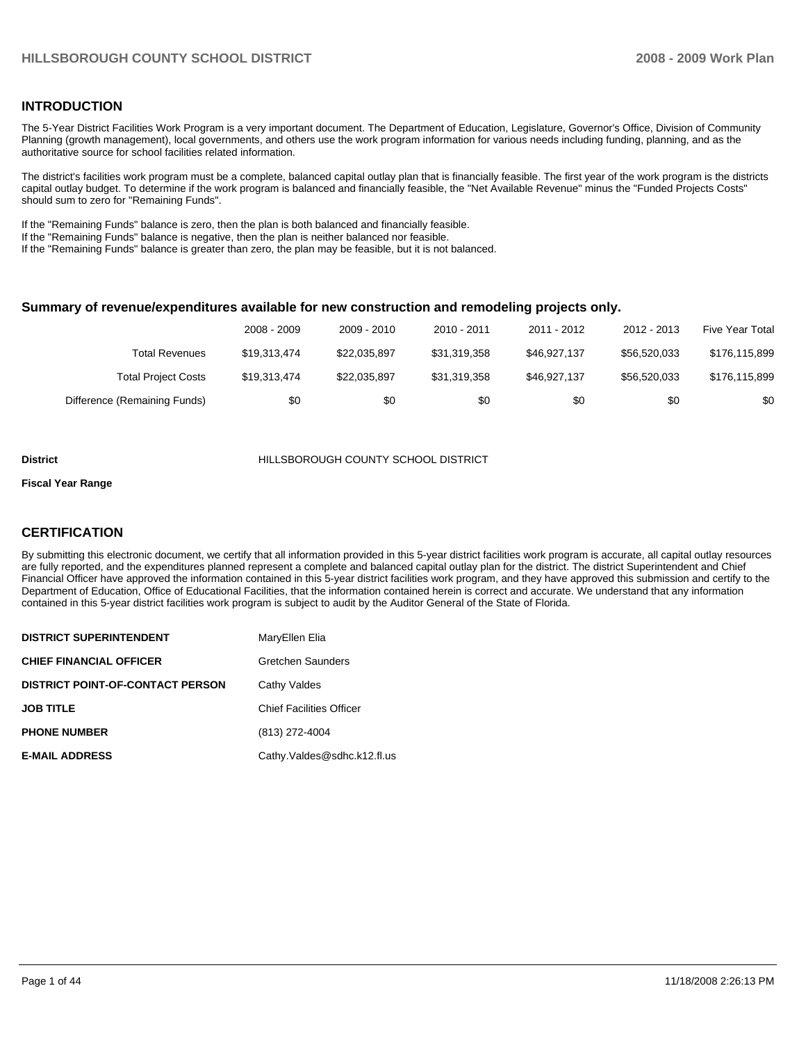## INTRODUCTION

The 5-Year District Facilities Work Program is a very important document. The Department of Education, Legislature, Governor's Office, Division of Community Planning (growth management), local governments, and others use the work program information for various needs including funding, planning, and as the authoritative source for school facilities related information.

The district's facilities work program must be a complete, balanced capital outlay plan that is financially feasible. The first year of the work program is the districts capital outlay budget. To determine if the work program is balanced and financially feasible, the "Net Available Revenue" minus the "Funded Projects Costs" should sum to zero for "Remaining Funds".

If the "Remaining Funds" balance is zero, then the plan is both balanced and financially feasible.
If the "Remaining Funds" balance is negative, then the plan is neither balanced nor feasible.
If the "Remaining Funds" balance is greater than zero, the plan may be feasible, but it is not balanced.

### Summary of revenue/expenditures available for new construction and remodeling projects only.

| | 2008 - 2009 | 2009 - 2010 | 2010 - 2011 | 2011 - 2012 | 2012 - 2013 | Five Year Total |
|---|---|---|---|---|---|---|
| Total Revenues | $19,313,474 | $22,035,897 | $31,319,358 | $46,927,137 | $56,520,033 | $176,115,899 |
| Total Project Costs | $19,313,474 | $22,035,897 | $31,319,358 | $46,927,137 | $56,520,033 | $176,115,899 |
| Difference (Remaining Funds) | $0 | $0 | $0 | $0 | $0 | $0 |

**District** HILLSBOROUGH COUNTY SCHOOL DISTRICT

**Fiscal Year Range**

## CERTIFICATION

By submitting this electronic document, we certify that all information provided in this 5-year district facilities work program is accurate, all capital outlay resources are fully reported, and the expenditures planned represent a complete and balanced capital outlay plan for the district. The district Superintendent and Chief Financial Officer have approved the information contained in this 5-year district facilities work program, and they have approved this submission and certify to the Department of Education, Office of Educational Facilities, that the information contained herein is correct and accurate. We understand that any information contained in this 5-year district facilities work program is subject to audit by the Auditor General of the State of Florida.

| | |
|---|---|
| **DISTRICT SUPERINTENDENT** | MaryEllen Elia |
| **CHIEF FINANCIAL OFFICER** | Gretchen Saunders |
| **DISTRICT POINT-OF-CONTACT PERSON** | Cathy Valdes |
| **JOB TITLE** | Chief Facilities Officer |
| **PHONE NUMBER** | (813) 272-4004 |
| **E-MAIL ADDRESS** | Cathy.Valdes@sdhc.k12.fl.us |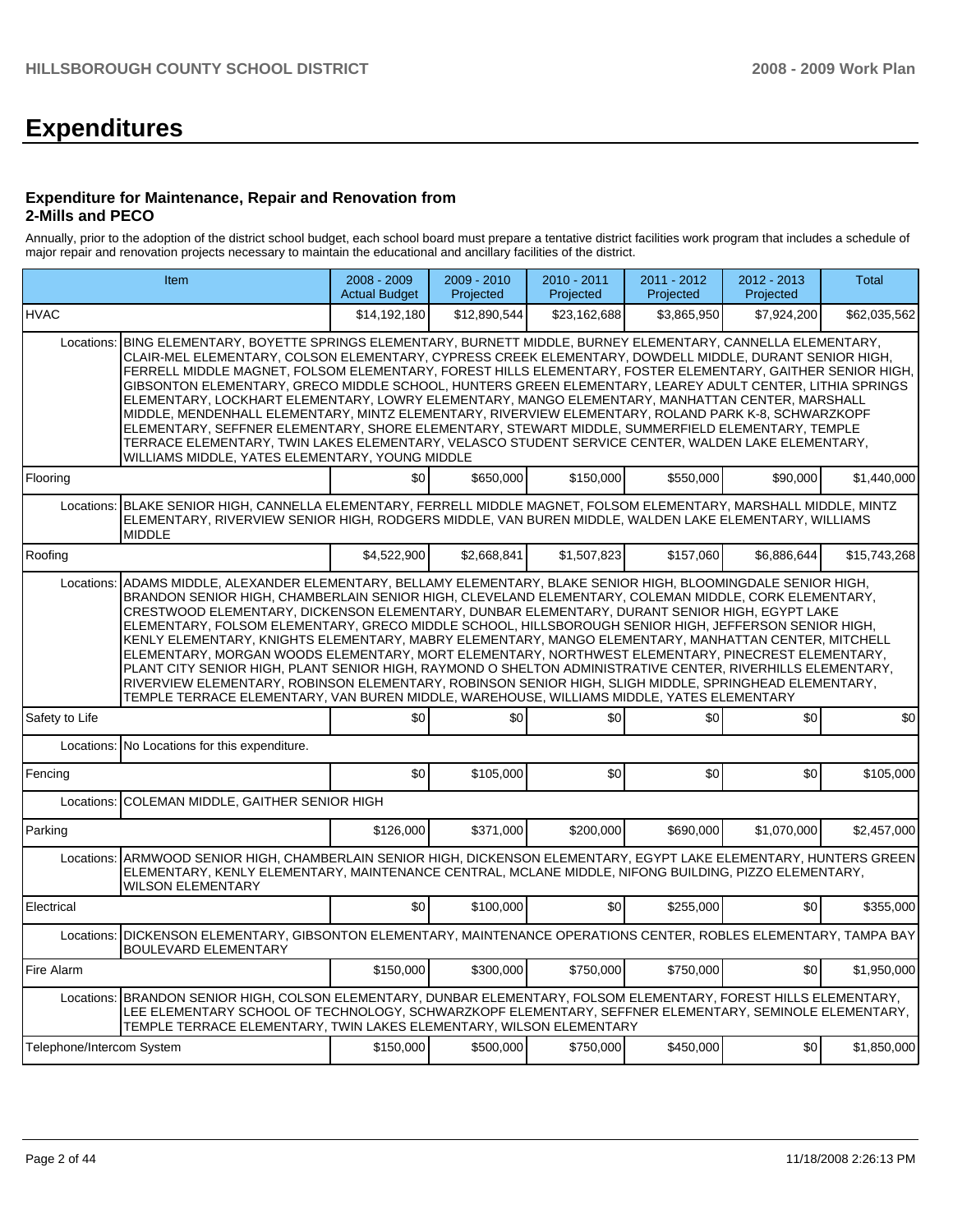# Expenditures

### Expenditure for Maintenance, Repair and Renovation from 2-Mills and PECO

Annually, prior to the adoption of the district school budget, each school board must prepare a tentative district facilities work program that includes a schedule of major repair and renovation projects necessary to maintain the educational and ancillary facilities of the district.

| Item | | 2008 - 2009 Actual Budget | 2009 - 2010 Projected | 2010 - 2011 Projected | 2011 - 2012 Projected | 2012 - 2013 Projected | Total |
|---|---|---|---|---|---|---|---|
| HVAC | | $14,192,180 | $12,890,544 | $23,162,688 | $3,865,950 | $7,924,200 | $62,035,562 |
| Locations: | BING ELEMENTARY, BOYETTE SPRINGS ELEMENTARY, BURNETT MIDDLE, BURNEY ELEMENTARY, CANNELLA ELEMENTARY, CLAIR-MEL ELEMENTARY, COLSON ELEMENTARY, CYPRESS CREEK ELEMENTARY, DOWDELL MIDDLE, DURANT SENIOR HIGH, FERRELL MIDDLE MAGNET, FOLSOM ELEMENTARY, FOREST HILLS ELEMENTARY, FOSTER ELEMENTARY, GAITHER SENIOR HIGH, GIBSONTON ELEMENTARY, GRECO MIDDLE SCHOOL, HUNTERS GREEN ELEMENTARY, LEAREY ADULT CENTER, LITHIA SPRINGS ELEMENTARY, LOCKHART ELEMENTARY, LOWRY ELEMENTARY, MANGO ELEMENTARY, MANHATTAN CENTER, MARSHALL MIDDLE, MENDENHALL ELEMENTARY, MINTZ ELEMENTARY, RIVERVIEW ELEMENTARY, ROLAND PARK K-8, SCHWARZKOPF ELEMENTARY, SEFFNER ELEMENTARY, SHORE ELEMENTARY, STEWART MIDDLE, SUMMERFIELD ELEMENTARY, TEMPLE TERRACE ELEMENTARY, TWIN LAKES ELEMENTARY, VELASCO STUDENT SERVICE CENTER, WALDEN LAKE ELEMENTARY, WILLIAMS MIDDLE, YATES ELEMENTARY, YOUNG MIDDLE | | | | | | |
| Flooring | | $0 | $650,000 | $150,000 | $550,000 | $90,000 | $1,440,000 |
| Locations: | BLAKE SENIOR HIGH, CANNELLA ELEMENTARY, FERRELL MIDDLE MAGNET, FOLSOM ELEMENTARY, MARSHALL MIDDLE, MINTZ ELEMENTARY, RIVERVIEW SENIOR HIGH, RODGERS MIDDLE, VAN BUREN MIDDLE, WALDEN LAKE ELEMENTARY, WILLIAMS MIDDLE | | | | | | |
| Roofing | | $4,522,900 | $2,668,841 | $1,507,823 | $157,060 | $6,886,644 | $15,743,268 |
| Locations: | ADAMS MIDDLE, ALEXANDER ELEMENTARY, BELLAMY ELEMENTARY, BLAKE SENIOR HIGH, BLOOMINGDALE SENIOR HIGH, BRANDON SENIOR HIGH, CHAMBERLAIN SENIOR HIGH, CLEVELAND ELEMENTARY, COLEMAN MIDDLE, CORK ELEMENTARY, CRESTWOOD ELEMENTARY, DICKENSON ELEMENTARY, DUNBAR ELEMENTARY, DURANT SENIOR HIGH, EGYPT LAKE ELEMENTARY, FOLSOM ELEMENTARY, GRECO MIDDLE SCHOOL, HILLSBOROUGH SENIOR HIGH, JEFFERSON SENIOR HIGH, KENLY ELEMENTARY, KNIGHTS ELEMENTARY, MABRY ELEMENTARY, MANGO ELEMENTARY, MANHATTAN CENTER, MITCHELL ELEMENTARY, MORGAN WOODS ELEMENTARY, MORT ELEMENTARY, NORTHWEST ELEMENTARY, PINECREST ELEMENTARY, PLANT CITY SENIOR HIGH, PLANT SENIOR HIGH, RAYMOND O SHELTON ADMINISTRATIVE CENTER, RIVERHILLS ELEMENTARY, RIVERVIEW ELEMENTARY, ROBINSON ELEMENTARY, ROBINSON SENIOR HIGH, SLIGH MIDDLE, SPRINGHEAD ELEMENTARY, TEMPLE TERRACE ELEMENTARY, VAN BUREN MIDDLE, WAREHOUSE, WILLIAMS MIDDLE, YATES ELEMENTARY | | | | | | |
| Safety to Life | | $0 | $0 | $0 | $0 | $0 | $0 |
| Locations: | No Locations for this expenditure. | | | | | | |
| Fencing | | $0 | $105,000 | $0 | $0 | $0 | $105,000 |
| Locations: | COLEMAN MIDDLE, GAITHER SENIOR HIGH | | | | | | |
| Parking | | $126,000 | $371,000 | $200,000 | $690,000 | $1,070,000 | $2,457,000 |
| Locations: | ARMWOOD SENIOR HIGH, CHAMBERLAIN SENIOR HIGH, DICKENSON ELEMENTARY, EGYPT LAKE ELEMENTARY, HUNTERS GREEN ELEMENTARY, KENLY ELEMENTARY, MAINTENANCE CENTRAL, MCLANE MIDDLE, NIFONG BUILDING, PIZZO ELEMENTARY, WILSON ELEMENTARY | | | | | | |
| Electrical | | $0 | $100,000 | $0 | $255,000 | $0 | $355,000 |
| Locations: | DICKENSON ELEMENTARY, GIBSONTON ELEMENTARY, MAINTENANCE OPERATIONS CENTER, ROBLES ELEMENTARY, TAMPA BAY BOULEVARD ELEMENTARY | | | | | | |
| Fire Alarm | | $150,000 | $300,000 | $750,000 | $750,000 | $0 | $1,950,000 |
| Locations: | BRANDON SENIOR HIGH, COLSON ELEMENTARY, DUNBAR ELEMENTARY, FOLSOM ELEMENTARY, FOREST HILLS ELEMENTARY, LEE ELEMENTARY SCHOOL OF TECHNOLOGY, SCHWARZKOPF ELEMENTARY, SEFFNER ELEMENTARY, SEMINOLE ELEMENTARY, TEMPLE TERRACE ELEMENTARY, TWIN LAKES ELEMENTARY, WILSON ELEMENTARY | | | | | | |
| Telephone/Intercom System | | $150,000 | $500,000 | $750,000 | $450,000 | $0 | $1,850,000 |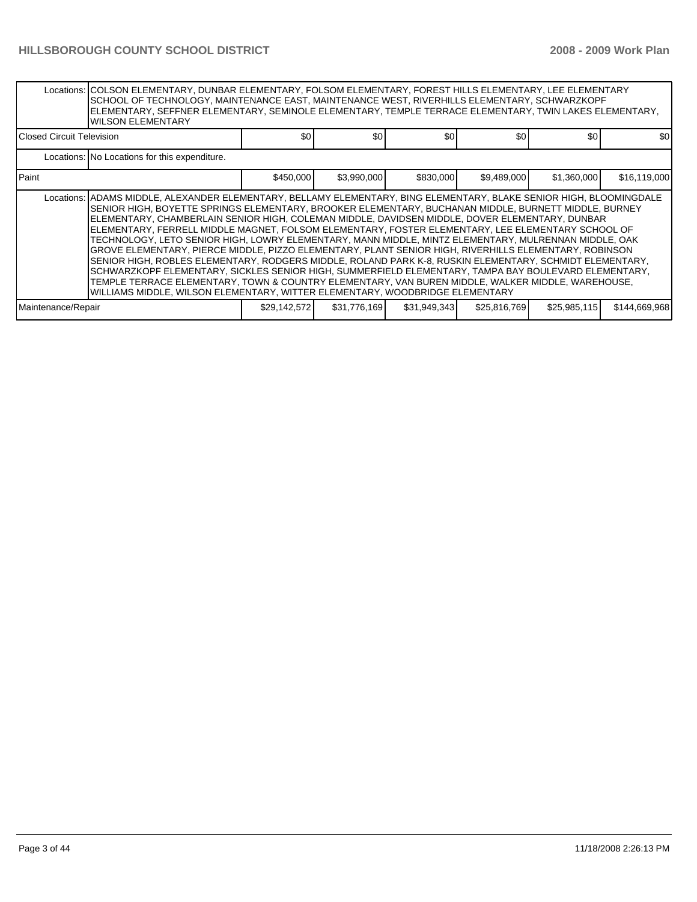| | | | | | | |
|---|---|---|---|---|---|---|
| Locations: | COLSON ELEMENTARY, DUNBAR ELEMENTARY, FOLSOM ELEMENTARY, FOREST HILLS ELEMENTARY, LEE ELEMENTARY SCHOOL OF TECHNOLOGY, MAINTENANCE EAST, MAINTENANCE WEST, RIVERHILLS ELEMENTARY, SCHWARZKOPF ELEMENTARY, SEFFNER ELEMENTARY, SEMINOLE ELEMENTARY, TEMPLE TERRACE ELEMENTARY, TWIN LAKES ELEMENTARY, WILSON ELEMENTARY | | | | | |
| Closed Circuit Television | | $0 | $0 | $0 | $0 | $0 | $0 |
| Locations: | No Locations for this expenditure. | | | | | |
| Paint | | $450,000 | $3,990,000 | $830,000 | $9,489,000 | $1,360,000 | $16,119,000 |
| Locations: | ADAMS MIDDLE, ALEXANDER ELEMENTARY, BELLAMY ELEMENTARY, BING ELEMENTARY, BLAKE SENIOR HIGH, BLOOMINGDALE SENIOR HIGH, BOYETTE SPRINGS ELEMENTARY, BROOKER ELEMENTARY, BUCHANAN MIDDLE, BURNETT MIDDLE, BURNEY ELEMENTARY, CHAMBERLAIN SENIOR HIGH, COLEMAN MIDDLE, DAVIDSEN MIDDLE, DOVER ELEMENTARY, DUNBAR ELEMENTARY, FERRELL MIDDLE MAGNET, FOLSOM ELEMENTARY, FOSTER ELEMENTARY, LEE ELEMENTARY SCHOOL OF TECHNOLOGY, LETO SENIOR HIGH, LOWRY ELEMENTARY, MANN MIDDLE, MINTZ ELEMENTARY, MULRENNAN MIDDLE, OAK GROVE ELEMENTARY, PIERCE MIDDLE, PIZZO ELEMENTARY, PLANT SENIOR HIGH, RIVERHILLS ELEMENTARY, ROBINSON SENIOR HIGH, ROBLES ELEMENTARY, RODGERS MIDDLE, ROLAND PARK K-8, RUSKIN ELEMENTARY, SCHMIDT ELEMENTARY, SCHWARZKOPF ELEMENTARY, SICKLES SENIOR HIGH, SUMMERFIELD ELEMENTARY, TAMPA BAY BOULEVARD ELEMENTARY, TEMPLE TERRACE ELEMENTARY, TOWN & COUNTRY ELEMENTARY, VAN BUREN MIDDLE, WALKER MIDDLE, WAREHOUSE, WILLIAMS MIDDLE, WILSON ELEMENTARY, WITTER ELEMENTARY, WOODBRIDGE ELEMENTARY | | | | | |
| Maintenance/Repair | | $29,142,572 | $31,776,169 | $31,949,343 | $25,816,769 | $25,985,115 | $144,669,968 |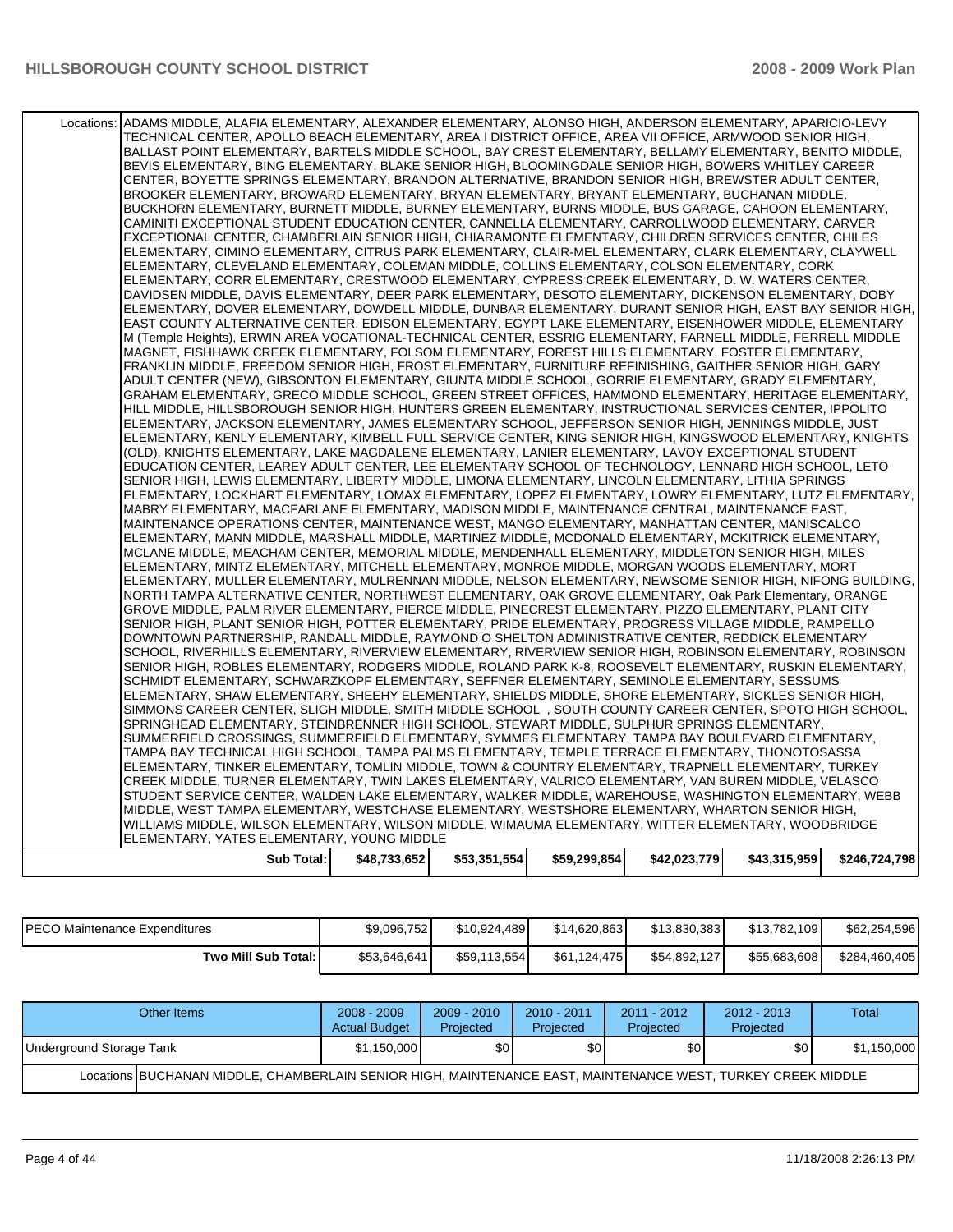| | 2008 - 2009 Actual Budget | 2009 - 2010 Projected | 2010 - 2011 Projected | 2011 - 2012 Projected | 2012 - 2013 Projected | Total |
|---|---|---|---|---|---|---|
| Locations: ADAMS MIDDLE, ALAFIA ELEMENTARY, ALEXANDER ELEMENTARY, ALONSO HIGH, ANDERSON ELEMENTARY, APARICIO-LEVY TECHNICAL CENTER, APOLLO BEACH ELEMENTARY, AREA I DISTRICT OFFICE, AREA VII OFFICE, ARMWOOD SENIOR HIGH, BALLAST POINT ELEMENTARY, BARTELS MIDDLE SCHOOL, BAY CREST ELEMENTARY, BELLAMY ELEMENTARY, BENITO MIDDLE, BEVIS ELEMENTARY, BING ELEMENTARY, BLAKE SENIOR HIGH, BLOOMINGDALE SENIOR HIGH, BOWERS WHITLEY CAREER CENTER, BOYETTE SPRINGS ELEMENTARY, BRANDON ALTERNATIVE, BRANDON SENIOR HIGH, BREWSTER ADULT CENTER, BROOKER ELEMENTARY, BROWARD ELEMENTARY, BRYAN ELEMENTARY, BRYANT ELEMENTARY, BUCHANAN MIDDLE, BUCKHORN ELEMENTARY, BURNETT MIDDLE, BURNEY ELEMENTARY, BURNS MIDDLE, BUS GARAGE, CAHOON ELEMENTARY, CAMINITI EXCEPTIONAL STUDENT EDUCATION CENTER, CANNELLA ELEMENTARY, CARROLLWOOD ELEMENTARY, CARVER EXCEPTIONAL CENTER, CHAMBERLAIN SENIOR HIGH, CHIARAMONTE ELEMENTARY, CHILDREN SERVICES CENTER, CHILES ELEMENTARY, CIMINO ELEMENTARY, CITRUS PARK ELEMENTARY, CLAIR-MEL ELEMENTARY, CLARK ELEMENTARY, CLAYWELL ELEMENTARY, CLEVELAND ELEMENTARY, COLEMAN MIDDLE, COLLINS ELEMENTARY, COLSON ELEMENTARY, CORK ELEMENTARY, CORR ELEMENTARY, CRESTWOOD ELEMENTARY, CYPRESS CREEK ELEMENTARY, D. W. WATERS CENTER, DAVIDSEN MIDDLE, DAVIS ELEMENTARY, DEER PARK ELEMENTARY, DESOTO ELEMENTARY, DICKENSON ELEMENTARY, DOBY ELEMENTARY, DOVER ELEMENTARY, DOWDELL MIDDLE, DUNBAR ELEMENTARY, DURANT SENIOR HIGH, EAST BAY SENIOR HIGH, EAST COUNTY ALTERNATIVE CENTER, EDISON ELEMENTARY, EGYPT LAKE ELEMENTARY, EISENHOWER MIDDLE, ELEMENTARY M (Temple Heights), ERWIN AREA VOCATIONAL-TECHNICAL CENTER, ESSRIG ELEMENTARY, FARNELL MIDDLE, FERRELL MIDDLE MAGNET, FISHHAWK CREEK ELEMENTARY, FOLSOM ELEMENTARY, FOREST HILLS ELEMENTARY, FOSTER ELEMENTARY, FRANKLIN MIDDLE, FREEDOM SENIOR HIGH, FROST ELEMENTARY, FURNITURE REFINISHING, GAITHER SENIOR HIGH, GARY ADULT CENTER (NEW), GIBSONTON ELEMENTARY, GIUNTA MIDDLE SCHOOL, GORRIE ELEMENTARY, GRADY ELEMENTARY, GRAHAM ELEMENTARY, GRECO MIDDLE SCHOOL, GREEN STREET OFFICES, HAMMOND ELEMENTARY, HERITAGE ELEMENTARY, HILL MIDDLE, HILLSBOROUGH SENIOR HIGH, HUNTERS GREEN ELEMENTARY, INSTRUCTIONAL SERVICES CENTER, IPPOLITO ELEMENTARY, JACKSON ELEMENTARY, JAMES ELEMENTARY SCHOOL, JEFFERSON SENIOR HIGH, JENNINGS MIDDLE, JUST ELEMENTARY, KENLY ELEMENTARY, KIMBELL FULL SERVICE CENTER, KING SENIOR HIGH, KINGSWOOD ELEMENTARY, KNIGHTS (OLD), KNIGHTS ELEMENTARY, LAKE MAGDALENE ELEMENTARY, LANIER ELEMENTARY, LAVOY EXCEPTIONAL STUDENT EDUCATION CENTER, LEAREY ADULT CENTER, LEE ELEMENTARY SCHOOL OF TECHNOLOGY, LENNARD HIGH SCHOOL, LETO SENIOR HIGH, LEWIS ELEMENTARY, LIBERTY MIDDLE, LIMONA ELEMENTARY, LINCOLN ELEMENTARY, LITHIA SPRINGS ELEMENTARY, LOCKHART ELEMENTARY, LOMAX ELEMENTARY, LOPEZ ELEMENTARY, LOWRY ELEMENTARY, LUTZ ELEMENTARY, MABRY ELEMENTARY, MACFARLANE ELEMENTARY, MADISON MIDDLE, MAINTENANCE CENTRAL, MAINTENANCE EAST, MAINTENANCE OPERATIONS CENTER, MAINTENANCE WEST, MANGO ELEMENTARY, MANHATTAN CENTER, MANISCALCO ELEMENTARY, MANN MIDDLE, MARSHALL MIDDLE, MARTINEZ MIDDLE, MCDONALD ELEMENTARY, MCKITRICK ELEMENTARY, MCLANE MIDDLE, MEACHAM CENTER, MEMORIAL MIDDLE, MENDENHALL ELEMENTARY, MIDDLETON SENIOR HIGH, MILES ELEMENTARY, MINTZ ELEMENTARY, MITCHELL ELEMENTARY, MONROE MIDDLE, MORGAN WOODS ELEMENTARY, MORT ELEMENTARY, MULLER ELEMENTARY, MULRENNAN MIDDLE, NELSON ELEMENTARY, NEWSOME SENIOR HIGH, NIFONG BUILDING, NORTH TAMPA ALTERNATIVE CENTER, NORTHWEST ELEMENTARY, OAK GROVE ELEMENTARY, Oak Park Elementary, ORANGE GROVE MIDDLE, PALM RIVER ELEMENTARY, PIERCE MIDDLE, PINECREST ELEMENTARY, PIZZO ELEMENTARY, PLANT CITY SENIOR HIGH, PLANT SENIOR HIGH, POTTER ELEMENTARY, PRIDE ELEMENTARY, PROGRESS VILLAGE MIDDLE, RAMPELLO DOWNTOWN PARTNERSHIP, RANDALL MIDDLE, RAYMOND O SHELTON ADMINISTRATIVE CENTER, REDDICK ELEMENTARY SCHOOL, RIVERHILLS ELEMENTARY, RIVERVIEW ELEMENTARY, RIVERVIEW SENIOR HIGH, ROBINSON ELEMENTARY, ROBINSON SENIOR HIGH, ROBLES ELEMENTARY, RODGERS MIDDLE, ROLAND PARK K-8, ROOSEVELT ELEMENTARY, RUSKIN ELEMENTARY, SCHMIDT ELEMENTARY, SCHWARZKOPF ELEMENTARY, SEFFNER ELEMENTARY, SEMINOLE ELEMENTARY, SESSUMS ELEMENTARY, SHAW ELEMENTARY, SHEEHY ELEMENTARY, SHIELDS MIDDLE, SHORE ELEMENTARY, SICKLES SENIOR HIGH, SIMMONS CAREER CENTER, SLIGH MIDDLE, SMITH MIDDLE SCHOOL , SOUTH COUNTY CAREER CENTER, SPOTO HIGH SCHOOL, SPRINGHEAD ELEMENTARY, STEINBRENNER HIGH SCHOOL, STEWART MIDDLE, SULPHUR SPRINGS ELEMENTARY, SUMMERFIELD CROSSINGS, SUMMERFIELD ELEMENTARY, SYMMES ELEMENTARY, TAMPA BAY BOULEVARD ELEMENTARY, TAMPA BAY TECHNICAL HIGH SCHOOL, TAMPA PALMS ELEMENTARY, TEMPLE TERRACE ELEMENTARY, THONOTOSASSA ELEMENTARY, TINKER ELEMENTARY, TOMLIN MIDDLE, TOWN & COUNTRY ELEMENTARY, TRAPNELL ELEMENTARY, TURKEY CREEK MIDDLE, TURNER ELEMENTARY, TWIN LAKES ELEMENTARY, VALRICO ELEMENTARY, VAN BUREN MIDDLE, VELASCO STUDENT SERVICE CENTER, WALDEN LAKE ELEMENTARY, WALKER MIDDLE, WAREHOUSE, WASHINGTON ELEMENTARY, WEBB MIDDLE, WEST TAMPA ELEMENTARY, WESTCHASE ELEMENTARY, WESTSHORE ELEMENTARY, WHARTON SENIOR HIGH, WILLIAMS MIDDLE, WILSON ELEMENTARY, WILSON MIDDLE, WIMAUMA ELEMENTARY, WITTER ELEMENTARY, WOODBRIDGE ELEMENTARY, YATES ELEMENTARY, YOUNG MIDDLE | | | | | | |
| **Sub Total:** | **$48,733,652** | **$53,351,554** | **$59,299,854** | **$42,023,779** | **$43,315,959** | **$246,724,798** |

| | | | | | | |
|---|---|---|---|---|---|---|
| PECO Maintenance Expenditures | $9,096,752 | $10,924,489 | $14,620,863 | $13,830,383 | $13,782,109 | $62,254,596 |
| **Two Mill Sub Total:** | $53,646,641 | $59,113,554 | $61,124,475 | $54,892,127 | $55,683,608 | $284,460,405 |

| Other Items | 2008 - 2009 Actual Budget | 2009 - 2010 Projected | 2010 - 2011 Projected | 2011 - 2012 Projected | 2012 - 2013 Projected | Total |
|---|---|---|---|---|---|---|
| Underground Storage Tank | $1,150,000 | $0 | $0 | $0 | $0 | $1,150,000 |
| Locations BUCHANAN MIDDLE, CHAMBERLAIN SENIOR HIGH, MAINTENANCE EAST, MAINTENANCE WEST, TURKEY CREEK MIDDLE | | | | | | |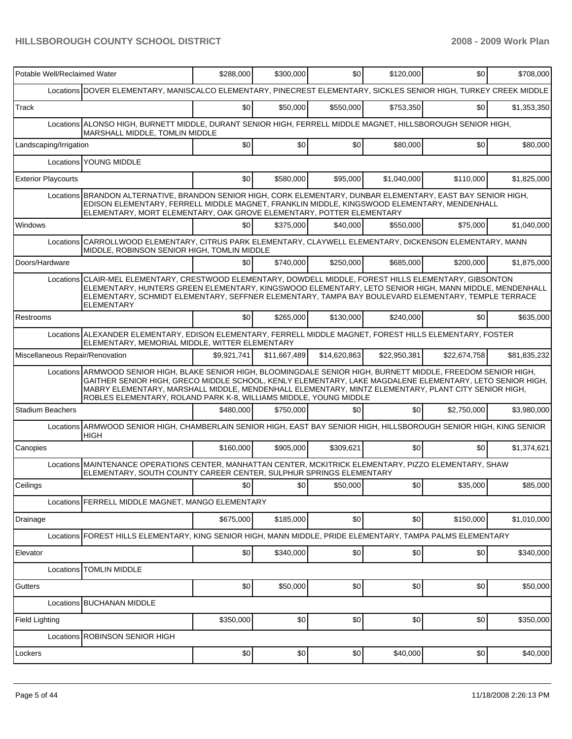| Item | | | | | | | |
|---|---|---|---|---|---|---|---|
| Potable Well/Reclaimed Water | | $288,000 | $300,000 | $0 | $120,000 | $0 | $708,000 |
| | Locations | DOVER ELEMENTARY, MANISCALCO ELEMENTARY, PINECREST ELEMENTARY, SICKLES SENIOR HIGH, TURKEY CREEK MIDDLE | | | | | |
| Track | | $0 | $50,000 | $550,000 | $753,350 | $0 | $1,353,350 |
| | Locations | ALONSO HIGH, BURNETT MIDDLE, DURANT SENIOR HIGH, FERRELL MIDDLE MAGNET, HILLSBOROUGH SENIOR HIGH, MARSHALL MIDDLE, TOMLIN MIDDLE | | | | | |
| Landscaping/Irrigation | | $0 | $0 | $0 | $80,000 | $0 | $80,000 |
| | Locations | YOUNG MIDDLE | | | | | |
| Exterior Playcourts | | $0 | $580,000 | $95,000 | $1,040,000 | $110,000 | $1,825,000 |
| | Locations | BRANDON ALTERNATIVE, BRANDON SENIOR HIGH, CORK ELEMENTARY, DUNBAR ELEMENTARY, EAST BAY SENIOR HIGH, EDISON ELEMENTARY, FERRELL MIDDLE MAGNET, FRANKLIN MIDDLE, KINGSWOOD ELEMENTARY, MENDENHALL ELEMENTARY, MORT ELEMENTARY, OAK GROVE ELEMENTARY, POTTER ELEMENTARY | | | | | |
| Windows | | $0 | $375,000 | $40,000 | $550,000 | $75,000 | $1,040,000 |
| | Locations | CARROLLWOOD ELEMENTARY, CITRUS PARK ELEMENTARY, CLAYWELL ELEMENTARY, DICKENSON ELEMENTARY, MANN MIDDLE, ROBINSON SENIOR HIGH, TOMLIN MIDDLE | | | | | |
| Doors/Hardware | | $0 | $740,000 | $250,000 | $685,000 | $200,000 | $1,875,000 |
| | Locations | CLAIR-MEL ELEMENTARY, CRESTWOOD ELEMENTARY, DOWDELL MIDDLE, FOREST HILLS ELEMENTARY, GIBSONTON ELEMENTARY, HUNTERS GREEN ELEMENTARY, KINGSWOOD ELEMENTARY, LETO SENIOR HIGH, MANN MIDDLE, MENDENHALL ELEMENTARY, SCHMIDT ELEMENTARY, SEFFNER ELEMENTARY, TAMPA BAY BOULEVARD ELEMENTARY, TEMPLE TERRACE ELEMENTARY | | | | | |
| Restrooms | | $0 | $265,000 | $130,000 | $240,000 | $0 | $635,000 |
| | Locations | ALEXANDER ELEMENTARY, EDISON ELEMENTARY, FERRELL MIDDLE MAGNET, FOREST HILLS ELEMENTARY, FOSTER ELEMENTARY, MEMORIAL MIDDLE, WITTER ELEMENTARY | | | | | |
| Miscellaneous Repair/Renovation | | $9,921,741 | $11,667,489 | $14,620,863 | $22,950,381 | $22,674,758 | $81,835,232 |
| | Locations | ARMWOOD SENIOR HIGH, BLAKE SENIOR HIGH, BLOOMINGDALE SENIOR HIGH, BURNETT MIDDLE, FREEDOM SENIOR HIGH, GAITHER SENIOR HIGH, GRECO MIDDLE SCHOOL, KENLY ELEMENTARY, LAKE MAGDALENE ELEMENTARY, LETO SENIOR HIGH, MABRY ELEMENTARY, MARSHALL MIDDLE, MENDENHALL ELEMENTARY, MINTZ ELEMENTARY, PLANT CITY SENIOR HIGH, ROBLES ELEMENTARY, ROLAND PARK K-8, WILLIAMS MIDDLE, YOUNG MIDDLE | | | | | |
| Stadium Beachers | | $480,000 | $750,000 | $0 | $0 | $2,750,000 | $3,980,000 |
| | Locations | ARMWOOD SENIOR HIGH, CHAMBERLAIN SENIOR HIGH, EAST BAY SENIOR HIGH, HILLSBOROUGH SENIOR HIGH, KING SENIOR HIGH | | | | | |
| Canopies | | $160,000 | $905,000 | $309,621 | $0 | $0 | $1,374,621 |
| | Locations | MAINTENANCE OPERATIONS CENTER, MANHATTAN CENTER, MCKITRICK ELEMENTARY, PIZZO ELEMENTARY, SHAW ELEMENTARY, SOUTH COUNTY CAREER CENTER, SULPHUR SPRINGS ELEMENTARY | | | | | |
| Ceilings | | $0 | $0 | $50,000 | $0 | $35,000 | $85,000 |
| | Locations | FERRELL MIDDLE MAGNET, MANGO ELEMENTARY | | | | | |
| Drainage | | $675,000 | $185,000 | $0 | $0 | $150,000 | $1,010,000 |
| | Locations | FOREST HILLS ELEMENTARY, KING SENIOR HIGH, MANN MIDDLE, PRIDE ELEMENTARY, TAMPA PALMS ELEMENTARY | | | | | |
| Elevator | | $0 | $340,000 | $0 | $0 | $0 | $340,000 |
| | Locations | TOMLIN MIDDLE | | | | | |
| Gutters | | $0 | $50,000 | $0 | $0 | $0 | $50,000 |
| | Locations | BUCHANAN MIDDLE | | | | | |
| Field Lighting | | $350,000 | $0 | $0 | $0 | $0 | $350,000 |
| | Locations | ROBINSON SENIOR HIGH | | | | | |
| Lockers | | $0 | $0 | $0 | $40,000 | $0 | $40,000 |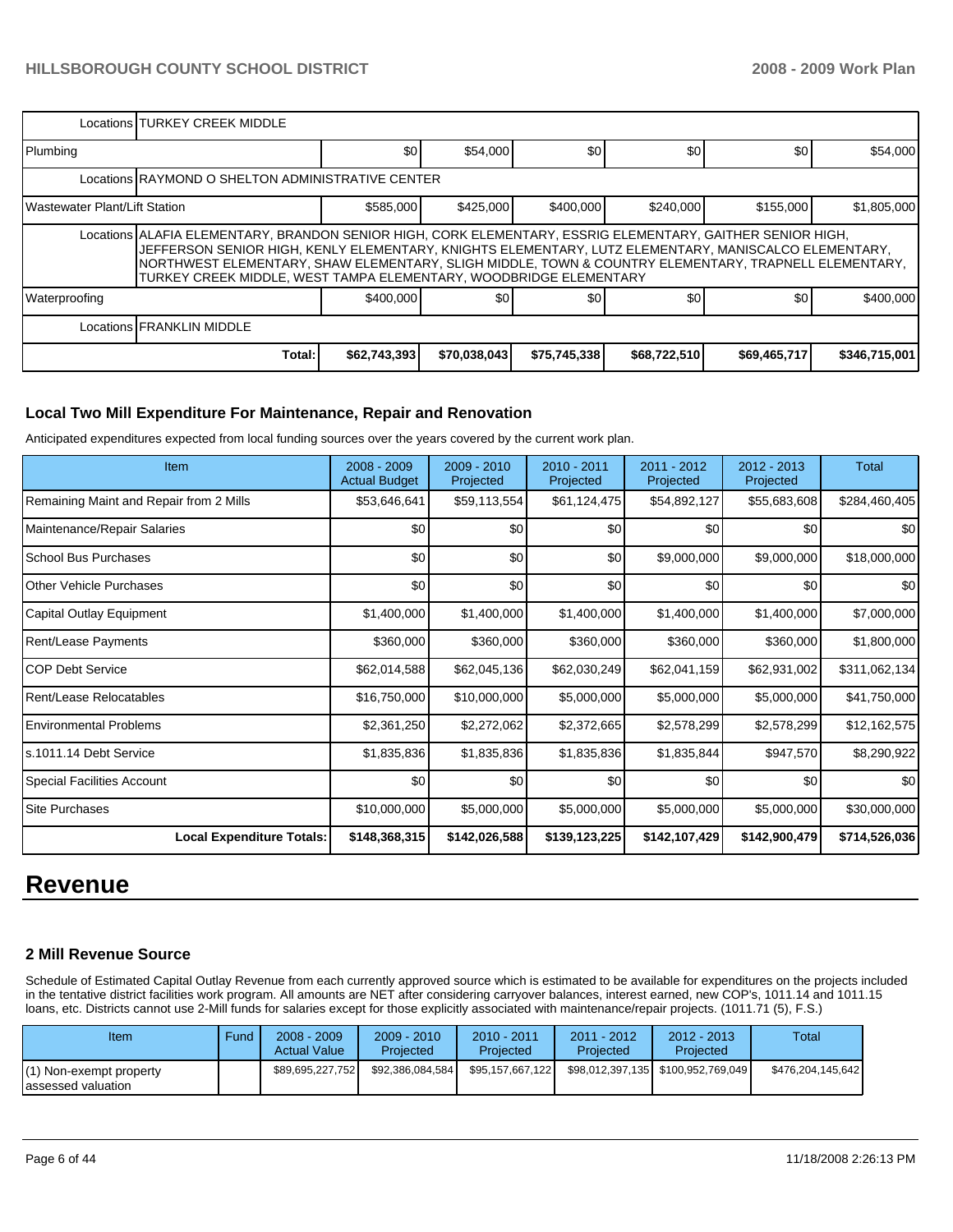| | | | | | | |
|---|---|---|---|---|---|---|
| Locations | TURKEY CREEK MIDDLE | | | | | |
| Plumbing | $0 | $54,000 | $0 | $0 | $0 | $54,000 |
| Locations | RAYMOND O SHELTON ADMINISTRATIVE CENTER | | | | | |
| Wastewater Plant/Lift Station | $585,000 | $425,000 | $400,000 | $240,000 | $155,000 | $1,805,000 |
| Locations | ALAFIA ELEMENTARY, BRANDON SENIOR HIGH, CORK ELEMENTARY, ESSRIG ELEMENTARY, GAITHER SENIOR HIGH, JEFFERSON SENIOR HIGH, KENLY ELEMENTARY, KNIGHTS ELEMENTARY, LUTZ ELEMENTARY, MANISCALCO ELEMENTARY, NORTHWEST ELEMENTARY, SHAW ELEMENTARY, SLIGH MIDDLE, TOWN & COUNTRY ELEMENTARY, TRAPNELL ELEMENTARY, TURKEY CREEK MIDDLE, WEST TAMPA ELEMENTARY, WOODBRIDGE ELEMENTARY | | | | | |
| Waterproofing | $400,000 | $0 | $0 | $0 | $0 | $400,000 |
| Locations | FRANKLIN MIDDLE | | | | | |
| Total: | $62,743,393 | $70,038,043 | $75,745,338 | $68,722,510 | $69,465,717 | $346,715,001 |

### Local Two Mill Expenditure For Maintenance, Repair and Renovation

Anticipated expenditures expected from local funding sources over the years covered by the current work plan.

| Item | 2008 - 2009 Actual Budget | 2009 - 2010 Projected | 2010 - 2011 Projected | 2011 - 2012 Projected | 2012 - 2013 Projected | Total |
|---|---|---|---|---|---|---|
| Remaining Maint and Repair from 2 Mills | $53,646,641 | $59,113,554 | $61,124,475 | $54,892,127 | $55,683,608 | $284,460,405 |
| Maintenance/Repair Salaries | $0 | $0 | $0 | $0 | $0 | $0 |
| School Bus Purchases | $0 | $0 | $0 | $9,000,000 | $9,000,000 | $18,000,000 |
| Other Vehicle Purchases | $0 | $0 | $0 | $0 | $0 | $0 |
| Capital Outlay Equipment | $1,400,000 | $1,400,000 | $1,400,000 | $1,400,000 | $1,400,000 | $7,000,000 |
| Rent/Lease Payments | $360,000 | $360,000 | $360,000 | $360,000 | $360,000 | $1,800,000 |
| COP Debt Service | $62,014,588 | $62,045,136 | $62,030,249 | $62,041,159 | $62,931,002 | $311,062,134 |
| Rent/Lease Relocatables | $16,750,000 | $10,000,000 | $5,000,000 | $5,000,000 | $5,000,000 | $41,750,000 |
| Environmental Problems | $2,361,250 | $2,272,062 | $2,372,665 | $2,578,299 | $2,578,299 | $12,162,575 |
| s.1011.14 Debt Service | $1,835,836 | $1,835,836 | $1,835,836 | $1,835,844 | $947,570 | $8,290,922 |
| Special Facilities Account | $0 | $0 | $0 | $0 | $0 | $0 |
| Site Purchases | $10,000,000 | $5,000,000 | $5,000,000 | $5,000,000 | $5,000,000 | $30,000,000 |
| Local Expenditure Totals: | $148,368,315 | $142,026,588 | $139,123,225 | $142,107,429 | $142,900,479 | $714,526,036 |

# Revenue

### 2 Mill Revenue Source

Schedule of Estimated Capital Outlay Revenue from each currently approved source which is estimated to be available for expenditures on the projects included in the tentative district facilities work program. All amounts are NET after considering carryover balances, interest earned, new COP's, 1011.14 and 1011.15 loans, etc. Districts cannot use 2-Mill funds for salaries except for those explicitly associated with maintenance/repair projects. (1011.71 (5), F.S.)

| Item | Fund | 2008 - 2009 Actual Value | 2009 - 2010 Projected | 2010 - 2011 Projected | 2011 - 2012 Projected | 2012 - 2013 Projected | Total |
|---|---|---|---|---|---|---|---|
| (1) Non-exempt property assessed valuation | | $89,695,227,752 | $92,386,084,584 | $95,157,667,122 | $98,012,397,135 | $100,952,769,049 | $476,204,145,642 |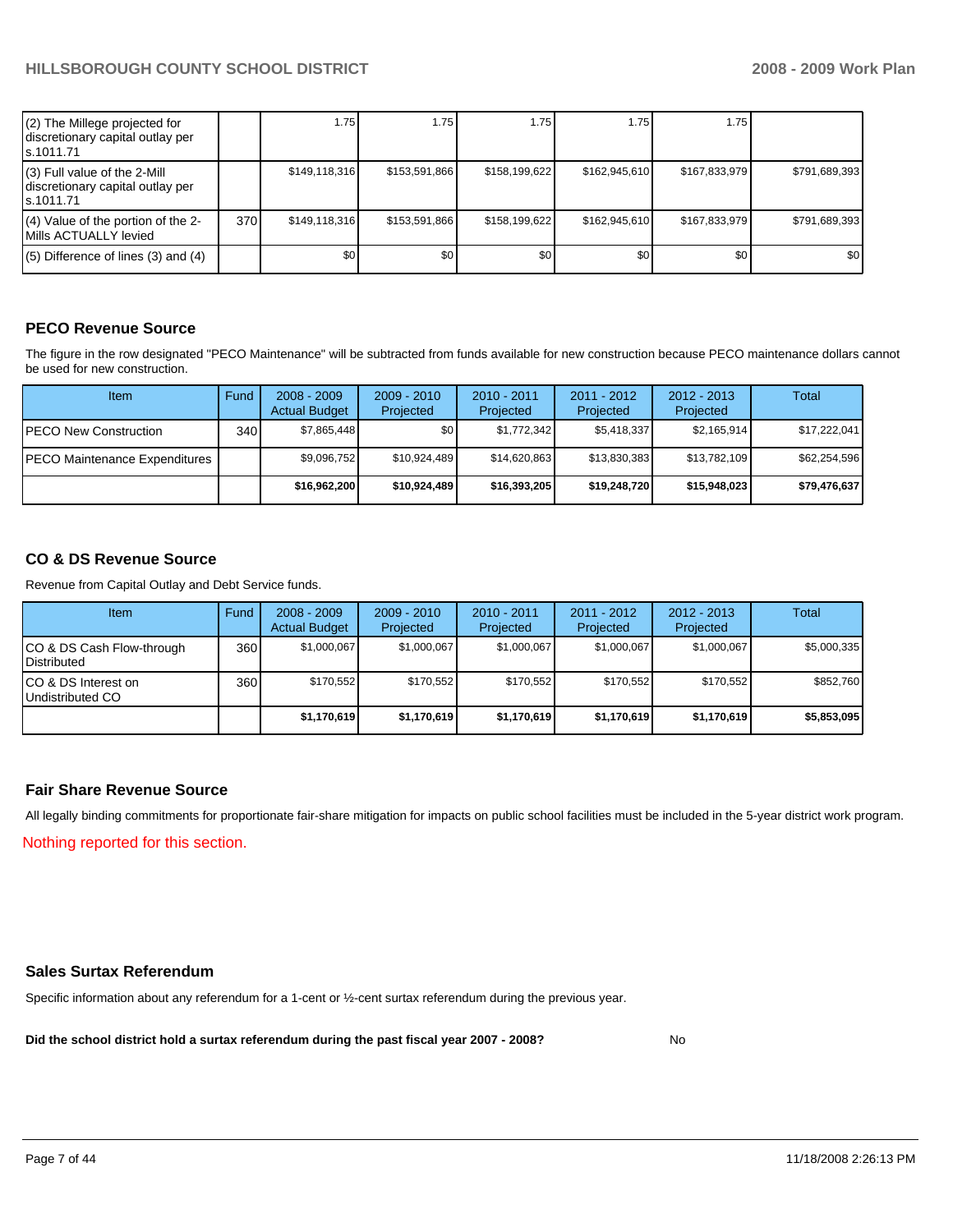| | | | | | | | |
|---|---|---|---|---|---|---|---|
| (2) The Millege projected for discretionary capital outlay per s.1011.71 | | 1.75 | 1.75 | 1.75 | 1.75 | 1.75 | |
| (3) Full value of the 2-Mill discretionary capital outlay per s.1011.71 | | $149,118,316 | $153,591,866 | $158,199,622 | $162,945,610 | $167,833,979 | $791,689,393 |
| (4) Value of the portion of the 2-Mills ACTUALLY levied | 370 | $149,118,316 | $153,591,866 | $158,199,622 | $162,945,610 | $167,833,979 | $791,689,393 |
| (5) Difference of lines (3) and (4) | | $0 | $0 | $0 | $0 | $0 | $0 |

## PECO Revenue Source

The figure in the row designated "PECO Maintenance" will be subtracted from funds available for new construction because PECO maintenance dollars cannot be used for new construction.

| Item | Fund | 2008 - 2009 Actual Budget | 2009 - 2010 Projected | 2010 - 2011 Projected | 2011 - 2012 Projected | 2012 - 2013 Projected | Total |
|---|---|---|---|---|---|---|---|
| PECO New Construction | 340 | $7,865,448 | $0 | $1,772,342 | $5,418,337 | $2,165,914 | $17,222,041 |
| PECO Maintenance Expenditures | | $9,096,752 | $10,924,489 | $14,620,863 | $13,830,383 | $13,782,109 | $62,254,596 |
| | | **$16,962,200** | **$10,924,489** | **$16,393,205** | **$19,248,720** | **$15,948,023** | **$79,476,637** |

## CO & DS Revenue Source

Revenue from Capital Outlay and Debt Service funds.

| Item | Fund | 2008 - 2009 Actual Budget | 2009 - 2010 Projected | 2010 - 2011 Projected | 2011 - 2012 Projected | 2012 - 2013 Projected | Total |
|---|---|---|---|---|---|---|---|
| CO & DS Cash Flow-through Distributed | 360 | $1,000,067 | $1,000,067 | $1,000,067 | $1,000,067 | $1,000,067 | $5,000,335 |
| CO & DS Interest on Undistributed CO | 360 | $170,552 | $170,552 | $170,552 | $170,552 | $170,552 | $852,760 |
| | | **$1,170,619** | **$1,170,619** | **$1,170,619** | **$1,170,619** | **$1,170,619** | **$5,853,095** |

## Fair Share Revenue Source

All legally binding commitments for proportionate fair-share mitigation for impacts on public school facilities must be included in the 5-year district work program.

Nothing reported for this section.

## Sales Surtax Referendum

Specific information about any referendum for a 1-cent or ½-cent surtax referendum during the previous year.

**Did the school district hold a surtax referendum during the past fiscal year 2007 - 2008?** No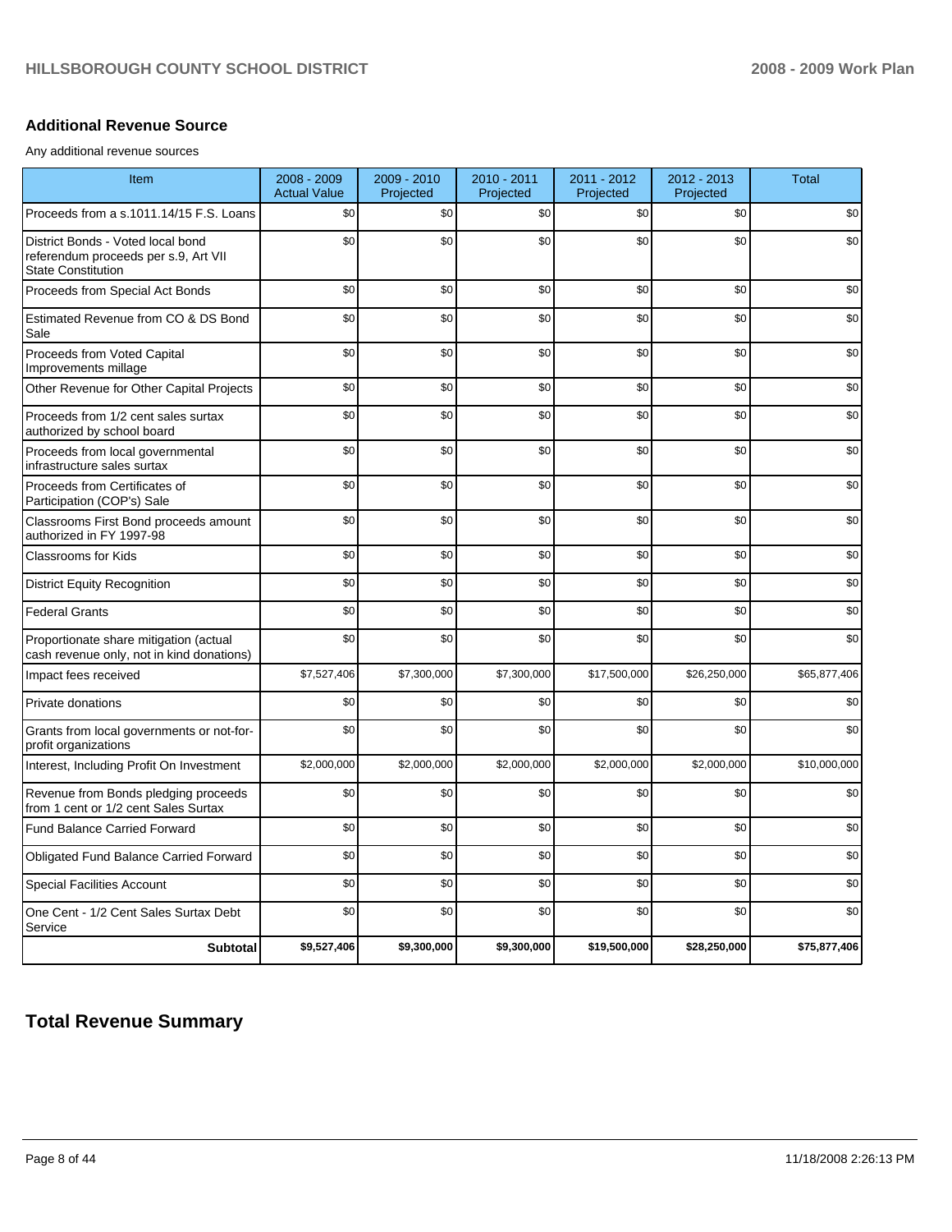## Additional Revenue Source

Any additional revenue sources

| Item | 2008 - 2009 Actual Value | 2009 - 2010 Projected | 2010 - 2011 Projected | 2011 - 2012 Projected | 2012 - 2013 Projected | Total |
|---|---|---|---|---|---|---|
| Proceeds from a s.1011.14/15 F.S. Loans | $0 | $0 | $0 | $0 | $0 | $0 |
| District Bonds - Voted local bond referendum proceeds per s.9, Art VII State Constitution | $0 | $0 | $0 | $0 | $0 | $0 |
| Proceeds from Special Act Bonds | $0 | $0 | $0 | $0 | $0 | $0 |
| Estimated Revenue from CO & DS Bond Sale | $0 | $0 | $0 | $0 | $0 | $0 |
| Proceeds from Voted Capital Improvements millage | $0 | $0 | $0 | $0 | $0 | $0 |
| Other Revenue for Other Capital Projects | $0 | $0 | $0 | $0 | $0 | $0 |
| Proceeds from 1/2 cent sales surtax authorized by school board | $0 | $0 | $0 | $0 | $0 | $0 |
| Proceeds from local governmental infrastructure sales surtax | $0 | $0 | $0 | $0 | $0 | $0 |
| Proceeds from Certificates of Participation (COP's) Sale | $0 | $0 | $0 | $0 | $0 | $0 |
| Classrooms First Bond proceeds amount authorized in FY 1997-98 | $0 | $0 | $0 | $0 | $0 | $0 |
| Classrooms for Kids | $0 | $0 | $0 | $0 | $0 | $0 |
| District Equity Recognition | $0 | $0 | $0 | $0 | $0 | $0 |
| Federal Grants | $0 | $0 | $0 | $0 | $0 | $0 |
| Proportionate share mitigation (actual cash revenue only, not in kind donations) | $0 | $0 | $0 | $0 | $0 | $0 |
| Impact fees received | $7,527,406 | $7,300,000 | $7,300,000 | $17,500,000 | $26,250,000 | $65,877,406 |
| Private donations | $0 | $0 | $0 | $0 | $0 | $0 |
| Grants from local governments or not-for-profit organizations | $0 | $0 | $0 | $0 | $0 | $0 |
| Interest, Including Profit On Investment | $2,000,000 | $2,000,000 | $2,000,000 | $2,000,000 | $2,000,000 | $10,000,000 |
| Revenue from Bonds pledging proceeds from 1 cent or 1/2 cent Sales Surtax | $0 | $0 | $0 | $0 | $0 | $0 |
| Fund Balance Carried Forward | $0 | $0 | $0 | $0 | $0 | $0 |
| Obligated Fund Balance Carried Forward | $0 | $0 | $0 | $0 | $0 | $0 |
| Special Facilities Account | $0 | $0 | $0 | $0 | $0 | $0 |
| One Cent - 1/2 Cent Sales Surtax Debt Service | $0 | $0 | $0 | $0 | $0 | $0 |
| **Subtotal** | **$9,527,406** | **$9,300,000** | **$9,300,000** | **$19,500,000** | **$28,250,000** | **$75,877,406** |

# Total Revenue Summary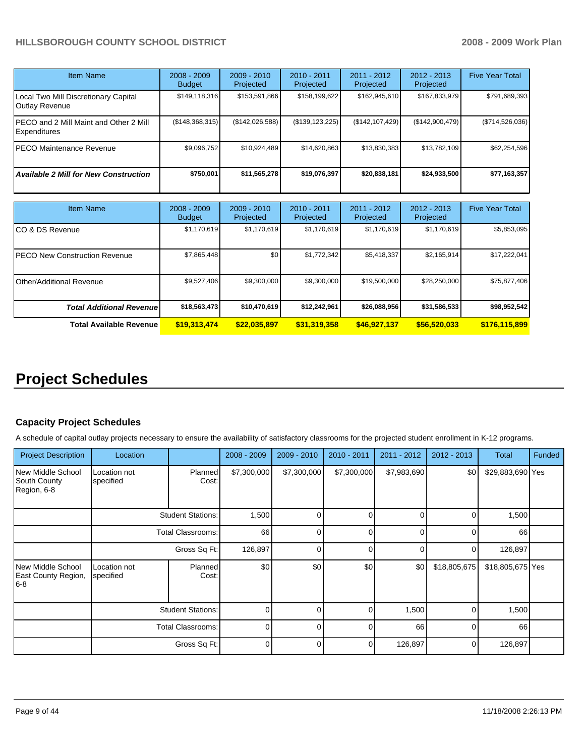| Item Name | 2008 - 2009 Budget | 2009 - 2010 Projected | 2010 - 2011 Projected | 2011 - 2012 Projected | 2012 - 2013 Projected | Five Year Total |
|---|---|---|---|---|---|---|
| Local Two Mill Discretionary Capital Outlay Revenue | $149,118,316 | $153,591,866 | $158,199,622 | $162,945,610 | $167,833,979 | $791,689,393 |
| PECO and 2 Mill Maint and Other 2 Mill Expenditures | ($148,368,315) | ($142,026,588) | ($139,123,225) | ($142,107,429) | ($142,900,479) | ($714,526,036) |
| PECO Maintenance Revenue | $9,096,752 | $10,924,489 | $14,620,863 | $13,830,383 | $13,782,109 | $62,254,596 |
| ***Available 2 Mill for New Construction*** | **$750,001** | **$11,565,278** | **$19,076,397** | **$20,838,181** | **$24,933,500** | **$77,163,357** |

| Item Name | 2008 - 2009 Budget | 2009 - 2010 Projected | 2010 - 2011 Projected | 2011 - 2012 Projected | 2012 - 2013 Projected | Five Year Total |
|---|---|---|---|---|---|---|
| CO & DS Revenue | $1,170,619 | $1,170,619 | $1,170,619 | $1,170,619 | $1,170,619 | $5,853,095 |
| PECO New Construction Revenue | $7,865,448 | $0 | $1,772,342 | $5,418,337 | $2,165,914 | $17,222,041 |
| Other/Additional Revenue | $9,527,406 | $9,300,000 | $9,300,000 | $19,500,000 | $28,250,000 | $75,877,406 |
| ***Total Additional Revenue*** | **$18,563,473** | **$10,470,619** | **$12,242,961** | **$26,088,956** | **$31,586,533** | **$98,952,542** |
| **Total Available Revenue** | **$19,313,474** | **$22,035,897** | **$31,319,358** | **$46,927,137** | **$56,520,033** | **$176,115,899** |

# Project Schedules

### Capacity Project Schedules

A schedule of capital outlay projects necessary to ensure the availability of satisfactory classrooms for the projected student enrollment in K-12 programs.

| Project Description | Location | | 2008 - 2009 | 2009 - 2010 | 2010 - 2011 | 2011 - 2012 | 2012 - 2013 | Total | Funded |
|---|---|---|---|---|---|---|---|---|---|
| New Middle School South County Region, 6-8 | Location not specified | Planned Cost: | $7,300,000 | $7,300,000 | $7,300,000 | $7,983,690 | $0 | $29,883,690 | Yes |
| | | Student Stations: | 1,500 | 0 | 0 | 0 | 0 | 1,500 | |
| | | Total Classrooms: | 66 | 0 | 0 | 0 | 0 | 66 | |
| | | Gross Sq Ft: | 126,897 | 0 | 0 | 0 | 0 | 126,897 | |
| New Middle School East County Region, 6-8 | Location not specified | Planned Cost: | $0 | $0 | $0 | $0 | $18,805,675 | $18,805,675 | Yes |
| | | Student Stations: | 0 | 0 | 0 | 1,500 | 0 | 1,500 | |
| | | Total Classrooms: | 0 | 0 | 0 | 66 | 0 | 66 | |
| | | Gross Sq Ft: | 0 | 0 | 0 | 126,897 | 0 | 126,897 | |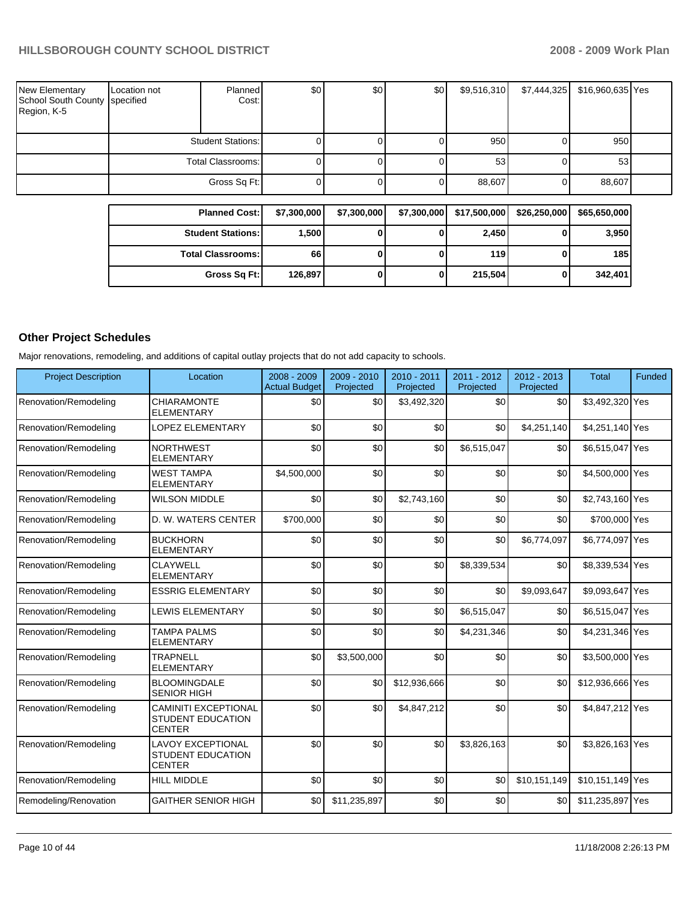| | | | | | | | | | |
|---|---|---|---|---|---|---|---|---|---|
| New Elementary School South County Region, K-5 | Location not specified | Planned Cost: | $0 | $0 | $0 | $9,516,310 | $7,444,325 | $16,960,635 | Yes |
| | | Student Stations: | 0 | 0 | 0 | 950 | 0 | 950 | |
| | | Total Classrooms: | 0 | 0 | 0 | 53 | 0 | 53 | |
| | | Gross Sq Ft: | 0 | 0 | 0 | 88,607 | 0 | 88,607 | |

| | | | | | | |
|---|---|---|---|---|---|---|
| **Planned Cost:** | **$7,300,000** | **$7,300,000** | **$7,300,000** | **$17,500,000** | **$26,250,000** | **$65,650,000** |
| **Student Stations:** | **1,500** | **0** | **0** | **2,450** | **0** | **3,950** |
| **Total Classrooms:** | **66** | **0** | **0** | **119** | **0** | **185** |
| **Gross Sq Ft:** | **126,897** | **0** | **0** | **215,504** | **0** | **342,401** |

## Other Project Schedules

Major renovations, remodeling, and additions of capital outlay projects that do not add capacity to schools.

| Project Description | Location | 2008 - 2009 Actual Budget | 2009 - 2010 Projected | 2010 - 2011 Projected | 2011 - 2012 Projected | 2012 - 2013 Projected | Total | Funded |
|---|---|---|---|---|---|---|---|---|
| Renovation/Remodeling | CHIARAMONTE ELEMENTARY | $0 | $0 | $3,492,320 | $0 | $0 | $3,492,320 | Yes |
| Renovation/Remodeling | LOPEZ ELEMENTARY | $0 | $0 | $0 | $0 | $4,251,140 | $4,251,140 | Yes |
| Renovation/Remodeling | NORTHWEST ELEMENTARY | $0 | $0 | $0 | $6,515,047 | $0 | $6,515,047 | Yes |
| Renovation/Remodeling | WEST TAMPA ELEMENTARY | $4,500,000 | $0 | $0 | $0 | $0 | $4,500,000 | Yes |
| Renovation/Remodeling | WILSON MIDDLE | $0 | $0 | $2,743,160 | $0 | $0 | $2,743,160 | Yes |
| Renovation/Remodeling | D. W. WATERS CENTER | $700,000 | $0 | $0 | $0 | $0 | $700,000 | Yes |
| Renovation/Remodeling | BUCKHORN ELEMENTARY | $0 | $0 | $0 | $0 | $6,774,097 | $6,774,097 | Yes |
| Renovation/Remodeling | CLAYWELL ELEMENTARY | $0 | $0 | $0 | $8,339,534 | $0 | $8,339,534 | Yes |
| Renovation/Remodeling | ESSRIG ELEMENTARY | $0 | $0 | $0 | $0 | $9,093,647 | $9,093,647 | Yes |
| Renovation/Remodeling | LEWIS ELEMENTARY | $0 | $0 | $0 | $6,515,047 | $0 | $6,515,047 | Yes |
| Renovation/Remodeling | TAMPA PALMS ELEMENTARY | $0 | $0 | $0 | $4,231,346 | $0 | $4,231,346 | Yes |
| Renovation/Remodeling | TRAPNELL ELEMENTARY | $0 | $3,500,000 | $0 | $0 | $0 | $3,500,000 | Yes |
| Renovation/Remodeling | BLOOMINGDALE SENIOR HIGH | $0 | $0 | $12,936,666 | $0 | $0 | $12,936,666 | Yes |
| Renovation/Remodeling | CAMINITI EXCEPTIONAL STUDENT EDUCATION CENTER | $0 | $0 | $4,847,212 | $0 | $0 | $4,847,212 | Yes |
| Renovation/Remodeling | LAVOY EXCEPTIONAL STUDENT EDUCATION CENTER | $0 | $0 | $0 | $3,826,163 | $0 | $3,826,163 | Yes |
| Renovation/Remodeling | HILL MIDDLE | $0 | $0 | $0 | $0 | $10,151,149 | $10,151,149 | Yes |
| Remodeling/Renovation | GAITHER SENIOR HIGH | $0 | $11,235,897 | $0 | $0 | $0 | $11,235,897 | Yes |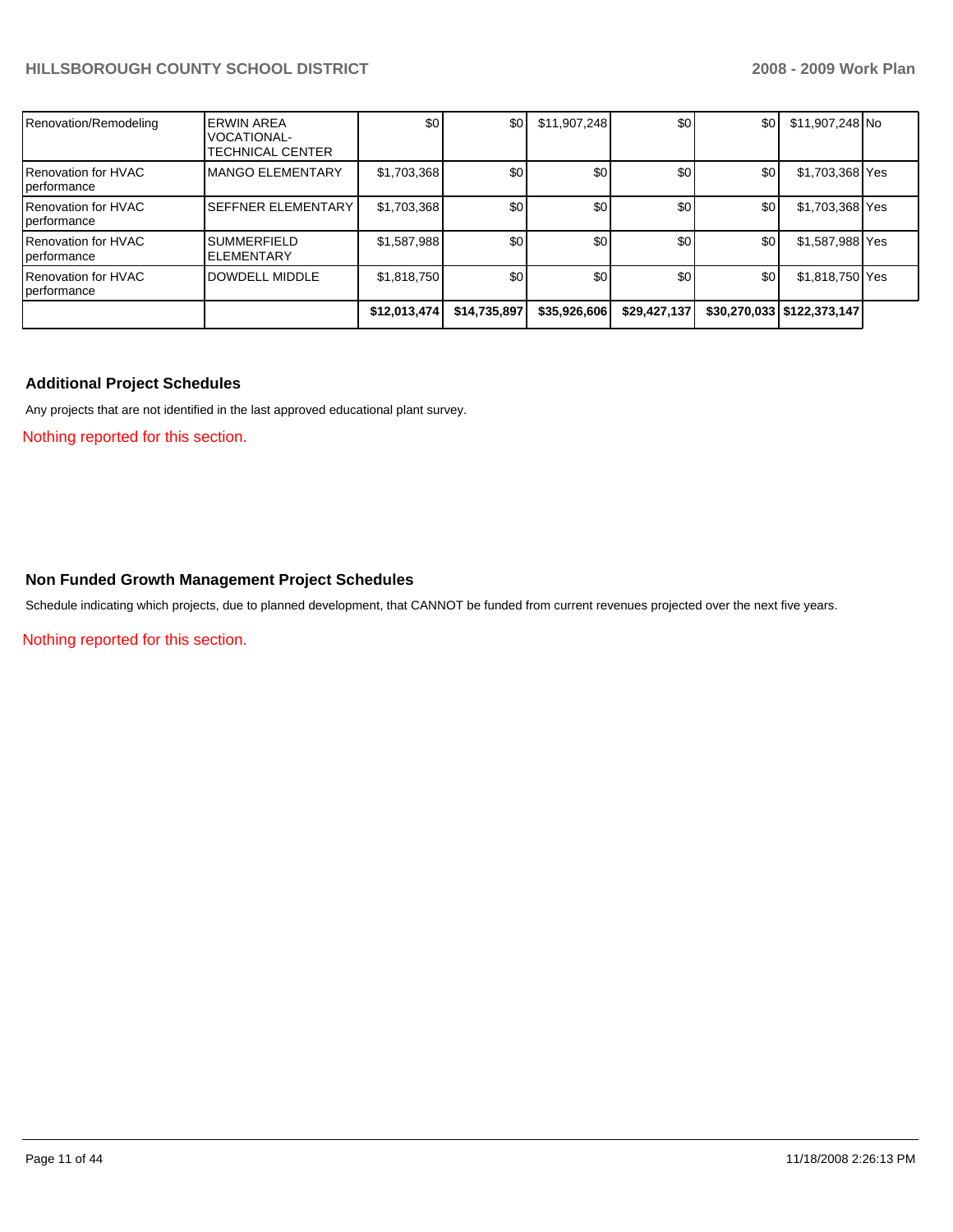| | | | | | | | | |
|---|---|---|---|---|---|---|---|---|
| Renovation/Remodeling | ERWIN AREA VOCATIONAL-TECHNICAL CENTER | $0 | $0 | $11,907,248 | $0 | $0 | $11,907,248 | No |
| Renovation for HVAC performance | MANGO ELEMENTARY | $1,703,368 | $0 | $0 | $0 | $0 | $1,703,368 | Yes |
| Renovation for HVAC performance | SEFFNER ELEMENTARY | $1,703,368 | $0 | $0 | $0 | $0 | $1,703,368 | Yes |
| Renovation for HVAC performance | SUMMERFIELD ELEMENTARY | $1,587,988 | $0 | $0 | $0 | $0 | $1,587,988 | Yes |
| Renovation for HVAC performance | DOWDELL MIDDLE | $1,818,750 | $0 | $0 | $0 | $0 | $1,818,750 | Yes |
| | | **$12,013,474** | **$14,735,897** | **$35,926,606** | **$29,427,137** | **$30,270,033** | **$122,373,147** | |

## Additional Project Schedules

Any projects that are not identified in the last approved educational plant survey.

Nothing reported for this section.

## Non Funded Growth Management Project Schedules

Schedule indicating which projects, due to planned development, that CANNOT be funded from current revenues projected over the next five years.

Nothing reported for this section.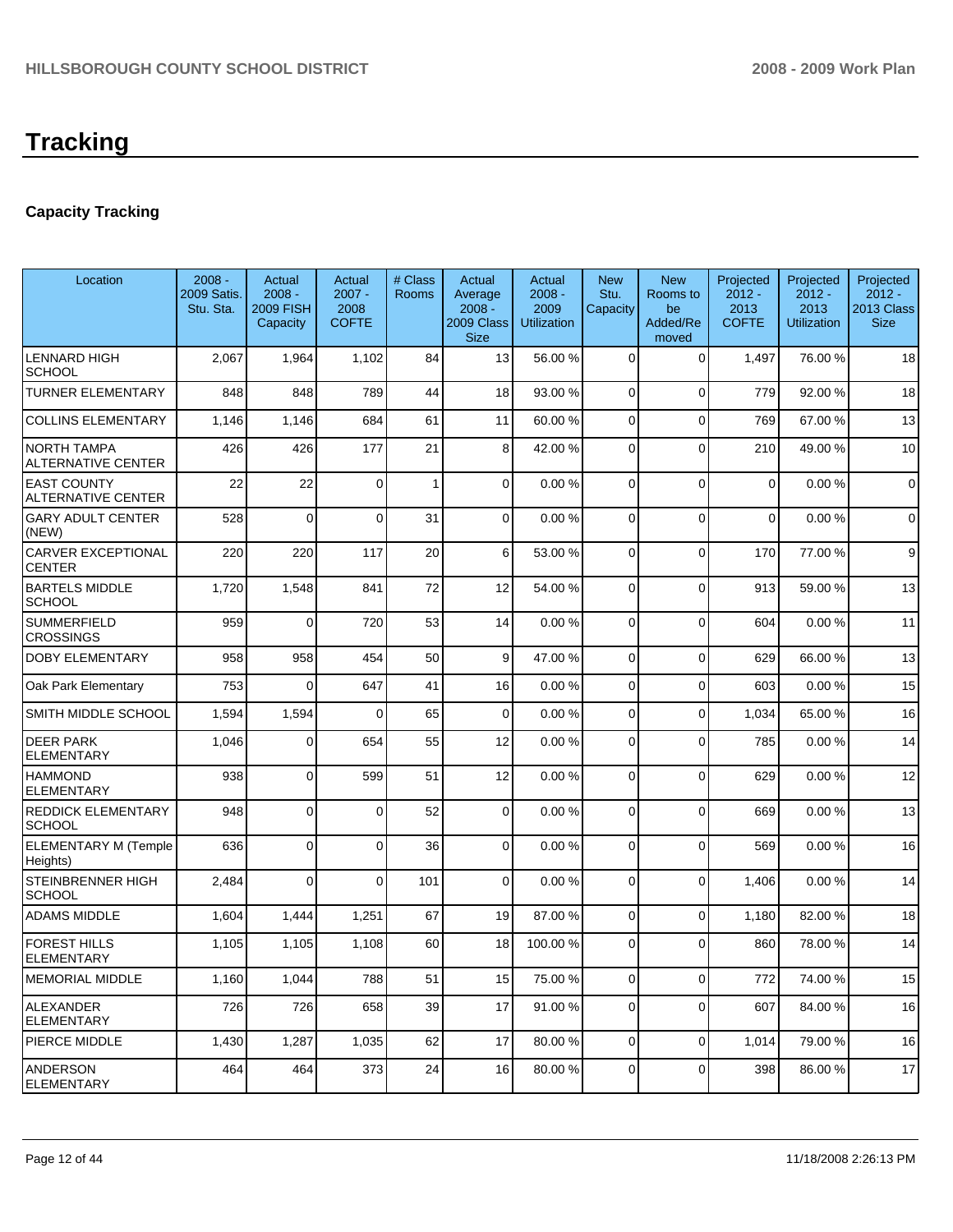# Tracking

## Capacity Tracking

| Location | 2008 - 2009 Satis. Stu. Sta. | Actual 2008 - 2009 FISH Capacity | Actual 2007 - 2008 COFTE | # Class Rooms | Actual Average 2008 - 2009 Class Size | Actual 2008 - 2009 Utilization | New Stu. Capacity | New Rooms to be Added/Re moved | Projected 2012 - 2013 COFTE | Projected 2012 - 2013 Utilization | Projected 2012 - 2013 Class Size |
|---|---|---|---|---|---|---|---|---|---|---|---|
| LENNARD HIGH SCHOOL | 2,067 | 1,964 | 1,102 | 84 | 13 | 56.00 % | 0 | 0 | 1,497 | 76.00 % | 18 |
| TURNER ELEMENTARY | 848 | 848 | 789 | 44 | 18 | 93.00 % | 0 | 0 | 779 | 92.00 % | 18 |
| COLLINS ELEMENTARY | 1,146 | 1,146 | 684 | 61 | 11 | 60.00 % | 0 | 0 | 769 | 67.00 % | 13 |
| NORTH TAMPA ALTERNATIVE CENTER | 426 | 426 | 177 | 21 | 8 | 42.00 % | 0 | 0 | 210 | 49.00 % | 10 |
| EAST COUNTY ALTERNATIVE CENTER | 22 | 22 | 0 | 1 | 0 | 0.00 % | 0 | 0 | 0 | 0.00 % | 0 |
| GARY ADULT CENTER (NEW) | 528 | 0 | 0 | 31 | 0 | 0.00 % | 0 | 0 | 0 | 0.00 % | 0 |
| CARVER EXCEPTIONAL CENTER | 220 | 220 | 117 | 20 | 6 | 53.00 % | 0 | 0 | 170 | 77.00 % | 9 |
| BARTELS MIDDLE SCHOOL | 1,720 | 1,548 | 841 | 72 | 12 | 54.00 % | 0 | 0 | 913 | 59.00 % | 13 |
| SUMMERFIELD CROSSINGS | 959 | 0 | 720 | 53 | 14 | 0.00 % | 0 | 0 | 604 | 0.00 % | 11 |
| DOBY ELEMENTARY | 958 | 958 | 454 | 50 | 9 | 47.00 % | 0 | 0 | 629 | 66.00 % | 13 |
| Oak Park Elementary | 753 | 0 | 647 | 41 | 16 | 0.00 % | 0 | 0 | 603 | 0.00 % | 15 |
| SMITH MIDDLE SCHOOL | 1,594 | 1,594 | 0 | 65 | 0 | 0.00 % | 0 | 0 | 1,034 | 65.00 % | 16 |
| DEER PARK ELEMENTARY | 1,046 | 0 | 654 | 55 | 12 | 0.00 % | 0 | 0 | 785 | 0.00 % | 14 |
| HAMMOND ELEMENTARY | 938 | 0 | 599 | 51 | 12 | 0.00 % | 0 | 0 | 629 | 0.00 % | 12 |
| REDDICK ELEMENTARY SCHOOL | 948 | 0 | 0 | 52 | 0 | 0.00 % | 0 | 0 | 669 | 0.00 % | 13 |
| ELEMENTARY M (Temple Heights) | 636 | 0 | 0 | 36 | 0 | 0.00 % | 0 | 0 | 569 | 0.00 % | 16 |
| STEINBRENNER HIGH SCHOOL | 2,484 | 0 | 0 | 101 | 0 | 0.00 % | 0 | 0 | 1,406 | 0.00 % | 14 |
| ADAMS MIDDLE | 1,604 | 1,444 | 1,251 | 67 | 19 | 87.00 % | 0 | 0 | 1,180 | 82.00 % | 18 |
| FOREST HILLS ELEMENTARY | 1,105 | 1,105 | 1,108 | 60 | 18 | 100.00 % | 0 | 0 | 860 | 78.00 % | 14 |
| MEMORIAL MIDDLE | 1,160 | 1,044 | 788 | 51 | 15 | 75.00 % | 0 | 0 | 772 | 74.00 % | 15 |
| ALEXANDER ELEMENTARY | 726 | 726 | 658 | 39 | 17 | 91.00 % | 0 | 0 | 607 | 84.00 % | 16 |
| PIERCE MIDDLE | 1,430 | 1,287 | 1,035 | 62 | 17 | 80.00 % | 0 | 0 | 1,014 | 79.00 % | 16 |
| ANDERSON ELEMENTARY | 464 | 464 | 373 | 24 | 16 | 80.00 % | 0 | 0 | 398 | 86.00 % | 17 |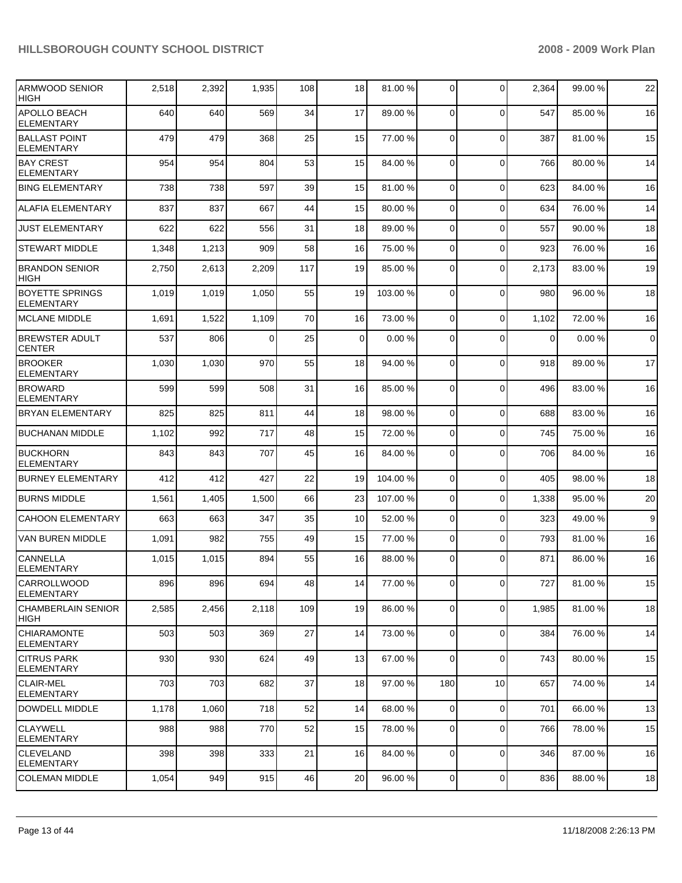| | | | | | | | | | | |
|---|---|---|---|---|---|---|---|---|---|---|
| ARMWOOD SENIOR HIGH | 2,518 | 2,392 | 1,935 | 108 | 18 | 81.00 % | 0 | 0 | 2,364 | 99.00 % | 22 |
| APOLLO BEACH ELEMENTARY | 640 | 640 | 569 | 34 | 17 | 89.00 % | 0 | 0 | 547 | 85.00 % | 16 |
| BALLAST POINT ELEMENTARY | 479 | 479 | 368 | 25 | 15 | 77.00 % | 0 | 0 | 387 | 81.00 % | 15 |
| BAY CREST ELEMENTARY | 954 | 954 | 804 | 53 | 15 | 84.00 % | 0 | 0 | 766 | 80.00 % | 14 |
| BING ELEMENTARY | 738 | 738 | 597 | 39 | 15 | 81.00 % | 0 | 0 | 623 | 84.00 % | 16 |
| ALAFIA ELEMENTARY | 837 | 837 | 667 | 44 | 15 | 80.00 % | 0 | 0 | 634 | 76.00 % | 14 |
| JUST ELEMENTARY | 622 | 622 | 556 | 31 | 18 | 89.00 % | 0 | 0 | 557 | 90.00 % | 18 |
| STEWART MIDDLE | 1,348 | 1,213 | 909 | 58 | 16 | 75.00 % | 0 | 0 | 923 | 76.00 % | 16 |
| BRANDON SENIOR HIGH | 2,750 | 2,613 | 2,209 | 117 | 19 | 85.00 % | 0 | 0 | 2,173 | 83.00 % | 19 |
| BOYETTE SPRINGS ELEMENTARY | 1,019 | 1,019 | 1,050 | 55 | 19 | 103.00 % | 0 | 0 | 980 | 96.00 % | 18 |
| MCLANE MIDDLE | 1,691 | 1,522 | 1,109 | 70 | 16 | 73.00 % | 0 | 0 | 1,102 | 72.00 % | 16 |
| BREWSTER ADULT CENTER | 537 | 806 | 0 | 25 | 0 | 0.00 % | 0 | 0 | 0 | 0.00 % | 0 |
| BROOKER ELEMENTARY | 1,030 | 1,030 | 970 | 55 | 18 | 94.00 % | 0 | 0 | 918 | 89.00 % | 17 |
| BROWARD ELEMENTARY | 599 | 599 | 508 | 31 | 16 | 85.00 % | 0 | 0 | 496 | 83.00 % | 16 |
| BRYAN ELEMENTARY | 825 | 825 | 811 | 44 | 18 | 98.00 % | 0 | 0 | 688 | 83.00 % | 16 |
| BUCHANAN MIDDLE | 1,102 | 992 | 717 | 48 | 15 | 72.00 % | 0 | 0 | 745 | 75.00 % | 16 |
| BUCKHORN ELEMENTARY | 843 | 843 | 707 | 45 | 16 | 84.00 % | 0 | 0 | 706 | 84.00 % | 16 |
| BURNEY ELEMENTARY | 412 | 412 | 427 | 22 | 19 | 104.00 % | 0 | 0 | 405 | 98.00 % | 18 |
| BURNS MIDDLE | 1,561 | 1,405 | 1,500 | 66 | 23 | 107.00 % | 0 | 0 | 1,338 | 95.00 % | 20 |
| CAHOON ELEMENTARY | 663 | 663 | 347 | 35 | 10 | 52.00 % | 0 | 0 | 323 | 49.00 % | 9 |
| VAN BUREN MIDDLE | 1,091 | 982 | 755 | 49 | 15 | 77.00 % | 0 | 0 | 793 | 81.00 % | 16 |
| CANNELLA ELEMENTARY | 1,015 | 1,015 | 894 | 55 | 16 | 88.00 % | 0 | 0 | 871 | 86.00 % | 16 |
| CARROLLWOOD ELEMENTARY | 896 | 896 | 694 | 48 | 14 | 77.00 % | 0 | 0 | 727 | 81.00 % | 15 |
| CHAMBERLAIN SENIOR HIGH | 2,585 | 2,456 | 2,118 | 109 | 19 | 86.00 % | 0 | 0 | 1,985 | 81.00 % | 18 |
| CHIARAMONTE ELEMENTARY | 503 | 503 | 369 | 27 | 14 | 73.00 % | 0 | 0 | 384 | 76.00 % | 14 |
| CITRUS PARK ELEMENTARY | 930 | 930 | 624 | 49 | 13 | 67.00 % | 0 | 0 | 743 | 80.00 % | 15 |
| CLAIR-MEL ELEMENTARY | 703 | 703 | 682 | 37 | 18 | 97.00 % | 180 | 10 | 657 | 74.00 % | 14 |
| DOWDELL MIDDLE | 1,178 | 1,060 | 718 | 52 | 14 | 68.00 % | 0 | 0 | 701 | 66.00 % | 13 |
| CLAYWELL ELEMENTARY | 988 | 988 | 770 | 52 | 15 | 78.00 % | 0 | 0 | 766 | 78.00 % | 15 |
| CLEVELAND ELEMENTARY | 398 | 398 | 333 | 21 | 16 | 84.00 % | 0 | 0 | 346 | 87.00 % | 16 |
| COLEMAN MIDDLE | 1,054 | 949 | 915 | 46 | 20 | 96.00 % | 0 | 0 | 836 | 88.00 % | 18 |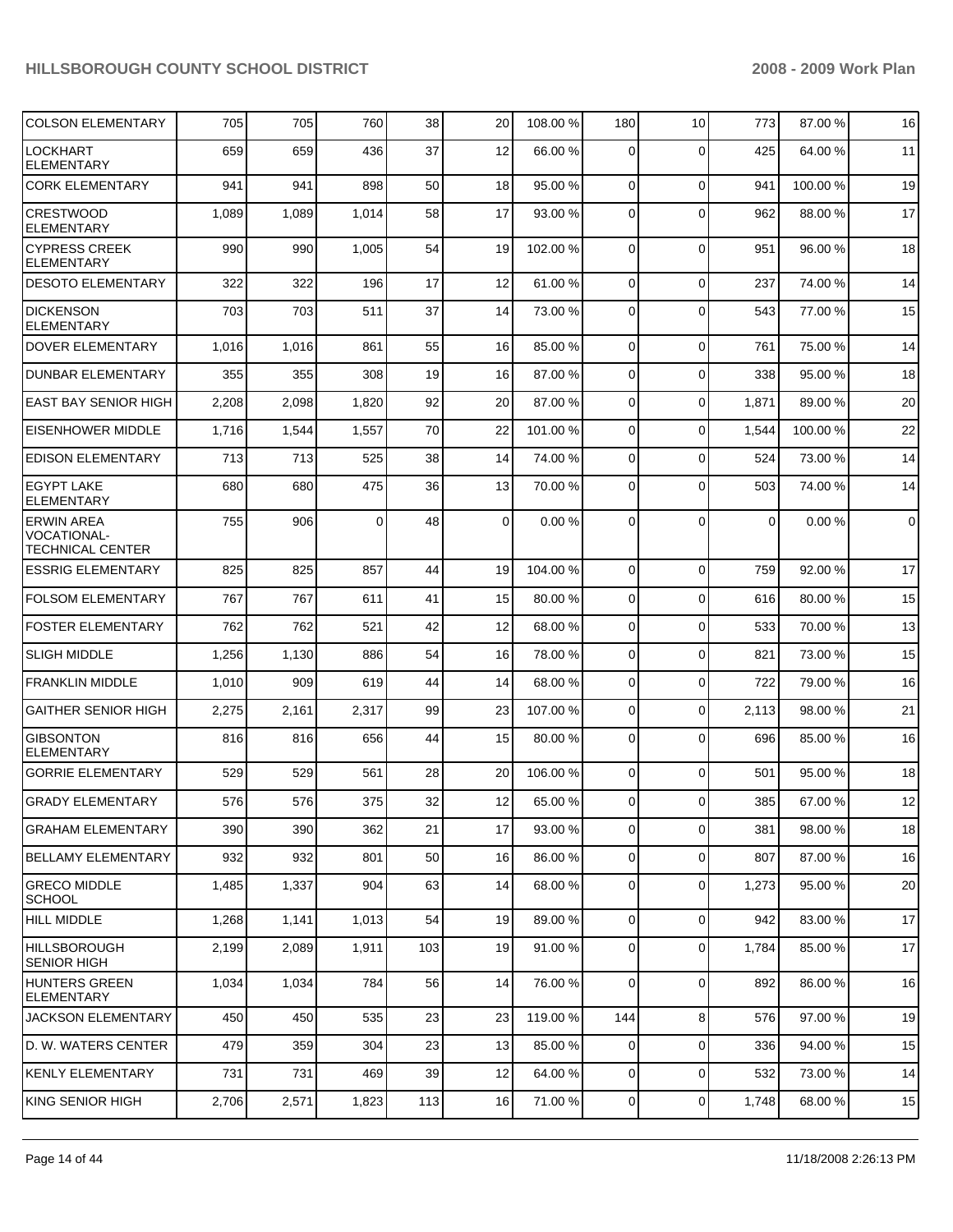| COLSON ELEMENTARY | 705 | 705 | 760 | 38 | 20 | 108.00 % | 180 | 10 | 773 | 87.00 % | 16 |
|---|---|---|---|---|---|---|---|---|---|---|---|
| LOCKHART ELEMENTARY | 659 | 659 | 436 | 37 | 12 | 66.00 % | 0 | 0 | 425 | 64.00 % | 11 |
| CORK ELEMENTARY | 941 | 941 | 898 | 50 | 18 | 95.00 % | 0 | 0 | 941 | 100.00 % | 19 |
| CRESTWOOD ELEMENTARY | 1,089 | 1,089 | 1,014 | 58 | 17 | 93.00 % | 0 | 0 | 962 | 88.00 % | 17 |
| CYPRESS CREEK ELEMENTARY | 990 | 990 | 1,005 | 54 | 19 | 102.00 % | 0 | 0 | 951 | 96.00 % | 18 |
| DESOTO ELEMENTARY | 322 | 322 | 196 | 17 | 12 | 61.00 % | 0 | 0 | 237 | 74.00 % | 14 |
| DICKENSON ELEMENTARY | 703 | 703 | 511 | 37 | 14 | 73.00 % | 0 | 0 | 543 | 77.00 % | 15 |
| DOVER ELEMENTARY | 1,016 | 1,016 | 861 | 55 | 16 | 85.00 % | 0 | 0 | 761 | 75.00 % | 14 |
| DUNBAR ELEMENTARY | 355 | 355 | 308 | 19 | 16 | 87.00 % | 0 | 0 | 338 | 95.00 % | 18 |
| EAST BAY SENIOR HIGH | 2,208 | 2,098 | 1,820 | 92 | 20 | 87.00 % | 0 | 0 | 1,871 | 89.00 % | 20 |
| EISENHOWER MIDDLE | 1,716 | 1,544 | 1,557 | 70 | 22 | 101.00 % | 0 | 0 | 1,544 | 100.00 % | 22 |
| EDISON ELEMENTARY | 713 | 713 | 525 | 38 | 14 | 74.00 % | 0 | 0 | 524 | 73.00 % | 14 |
| EGYPT LAKE ELEMENTARY | 680 | 680 | 475 | 36 | 13 | 70.00 % | 0 | 0 | 503 | 74.00 % | 14 |
| ERWIN AREA VOCATIONAL-TECHNICAL CENTER | 755 | 906 | 0 | 48 | 0 | 0.00 % | 0 | 0 | 0 | 0.00 % | 0 |
| ESSRIG ELEMENTARY | 825 | 825 | 857 | 44 | 19 | 104.00 % | 0 | 0 | 759 | 92.00 % | 17 |
| FOLSOM ELEMENTARY | 767 | 767 | 611 | 41 | 15 | 80.00 % | 0 | 0 | 616 | 80.00 % | 15 |
| FOSTER ELEMENTARY | 762 | 762 | 521 | 42 | 12 | 68.00 % | 0 | 0 | 533 | 70.00 % | 13 |
| SLIGH MIDDLE | 1,256 | 1,130 | 886 | 54 | 16 | 78.00 % | 0 | 0 | 821 | 73.00 % | 15 |
| FRANKLIN MIDDLE | 1,010 | 909 | 619 | 44 | 14 | 68.00 % | 0 | 0 | 722 | 79.00 % | 16 |
| GAITHER SENIOR HIGH | 2,275 | 2,161 | 2,317 | 99 | 23 | 107.00 % | 0 | 0 | 2,113 | 98.00 % | 21 |
| GIBSONTON ELEMENTARY | 816 | 816 | 656 | 44 | 15 | 80.00 % | 0 | 0 | 696 | 85.00 % | 16 |
| GORRIE ELEMENTARY | 529 | 529 | 561 | 28 | 20 | 106.00 % | 0 | 0 | 501 | 95.00 % | 18 |
| GRADY ELEMENTARY | 576 | 576 | 375 | 32 | 12 | 65.00 % | 0 | 0 | 385 | 67.00 % | 12 |
| GRAHAM ELEMENTARY | 390 | 390 | 362 | 21 | 17 | 93.00 % | 0 | 0 | 381 | 98.00 % | 18 |
| BELLAMY ELEMENTARY | 932 | 932 | 801 | 50 | 16 | 86.00 % | 0 | 0 | 807 | 87.00 % | 16 |
| GRECO MIDDLE SCHOOL | 1,485 | 1,337 | 904 | 63 | 14 | 68.00 % | 0 | 0 | 1,273 | 95.00 % | 20 |
| HILL MIDDLE | 1,268 | 1,141 | 1,013 | 54 | 19 | 89.00 % | 0 | 0 | 942 | 83.00 % | 17 |
| HILLSBOROUGH SENIOR HIGH | 2,199 | 2,089 | 1,911 | 103 | 19 | 91.00 % | 0 | 0 | 1,784 | 85.00 % | 17 |
| HUNTERS GREEN ELEMENTARY | 1,034 | 1,034 | 784 | 56 | 14 | 76.00 % | 0 | 0 | 892 | 86.00 % | 16 |
| JACKSON ELEMENTARY | 450 | 450 | 535 | 23 | 23 | 119.00 % | 144 | 8 | 576 | 97.00 % | 19 |
| D. W. WATERS CENTER | 479 | 359 | 304 | 23 | 13 | 85.00 % | 0 | 0 | 336 | 94.00 % | 15 |
| KENLY ELEMENTARY | 731 | 731 | 469 | 39 | 12 | 64.00 % | 0 | 0 | 532 | 73.00 % | 14 |
| KING SENIOR HIGH | 2,706 | 2,571 | 1,823 | 113 | 16 | 71.00 % | 0 | 0 | 1,748 | 68.00 % | 15 |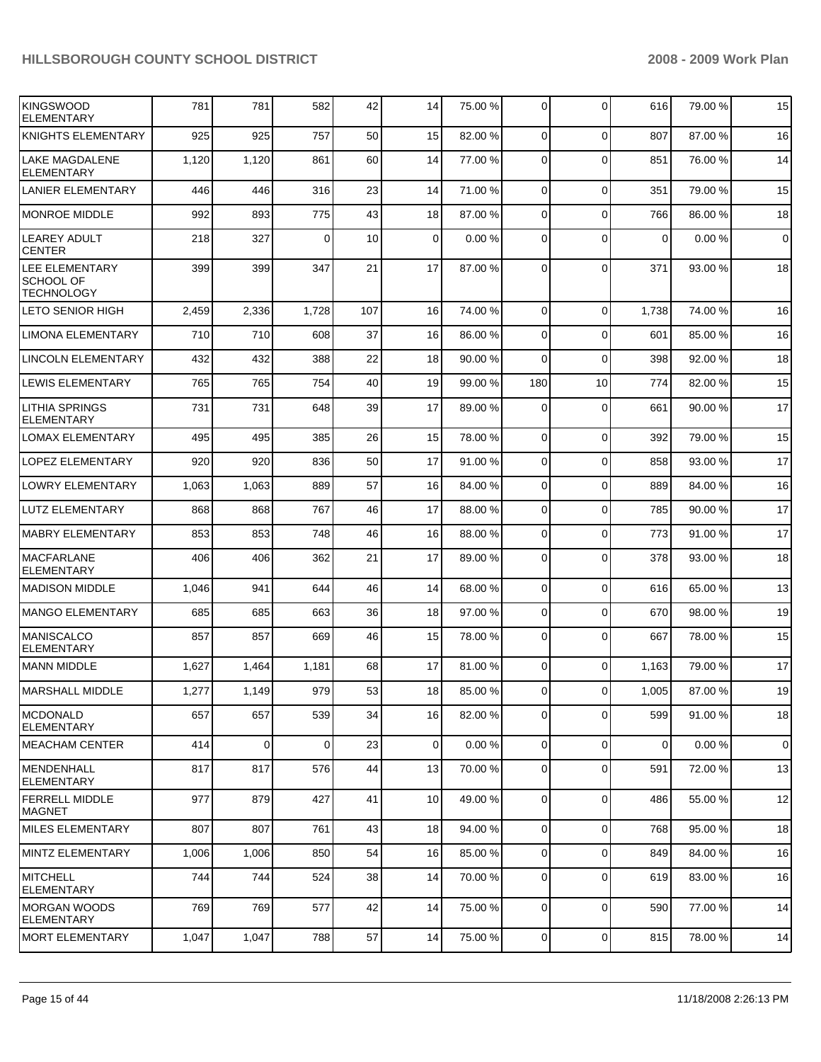| | | | | | | | | | | | |
|---|---|---|---|---|---|---|---|---|---|---|---|
| KINGSWOOD ELEMENTARY | 781 | 781 | 582 | 42 | 14 | 75.00 % | 0 | 0 | 616 | 79.00 % | 15 |
| KNIGHTS ELEMENTARY | 925 | 925 | 757 | 50 | 15 | 82.00 % | 0 | 0 | 807 | 87.00 % | 16 |
| LAKE MAGDALENE ELEMENTARY | 1,120 | 1,120 | 861 | 60 | 14 | 77.00 % | 0 | 0 | 851 | 76.00 % | 14 |
| LANIER ELEMENTARY | 446 | 446 | 316 | 23 | 14 | 71.00 % | 0 | 0 | 351 | 79.00 % | 15 |
| MONROE MIDDLE | 992 | 893 | 775 | 43 | 18 | 87.00 % | 0 | 0 | 766 | 86.00 % | 18 |
| LEAREY ADULT CENTER | 218 | 327 | 0 | 10 | 0 | 0.00 % | 0 | 0 | 0 | 0.00 % | 0 |
| LEE ELEMENTARY SCHOOL OF TECHNOLOGY | 399 | 399 | 347 | 21 | 17 | 87.00 % | 0 | 0 | 371 | 93.00 % | 18 |
| LETO SENIOR HIGH | 2,459 | 2,336 | 1,728 | 107 | 16 | 74.00 % | 0 | 0 | 1,738 | 74.00 % | 16 |
| LIMONA ELEMENTARY | 710 | 710 | 608 | 37 | 16 | 86.00 % | 0 | 0 | 601 | 85.00 % | 16 |
| LINCOLN ELEMENTARY | 432 | 432 | 388 | 22 | 18 | 90.00 % | 0 | 0 | 398 | 92.00 % | 18 |
| LEWIS ELEMENTARY | 765 | 765 | 754 | 40 | 19 | 99.00 % | 180 | 10 | 774 | 82.00 % | 15 |
| LITHIA SPRINGS ELEMENTARY | 731 | 731 | 648 | 39 | 17 | 89.00 % | 0 | 0 | 661 | 90.00 % | 17 |
| LOMAX ELEMENTARY | 495 | 495 | 385 | 26 | 15 | 78.00 % | 0 | 0 | 392 | 79.00 % | 15 |
| LOPEZ ELEMENTARY | 920 | 920 | 836 | 50 | 17 | 91.00 % | 0 | 0 | 858 | 93.00 % | 17 |
| LOWRY ELEMENTARY | 1,063 | 1,063 | 889 | 57 | 16 | 84.00 % | 0 | 0 | 889 | 84.00 % | 16 |
| LUTZ ELEMENTARY | 868 | 868 | 767 | 46 | 17 | 88.00 % | 0 | 0 | 785 | 90.00 % | 17 |
| MABRY ELEMENTARY | 853 | 853 | 748 | 46 | 16 | 88.00 % | 0 | 0 | 773 | 91.00 % | 17 |
| MACFARLANE ELEMENTARY | 406 | 406 | 362 | 21 | 17 | 89.00 % | 0 | 0 | 378 | 93.00 % | 18 |
| MADISON MIDDLE | 1,046 | 941 | 644 | 46 | 14 | 68.00 % | 0 | 0 | 616 | 65.00 % | 13 |
| MANGO ELEMENTARY | 685 | 685 | 663 | 36 | 18 | 97.00 % | 0 | 0 | 670 | 98.00 % | 19 |
| MANISCALCO ELEMENTARY | 857 | 857 | 669 | 46 | 15 | 78.00 % | 0 | 0 | 667 | 78.00 % | 15 |
| MANN MIDDLE | 1,627 | 1,464 | 1,181 | 68 | 17 | 81.00 % | 0 | 0 | 1,163 | 79.00 % | 17 |
| MARSHALL MIDDLE | 1,277 | 1,149 | 979 | 53 | 18 | 85.00 % | 0 | 0 | 1,005 | 87.00 % | 19 |
| MCDONALD ELEMENTARY | 657 | 657 | 539 | 34 | 16 | 82.00 % | 0 | 0 | 599 | 91.00 % | 18 |
| MEACHAM CENTER | 414 | 0 | 0 | 23 | 0 | 0.00 % | 0 | 0 | 0 | 0.00 % | 0 |
| MENDENHALL ELEMENTARY | 817 | 817 | 576 | 44 | 13 | 70.00 % | 0 | 0 | 591 | 72.00 % | 13 |
| FERRELL MIDDLE MAGNET | 977 | 879 | 427 | 41 | 10 | 49.00 % | 0 | 0 | 486 | 55.00 % | 12 |
| MILES ELEMENTARY | 807 | 807 | 761 | 43 | 18 | 94.00 % | 0 | 0 | 768 | 95.00 % | 18 |
| MINTZ ELEMENTARY | 1,006 | 1,006 | 850 | 54 | 16 | 85.00 % | 0 | 0 | 849 | 84.00 % | 16 |
| MITCHELL ELEMENTARY | 744 | 744 | 524 | 38 | 14 | 70.00 % | 0 | 0 | 619 | 83.00 % | 16 |
| MORGAN WOODS ELEMENTARY | 769 | 769 | 577 | 42 | 14 | 75.00 % | 0 | 0 | 590 | 77.00 % | 14 |
| MORT ELEMENTARY | 1,047 | 1,047 | 788 | 57 | 14 | 75.00 % | 0 | 0 | 815 | 78.00 % | 14 |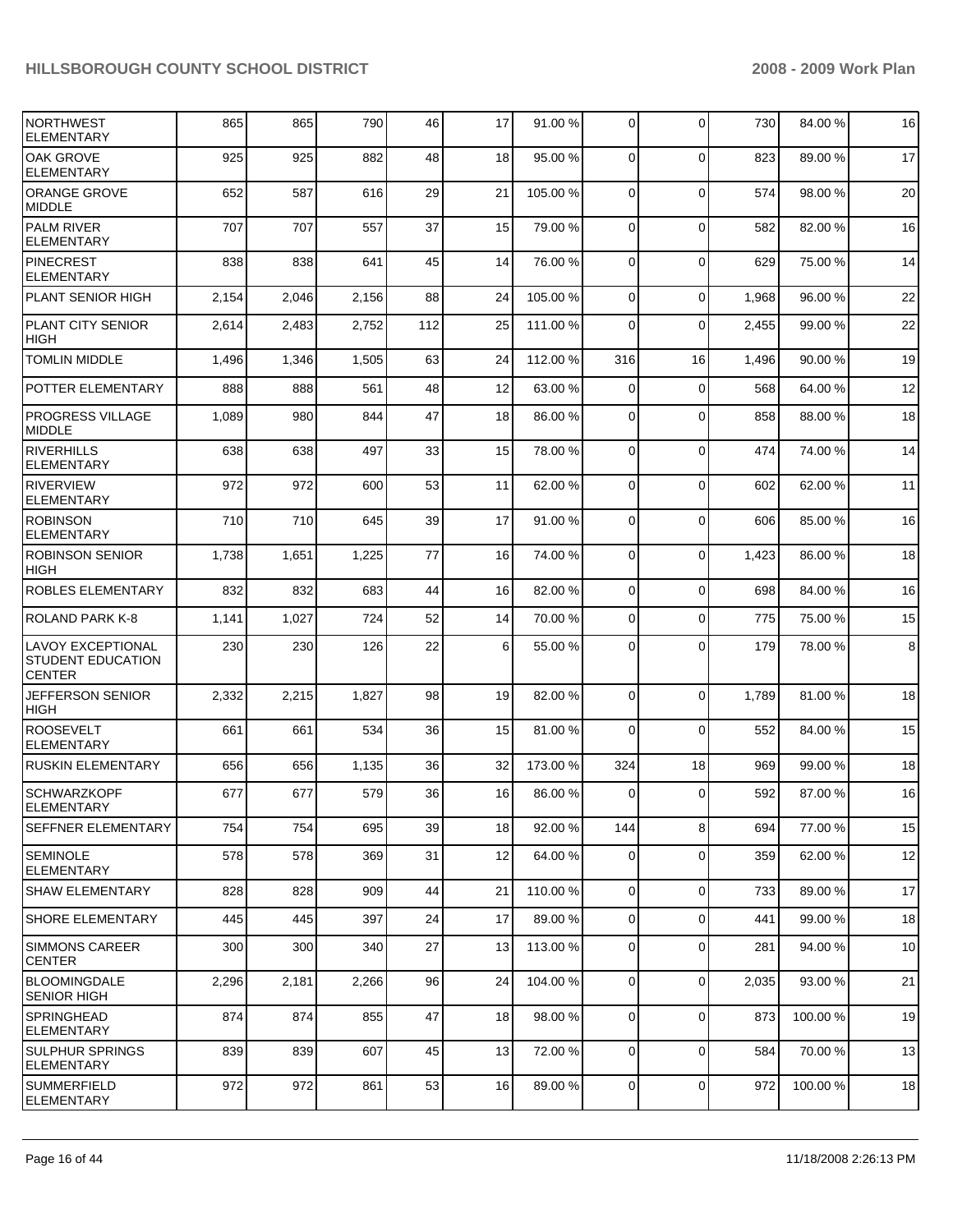| | | | | | | | | | | | |
|---|---|---|---|---|---|---|---|---|---|---|---|
| NORTHWEST ELEMENTARY | 865 | 865 | 790 | 46 | 17 | 91.00 % | 0 | 0 | 730 | 84.00 % | 16 |
| OAK GROVE ELEMENTARY | 925 | 925 | 882 | 48 | 18 | 95.00 % | 0 | 0 | 823 | 89.00 % | 17 |
| ORANGE GROVE MIDDLE | 652 | 587 | 616 | 29 | 21 | 105.00 % | 0 | 0 | 574 | 98.00 % | 20 |
| PALM RIVER ELEMENTARY | 707 | 707 | 557 | 37 | 15 | 79.00 % | 0 | 0 | 582 | 82.00 % | 16 |
| PINECREST ELEMENTARY | 838 | 838 | 641 | 45 | 14 | 76.00 % | 0 | 0 | 629 | 75.00 % | 14 |
| PLANT SENIOR HIGH | 2,154 | 2,046 | 2,156 | 88 | 24 | 105.00 % | 0 | 0 | 1,968 | 96.00 % | 22 |
| PLANT CITY SENIOR HIGH | 2,614 | 2,483 | 2,752 | 112 | 25 | 111.00 % | 0 | 0 | 2,455 | 99.00 % | 22 |
| TOMLIN MIDDLE | 1,496 | 1,346 | 1,505 | 63 | 24 | 112.00 % | 316 | 16 | 1,496 | 90.00 % | 19 |
| POTTER ELEMENTARY | 888 | 888 | 561 | 48 | 12 | 63.00 % | 0 | 0 | 568 | 64.00 % | 12 |
| PROGRESS VILLAGE MIDDLE | 1,089 | 980 | 844 | 47 | 18 | 86.00 % | 0 | 0 | 858 | 88.00 % | 18 |
| RIVERHILLS ELEMENTARY | 638 | 638 | 497 | 33 | 15 | 78.00 % | 0 | 0 | 474 | 74.00 % | 14 |
| RIVERVIEW ELEMENTARY | 972 | 972 | 600 | 53 | 11 | 62.00 % | 0 | 0 | 602 | 62.00 % | 11 |
| ROBINSON ELEMENTARY | 710 | 710 | 645 | 39 | 17 | 91.00 % | 0 | 0 | 606 | 85.00 % | 16 |
| ROBINSON SENIOR HIGH | 1,738 | 1,651 | 1,225 | 77 | 16 | 74.00 % | 0 | 0 | 1,423 | 86.00 % | 18 |
| ROBLES ELEMENTARY | 832 | 832 | 683 | 44 | 16 | 82.00 % | 0 | 0 | 698 | 84.00 % | 16 |
| ROLAND PARK K-8 | 1,141 | 1,027 | 724 | 52 | 14 | 70.00 % | 0 | 0 | 775 | 75.00 % | 15 |
| LAVOY EXCEPTIONAL STUDENT EDUCATION CENTER | 230 | 230 | 126 | 22 | 6 | 55.00 % | 0 | 0 | 179 | 78.00 % | 8 |
| JEFFERSON SENIOR HIGH | 2,332 | 2,215 | 1,827 | 98 | 19 | 82.00 % | 0 | 0 | 1,789 | 81.00 % | 18 |
| ROOSEVELT ELEMENTARY | 661 | 661 | 534 | 36 | 15 | 81.00 % | 0 | 0 | 552 | 84.00 % | 15 |
| RUSKIN ELEMENTARY | 656 | 656 | 1,135 | 36 | 32 | 173.00 % | 324 | 18 | 969 | 99.00 % | 18 |
| SCHWARZKOPF ELEMENTARY | 677 | 677 | 579 | 36 | 16 | 86.00 % | 0 | 0 | 592 | 87.00 % | 16 |
| SEFFNER ELEMENTARY | 754 | 754 | 695 | 39 | 18 | 92.00 % | 144 | 8 | 694 | 77.00 % | 15 |
| SEMINOLE ELEMENTARY | 578 | 578 | 369 | 31 | 12 | 64.00 % | 0 | 0 | 359 | 62.00 % | 12 |
| SHAW ELEMENTARY | 828 | 828 | 909 | 44 | 21 | 110.00 % | 0 | 0 | 733 | 89.00 % | 17 |
| SHORE ELEMENTARY | 445 | 445 | 397 | 24 | 17 | 89.00 % | 0 | 0 | 441 | 99.00 % | 18 |
| SIMMONS CAREER CENTER | 300 | 300 | 340 | 27 | 13 | 113.00 % | 0 | 0 | 281 | 94.00 % | 10 |
| BLOOMINGDALE SENIOR HIGH | 2,296 | 2,181 | 2,266 | 96 | 24 | 104.00 % | 0 | 0 | 2,035 | 93.00 % | 21 |
| SPRINGHEAD ELEMENTARY | 874 | 874 | 855 | 47 | 18 | 98.00 % | 0 | 0 | 873 | 100.00 % | 19 |
| SULPHUR SPRINGS ELEMENTARY | 839 | 839 | 607 | 45 | 13 | 72.00 % | 0 | 0 | 584 | 70.00 % | 13 |
| SUMMERFIELD ELEMENTARY | 972 | 972 | 861 | 53 | 16 | 89.00 % | 0 | 0 | 972 | 100.00 % | 18 |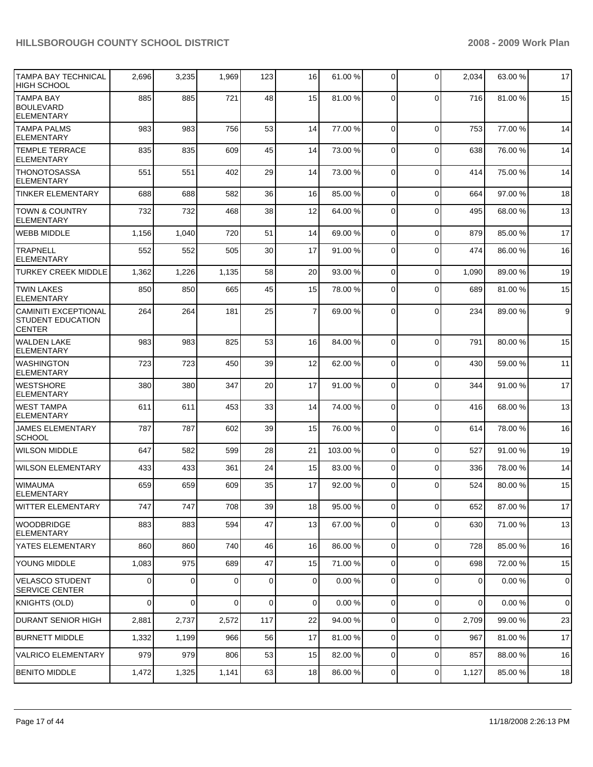| | | | | | | | | | | |
|---|---|---|---|---|---|---|---|---|---|---|
| TAMPA BAY TECHNICAL HIGH SCHOOL | 2,696 | 3,235 | 1,969 | 123 | 16 | 61.00 % | 0 | 0 | 2,034 | 63.00 % | 17 |
| TAMPA BAY BOULEVARD ELEMENTARY | 885 | 885 | 721 | 48 | 15 | 81.00 % | 0 | 0 | 716 | 81.00 % | 15 |
| TAMPA PALMS ELEMENTARY | 983 | 983 | 756 | 53 | 14 | 77.00 % | 0 | 0 | 753 | 77.00 % | 14 |
| TEMPLE TERRACE ELEMENTARY | 835 | 835 | 609 | 45 | 14 | 73.00 % | 0 | 0 | 638 | 76.00 % | 14 |
| THONOTOSASSA ELEMENTARY | 551 | 551 | 402 | 29 | 14 | 73.00 % | 0 | 0 | 414 | 75.00 % | 14 |
| TINKER ELEMENTARY | 688 | 688 | 582 | 36 | 16 | 85.00 % | 0 | 0 | 664 | 97.00 % | 18 |
| TOWN & COUNTRY ELEMENTARY | 732 | 732 | 468 | 38 | 12 | 64.00 % | 0 | 0 | 495 | 68.00 % | 13 |
| WEBB MIDDLE | 1,156 | 1,040 | 720 | 51 | 14 | 69.00 % | 0 | 0 | 879 | 85.00 % | 17 |
| TRAPNELL ELEMENTARY | 552 | 552 | 505 | 30 | 17 | 91.00 % | 0 | 0 | 474 | 86.00 % | 16 |
| TURKEY CREEK MIDDLE | 1,362 | 1,226 | 1,135 | 58 | 20 | 93.00 % | 0 | 0 | 1,090 | 89.00 % | 19 |
| TWIN LAKES ELEMENTARY | 850 | 850 | 665 | 45 | 15 | 78.00 % | 0 | 0 | 689 | 81.00 % | 15 |
| CAMINITI EXCEPTIONAL STUDENT EDUCATION CENTER | 264 | 264 | 181 | 25 | 7 | 69.00 % | 0 | 0 | 234 | 89.00 % | 9 |
| WALDEN LAKE ELEMENTARY | 983 | 983 | 825 | 53 | 16 | 84.00 % | 0 | 0 | 791 | 80.00 % | 15 |
| WASHINGTON ELEMENTARY | 723 | 723 | 450 | 39 | 12 | 62.00 % | 0 | 0 | 430 | 59.00 % | 11 |
| WESTSHORE ELEMENTARY | 380 | 380 | 347 | 20 | 17 | 91.00 % | 0 | 0 | 344 | 91.00 % | 17 |
| WEST TAMPA ELEMENTARY | 611 | 611 | 453 | 33 | 14 | 74.00 % | 0 | 0 | 416 | 68.00 % | 13 |
| JAMES ELEMENTARY SCHOOL | 787 | 787 | 602 | 39 | 15 | 76.00 % | 0 | 0 | 614 | 78.00 % | 16 |
| WILSON MIDDLE | 647 | 582 | 599 | 28 | 21 | 103.00 % | 0 | 0 | 527 | 91.00 % | 19 |
| WILSON ELEMENTARY | 433 | 433 | 361 | 24 | 15 | 83.00 % | 0 | 0 | 336 | 78.00 % | 14 |
| WIMAUMA ELEMENTARY | 659 | 659 | 609 | 35 | 17 | 92.00 % | 0 | 0 | 524 | 80.00 % | 15 |
| WITTER ELEMENTARY | 747 | 747 | 708 | 39 | 18 | 95.00 % | 0 | 0 | 652 | 87.00 % | 17 |
| WOODBRIDGE ELEMENTARY | 883 | 883 | 594 | 47 | 13 | 67.00 % | 0 | 0 | 630 | 71.00 % | 13 |
| YATES ELEMENTARY | 860 | 860 | 740 | 46 | 16 | 86.00 % | 0 | 0 | 728 | 85.00 % | 16 |
| YOUNG MIDDLE | 1,083 | 975 | 689 | 47 | 15 | 71.00 % | 0 | 0 | 698 | 72.00 % | 15 |
| VELASCO STUDENT SERVICE CENTER | 0 | 0 | 0 | 0 | 0 | 0.00 % | 0 | 0 | 0 | 0.00 % | 0 |
| KNIGHTS (OLD) | 0 | 0 | 0 | 0 | 0 | 0.00 % | 0 | 0 | 0 | 0.00 % | 0 |
| DURANT SENIOR HIGH | 2,881 | 2,737 | 2,572 | 117 | 22 | 94.00 % | 0 | 0 | 2,709 | 99.00 % | 23 |
| BURNETT MIDDLE | 1,332 | 1,199 | 966 | 56 | 17 | 81.00 % | 0 | 0 | 967 | 81.00 % | 17 |
| VALRICO ELEMENTARY | 979 | 979 | 806 | 53 | 15 | 82.00 % | 0 | 0 | 857 | 88.00 % | 16 |
| BENITO MIDDLE | 1,472 | 1,325 | 1,141 | 63 | 18 | 86.00 % | 0 | 0 | 1,127 | 85.00 % | 18 |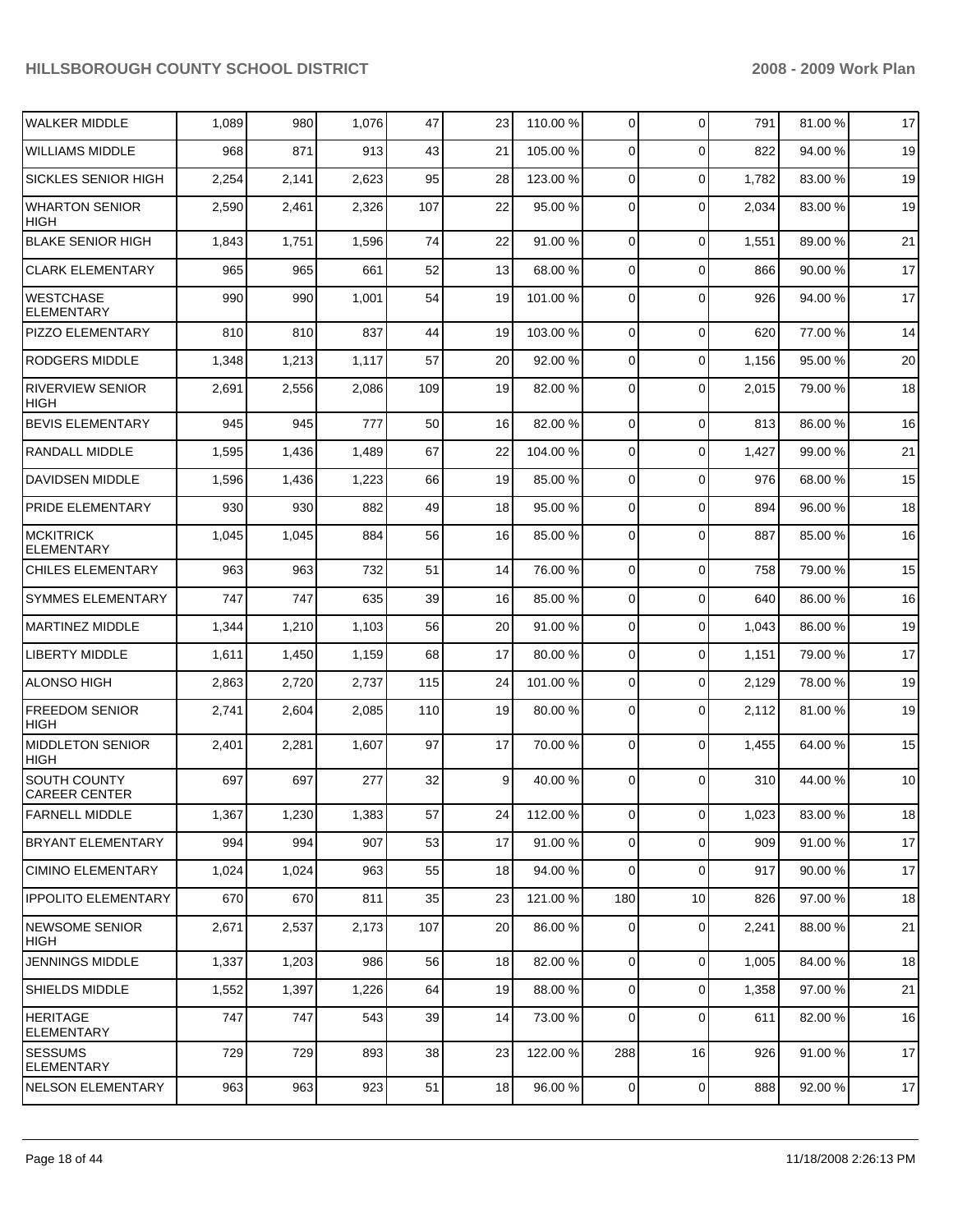| | | | | | | | | | | |
|---|---|---|---|---|---|---|---|---|---|---|
| WALKER MIDDLE | 1,089 | 980 | 1,076 | 47 | 23 | 110.00 % | 0 | 0 | 791 | 81.00 % | 17 |
| WILLIAMS MIDDLE | 968 | 871 | 913 | 43 | 21 | 105.00 % | 0 | 0 | 822 | 94.00 % | 19 |
| SICKLES SENIOR HIGH | 2,254 | 2,141 | 2,623 | 95 | 28 | 123.00 % | 0 | 0 | 1,782 | 83.00 % | 19 |
| WHARTON SENIOR HIGH | 2,590 | 2,461 | 2,326 | 107 | 22 | 95.00 % | 0 | 0 | 2,034 | 83.00 % | 19 |
| BLAKE SENIOR HIGH | 1,843 | 1,751 | 1,596 | 74 | 22 | 91.00 % | 0 | 0 | 1,551 | 89.00 % | 21 |
| CLARK ELEMENTARY | 965 | 965 | 661 | 52 | 13 | 68.00 % | 0 | 0 | 866 | 90.00 % | 17 |
| WESTCHASE ELEMENTARY | 990 | 990 | 1,001 | 54 | 19 | 101.00 % | 0 | 0 | 926 | 94.00 % | 17 |
| PIZZO ELEMENTARY | 810 | 810 | 837 | 44 | 19 | 103.00 % | 0 | 0 | 620 | 77.00 % | 14 |
| RODGERS MIDDLE | 1,348 | 1,213 | 1,117 | 57 | 20 | 92.00 % | 0 | 0 | 1,156 | 95.00 % | 20 |
| RIVERVIEW SENIOR HIGH | 2,691 | 2,556 | 2,086 | 109 | 19 | 82.00 % | 0 | 0 | 2,015 | 79.00 % | 18 |
| BEVIS ELEMENTARY | 945 | 945 | 777 | 50 | 16 | 82.00 % | 0 | 0 | 813 | 86.00 % | 16 |
| RANDALL MIDDLE | 1,595 | 1,436 | 1,489 | 67 | 22 | 104.00 % | 0 | 0 | 1,427 | 99.00 % | 21 |
| DAVIDSEN MIDDLE | 1,596 | 1,436 | 1,223 | 66 | 19 | 85.00 % | 0 | 0 | 976 | 68.00 % | 15 |
| PRIDE ELEMENTARY | 930 | 930 | 882 | 49 | 18 | 95.00 % | 0 | 0 | 894 | 96.00 % | 18 |
| MCKITRICK ELEMENTARY | 1,045 | 1,045 | 884 | 56 | 16 | 85.00 % | 0 | 0 | 887 | 85.00 % | 16 |
| CHILES ELEMENTARY | 963 | 963 | 732 | 51 | 14 | 76.00 % | 0 | 0 | 758 | 79.00 % | 15 |
| SYMMES ELEMENTARY | 747 | 747 | 635 | 39 | 16 | 85.00 % | 0 | 0 | 640 | 86.00 % | 16 |
| MARTINEZ MIDDLE | 1,344 | 1,210 | 1,103 | 56 | 20 | 91.00 % | 0 | 0 | 1,043 | 86.00 % | 19 |
| LIBERTY MIDDLE | 1,611 | 1,450 | 1,159 | 68 | 17 | 80.00 % | 0 | 0 | 1,151 | 79.00 % | 17 |
| ALONSO HIGH | 2,863 | 2,720 | 2,737 | 115 | 24 | 101.00 % | 0 | 0 | 2,129 | 78.00 % | 19 |
| FREEDOM SENIOR HIGH | 2,741 | 2,604 | 2,085 | 110 | 19 | 80.00 % | 0 | 0 | 2,112 | 81.00 % | 19 |
| MIDDLETON SENIOR HIGH | 2,401 | 2,281 | 1,607 | 97 | 17 | 70.00 % | 0 | 0 | 1,455 | 64.00 % | 15 |
| SOUTH COUNTY CAREER CENTER | 697 | 697 | 277 | 32 | 9 | 40.00 % | 0 | 0 | 310 | 44.00 % | 10 |
| FARNELL MIDDLE | 1,367 | 1,230 | 1,383 | 57 | 24 | 112.00 % | 0 | 0 | 1,023 | 83.00 % | 18 |
| BRYANT ELEMENTARY | 994 | 994 | 907 | 53 | 17 | 91.00 % | 0 | 0 | 909 | 91.00 % | 17 |
| CIMINO ELEMENTARY | 1,024 | 1,024 | 963 | 55 | 18 | 94.00 % | 0 | 0 | 917 | 90.00 % | 17 |
| IPPOLITO ELEMENTARY | 670 | 670 | 811 | 35 | 23 | 121.00 % | 180 | 10 | 826 | 97.00 % | 18 |
| NEWSOME SENIOR HIGH | 2,671 | 2,537 | 2,173 | 107 | 20 | 86.00 % | 0 | 0 | 2,241 | 88.00 % | 21 |
| JENNINGS MIDDLE | 1,337 | 1,203 | 986 | 56 | 18 | 82.00 % | 0 | 0 | 1,005 | 84.00 % | 18 |
| SHIELDS MIDDLE | 1,552 | 1,397 | 1,226 | 64 | 19 | 88.00 % | 0 | 0 | 1,358 | 97.00 % | 21 |
| HERITAGE ELEMENTARY | 747 | 747 | 543 | 39 | 14 | 73.00 % | 0 | 0 | 611 | 82.00 % | 16 |
| SESSUMS ELEMENTARY | 729 | 729 | 893 | 38 | 23 | 122.00 % | 288 | 16 | 926 | 91.00 % | 17 |
| NELSON ELEMENTARY | 963 | 963 | 923 | 51 | 18 | 96.00 % | 0 | 0 | 888 | 92.00 % | 17 |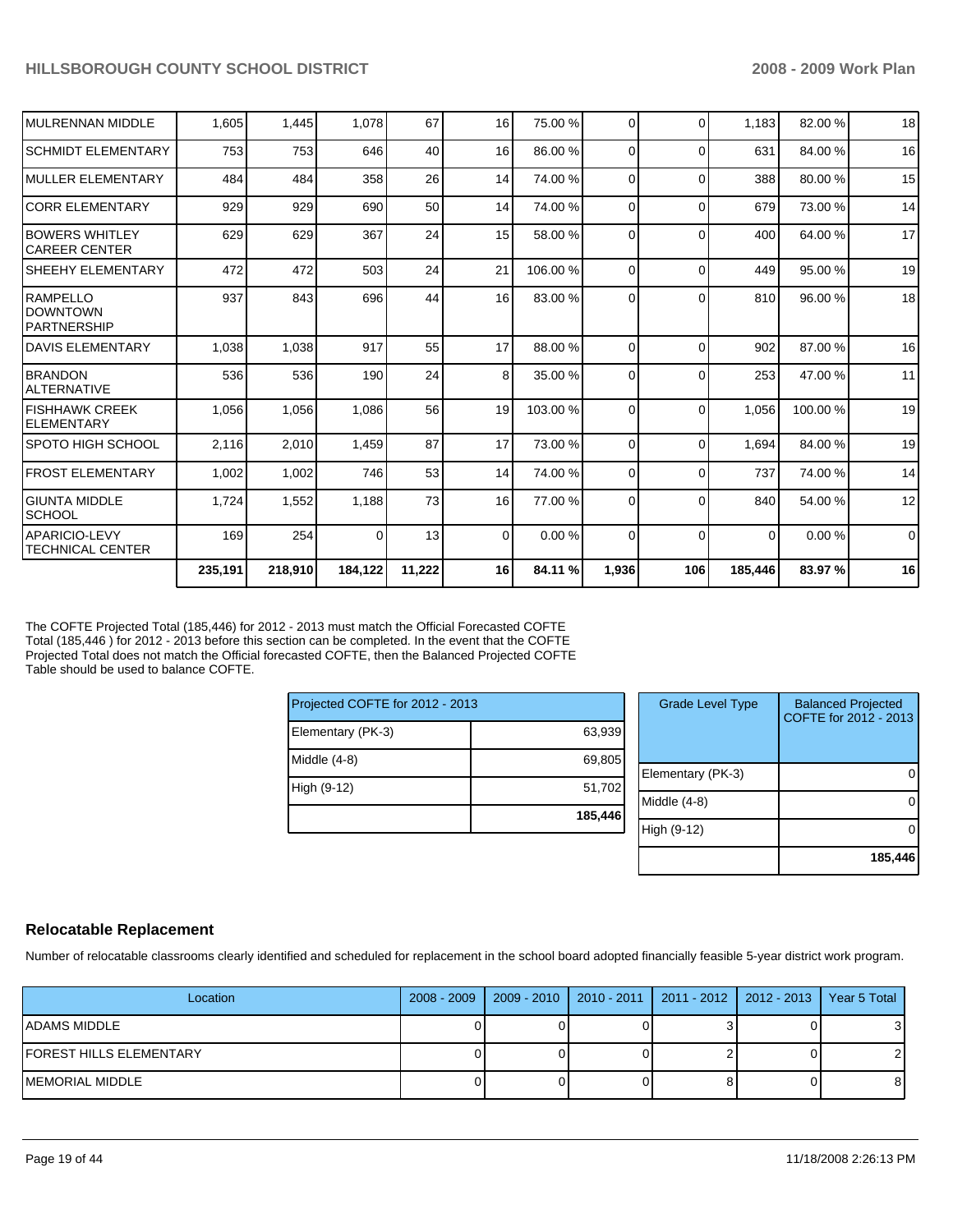| | | | | | | | | | | | |
|---|---|---|---|---|---|---|---|---|---|---|---|
| MULRENNAN MIDDLE | 1,605 | 1,445 | 1,078 | 67 | 16 | 75.00 % | 0 | 0 | 1,183 | 82.00 % | 18 |
| SCHMIDT ELEMENTARY | 753 | 753 | 646 | 40 | 16 | 86.00 % | 0 | 0 | 631 | 84.00 % | 16 |
| MULLER ELEMENTARY | 484 | 484 | 358 | 26 | 14 | 74.00 % | 0 | 0 | 388 | 80.00 % | 15 |
| CORR ELEMENTARY | 929 | 929 | 690 | 50 | 14 | 74.00 % | 0 | 0 | 679 | 73.00 % | 14 |
| BOWERS WHITLEY CAREER CENTER | 629 | 629 | 367 | 24 | 15 | 58.00 % | 0 | 0 | 400 | 64.00 % | 17 |
| SHEEHY ELEMENTARY | 472 | 472 | 503 | 24 | 21 | 106.00 % | 0 | 0 | 449 | 95.00 % | 19 |
| RAMPELLO DOWNTOWN PARTNERSHIP | 937 | 843 | 696 | 44 | 16 | 83.00 % | 0 | 0 | 810 | 96.00 % | 18 |
| DAVIS ELEMENTARY | 1,038 | 1,038 | 917 | 55 | 17 | 88.00 % | 0 | 0 | 902 | 87.00 % | 16 |
| BRANDON ALTERNATIVE | 536 | 536 | 190 | 24 | 8 | 35.00 % | 0 | 0 | 253 | 47.00 % | 11 |
| FISHHAWK CREEK ELEMENTARY | 1,056 | 1,056 | 1,086 | 56 | 19 | 103.00 % | 0 | 0 | 1,056 | 100.00 % | 19 |
| SPOTO HIGH SCHOOL | 2,116 | 2,010 | 1,459 | 87 | 17 | 73.00 % | 0 | 0 | 1,694 | 84.00 % | 19 |
| FROST ELEMENTARY | 1,002 | 1,002 | 746 | 53 | 14 | 74.00 % | 0 | 0 | 737 | 74.00 % | 14 |
| GIUNTA MIDDLE SCHOOL | 1,724 | 1,552 | 1,188 | 73 | 16 | 77.00 % | 0 | 0 | 840 | 54.00 % | 12 |
| APARICIO-LEVY TECHNICAL CENTER | 169 | 254 | 0 | 13 | 0 | 0.00 % | 0 | 0 | 0 | 0.00 % | 0 |
| | **235,191** | **218,910** | **184,122** | **11,222** | **16** | **84.11 %** | **1,936** | **106** | **185,446** | **83.97 %** | **16** |

The COFTE Projected Total (185,446) for 2012 - 2013 must match the Official Forecasted COFTE Total (185,446 ) for 2012 - 2013 before this section can be completed. In the event that the COFTE Projected Total does not match the Official forecasted COFTE, then the Balanced Projected COFTE Table should be used to balance COFTE.

| Projected COFTE for 2012 - 2013 | |
|---|---|
| Elementary (PK-3) | 63,939 |
| Middle (4-8) | 69,805 |
| High (9-12) | 51,702 |
| | **185,446** |

| Grade Level Type | Balanced Projected COFTE for 2012 - 2013 |
|---|---|
| Elementary (PK-3) | 0 |
| Middle (4-8) | 0 |
| High (9-12) | 0 |
| | **185,446** |

## Relocatable Replacement

Number of relocatable classrooms clearly identified and scheduled for replacement in the school board adopted financially feasible 5-year district work program.

| Location | 2008 - 2009 | 2009 - 2010 | 2010 - 2011 | 2011 - 2012 | 2012 - 2013 | Year 5 Total |
|---|---|---|---|---|---|---|
| ADAMS MIDDLE | 0 | 0 | 0 | 3 | 0 | 3 |
| FOREST HILLS ELEMENTARY | 0 | 0 | 0 | 2 | 0 | 2 |
| MEMORIAL MIDDLE | 0 | 0 | 0 | 8 | 0 | 8 |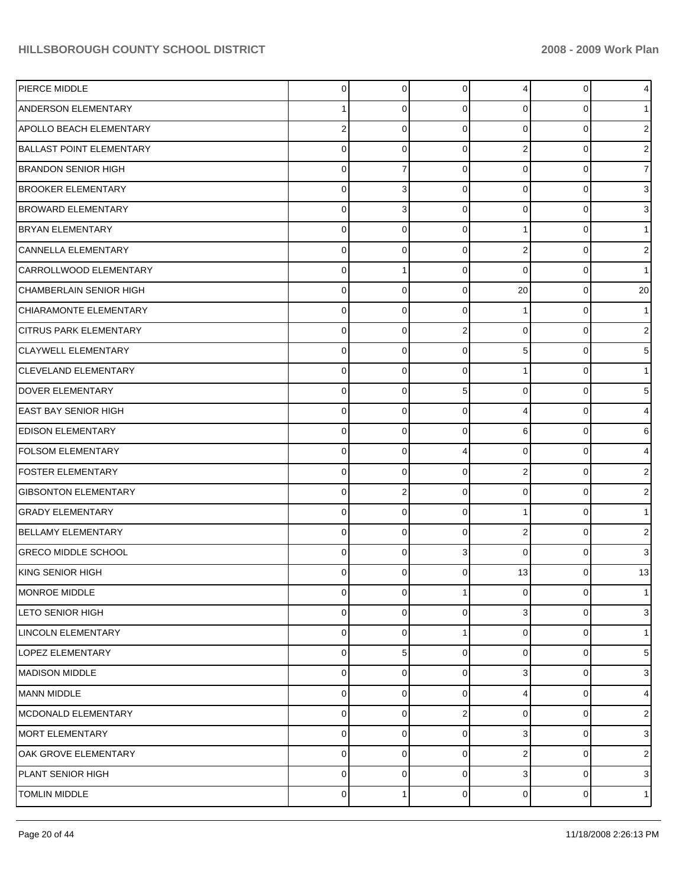| | | | | | | |
|---|---|---|---|---|---|---|
| PIERCE MIDDLE | 0 | 0 | 0 | 4 | 0 | 4 |
| ANDERSON ELEMENTARY | 1 | 0 | 0 | 0 | 0 | 1 |
| APOLLO BEACH ELEMENTARY | 2 | 0 | 0 | 0 | 0 | 2 |
| BALLAST POINT ELEMENTARY | 0 | 0 | 0 | 2 | 0 | 2 |
| BRANDON SENIOR HIGH | 0 | 7 | 0 | 0 | 0 | 7 |
| BROOKER ELEMENTARY | 0 | 3 | 0 | 0 | 0 | 3 |
| BROWARD ELEMENTARY | 0 | 3 | 0 | 0 | 0 | 3 |
| BRYAN ELEMENTARY | 0 | 0 | 0 | 1 | 0 | 1 |
| CANNELLA ELEMENTARY | 0 | 0 | 0 | 2 | 0 | 2 |
| CARROLLWOOD ELEMENTARY | 0 | 1 | 0 | 0 | 0 | 1 |
| CHAMBERLAIN SENIOR HIGH | 0 | 0 | 0 | 20 | 0 | 20 |
| CHIARAMONTE ELEMENTARY | 0 | 0 | 0 | 1 | 0 | 1 |
| CITRUS PARK ELEMENTARY | 0 | 0 | 2 | 0 | 0 | 2 |
| CLAYWELL ELEMENTARY | 0 | 0 | 0 | 5 | 0 | 5 |
| CLEVELAND ELEMENTARY | 0 | 0 | 0 | 1 | 0 | 1 |
| DOVER ELEMENTARY | 0 | 0 | 5 | 0 | 0 | 5 |
| EAST BAY SENIOR HIGH | 0 | 0 | 0 | 4 | 0 | 4 |
| EDISON ELEMENTARY | 0 | 0 | 0 | 6 | 0 | 6 |
| FOLSOM ELEMENTARY | 0 | 0 | 4 | 0 | 0 | 4 |
| FOSTER ELEMENTARY | 0 | 0 | 0 | 2 | 0 | 2 |
| GIBSONTON ELEMENTARY | 0 | 2 | 0 | 0 | 0 | 2 |
| GRADY ELEMENTARY | 0 | 0 | 0 | 1 | 0 | 1 |
| BELLAMY ELEMENTARY | 0 | 0 | 0 | 2 | 0 | 2 |
| GRECO MIDDLE SCHOOL | 0 | 0 | 3 | 0 | 0 | 3 |
| KING SENIOR HIGH | 0 | 0 | 0 | 13 | 0 | 13 |
| MONROE MIDDLE | 0 | 0 | 1 | 0 | 0 | 1 |
| LETO SENIOR HIGH | 0 | 0 | 0 | 3 | 0 | 3 |
| LINCOLN ELEMENTARY | 0 | 0 | 1 | 0 | 0 | 1 |
| LOPEZ ELEMENTARY | 0 | 5 | 0 | 0 | 0 | 5 |
| MADISON MIDDLE | 0 | 0 | 0 | 3 | 0 | 3 |
| MANN MIDDLE | 0 | 0 | 0 | 4 | 0 | 4 |
| MCDONALD ELEMENTARY | 0 | 0 | 2 | 0 | 0 | 2 |
| MORT ELEMENTARY | 0 | 0 | 0 | 3 | 0 | 3 |
| OAK GROVE ELEMENTARY | 0 | 0 | 0 | 2 | 0 | 2 |
| PLANT SENIOR HIGH | 0 | 0 | 0 | 3 | 0 | 3 |
| TOMLIN MIDDLE | 0 | 1 | 0 | 0 | 0 | 1 |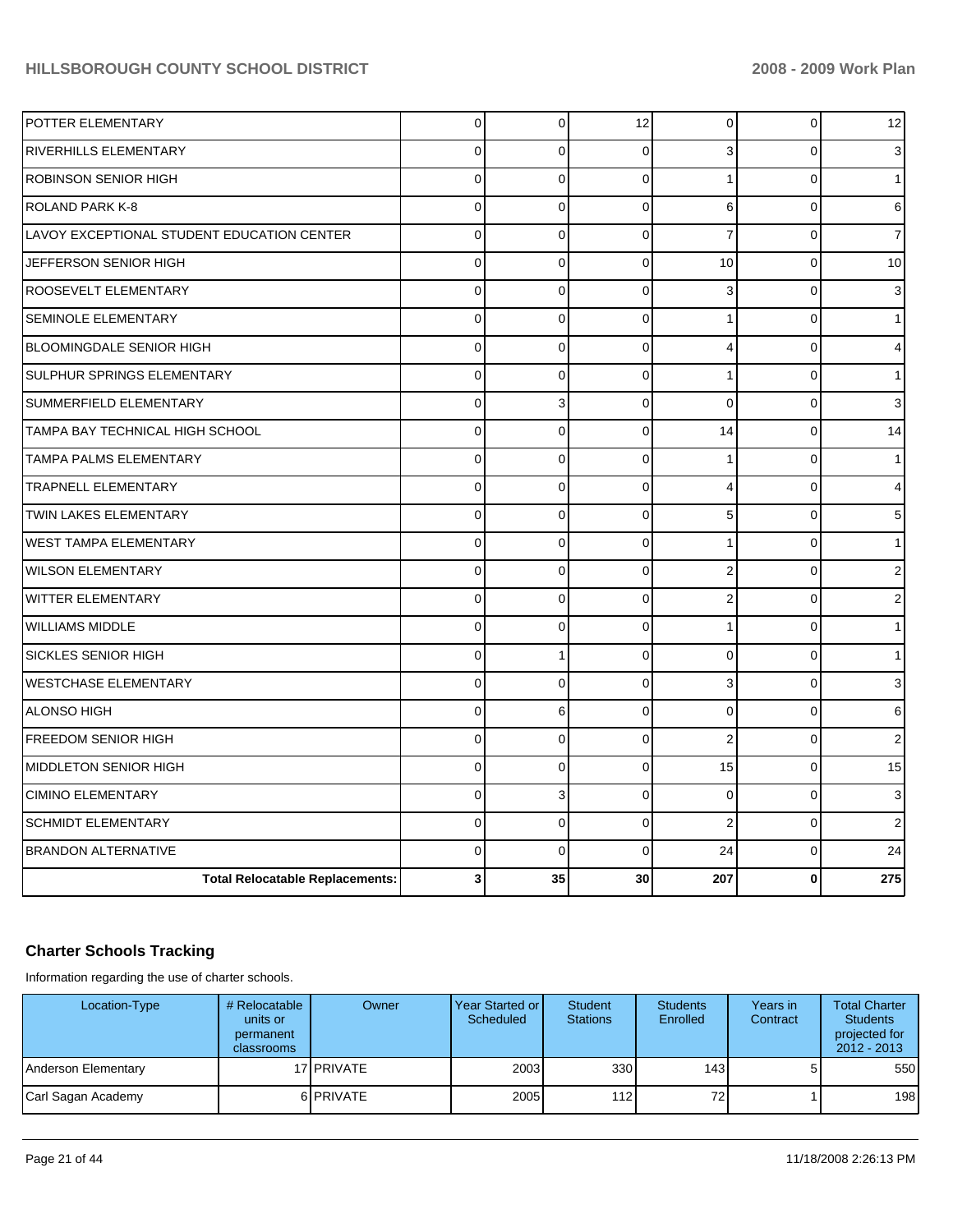| | | | | | | |
|---|---|---|---|---|---|---|
| POTTER ELEMENTARY | 0 | 0 | 12 | 0 | 0 | 12 |
| RIVERHILLS ELEMENTARY | 0 | 0 | 0 | 3 | 0 | 3 |
| ROBINSON SENIOR HIGH | 0 | 0 | 0 | 1 | 0 | 1 |
| ROLAND PARK K-8 | 0 | 0 | 0 | 6 | 0 | 6 |
| LAVOY EXCEPTIONAL STUDENT EDUCATION CENTER | 0 | 0 | 0 | 7 | 0 | 7 |
| JEFFERSON SENIOR HIGH | 0 | 0 | 0 | 10 | 0 | 10 |
| ROOSEVELT ELEMENTARY | 0 | 0 | 0 | 3 | 0 | 3 |
| SEMINOLE ELEMENTARY | 0 | 0 | 0 | 1 | 0 | 1 |
| BLOOMINGDALE SENIOR HIGH | 0 | 0 | 0 | 4 | 0 | 4 |
| SULPHUR SPRINGS ELEMENTARY | 0 | 0 | 0 | 1 | 0 | 1 |
| SUMMERFIELD ELEMENTARY | 0 | 3 | 0 | 0 | 0 | 3 |
| TAMPA BAY TECHNICAL HIGH SCHOOL | 0 | 0 | 0 | 14 | 0 | 14 |
| TAMPA PALMS ELEMENTARY | 0 | 0 | 0 | 1 | 0 | 1 |
| TRAPNELL ELEMENTARY | 0 | 0 | 0 | 4 | 0 | 4 |
| TWIN LAKES ELEMENTARY | 0 | 0 | 0 | 5 | 0 | 5 |
| WEST TAMPA ELEMENTARY | 0 | 0 | 0 | 1 | 0 | 1 |
| WILSON ELEMENTARY | 0 | 0 | 0 | 2 | 0 | 2 |
| WITTER ELEMENTARY | 0 | 0 | 0 | 2 | 0 | 2 |
| WILLIAMS MIDDLE | 0 | 0 | 0 | 1 | 0 | 1 |
| SICKLES SENIOR HIGH | 0 | 1 | 0 | 0 | 0 | 1 |
| WESTCHASE ELEMENTARY | 0 | 0 | 0 | 3 | 0 | 3 |
| ALONSO HIGH | 0 | 6 | 0 | 0 | 0 | 6 |
| FREEDOM SENIOR HIGH | 0 | 0 | 0 | 2 | 0 | 2 |
| MIDDLETON SENIOR HIGH | 0 | 0 | 0 | 15 | 0 | 15 |
| CIMINO ELEMENTARY | 0 | 3 | 0 | 0 | 0 | 3 |
| SCHMIDT ELEMENTARY | 0 | 0 | 0 | 2 | 0 | 2 |
| BRANDON ALTERNATIVE | 0 | 0 | 0 | 24 | 0 | 24 |
| **Total Relocatable Replacements:** | **3** | **35** | **30** | **207** | **0** | **275** |

## Charter Schools Tracking

Information regarding the use of charter schools.

| Location-Type | # Relocatable units or permanent classrooms | Owner | Year Started or Scheduled | Student Stations | Students Enrolled | Years in Contract | Total Charter Students projected for 2012 - 2013 |
|---|---|---|---|---|---|---|---|
| Anderson Elementary | 17 | PRIVATE | 2003 | 330 | 143 | 5 | 550 |
| Carl Sagan Academy | 6 | PRIVATE | 2005 | 112 | 72 | 1 | 198 |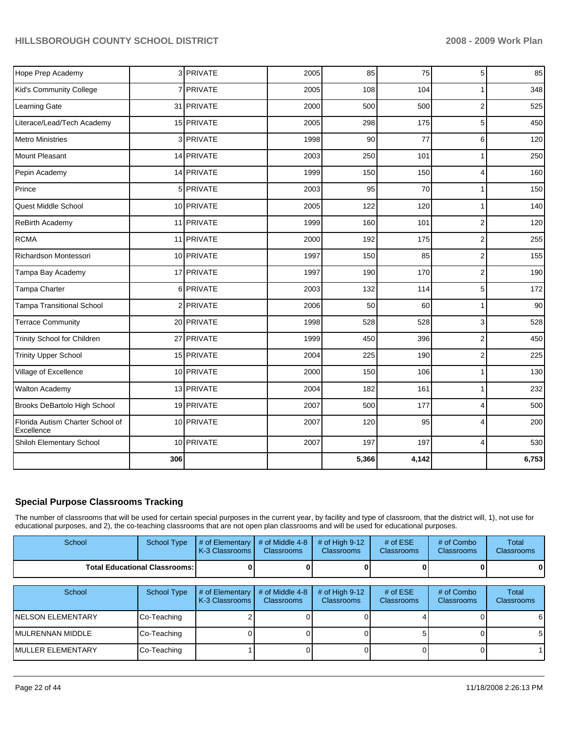| | | | | | | | |
|---|---|---|---|---|---|---|---|
| Hope Prep Academy | 3 | PRIVATE | 2005 | 85 | 75 | 5 | 85 |
| Kid's Community College | 7 | PRIVATE | 2005 | 108 | 104 | 1 | 348 |
| Learning Gate | 31 | PRIVATE | 2000 | 500 | 500 | 2 | 525 |
| Literace/Lead/Tech Academy | 15 | PRIVATE | 2005 | 298 | 175 | 5 | 450 |
| Metro Ministries | 3 | PRIVATE | 1998 | 90 | 77 | 6 | 120 |
| Mount Pleasant | 14 | PRIVATE | 2003 | 250 | 101 | 1 | 250 |
| Pepin Academy | 14 | PRIVATE | 1999 | 150 | 150 | 4 | 160 |
| Prince | 5 | PRIVATE | 2003 | 95 | 70 | 1 | 150 |
| Quest Middle School | 10 | PRIVATE | 2005 | 122 | 120 | 1 | 140 |
| ReBirth Academy | 11 | PRIVATE | 1999 | 160 | 101 | 2 | 120 |
| RCMA | 11 | PRIVATE | 2000 | 192 | 175 | 2 | 255 |
| Richardson Montessori | 10 | PRIVATE | 1997 | 150 | 85 | 2 | 155 |
| Tampa Bay Academy | 17 | PRIVATE | 1997 | 190 | 170 | 2 | 190 |
| Tampa Charter | 6 | PRIVATE | 2003 | 132 | 114 | 5 | 172 |
| Tampa Transitional School | 2 | PRIVATE | 2006 | 50 | 60 | 1 | 90 |
| Terrace Community | 20 | PRIVATE | 1998 | 528 | 528 | 3 | 528 |
| Trinity School for Children | 27 | PRIVATE | 1999 | 450 | 396 | 2 | 450 |
| Trinity Upper School | 15 | PRIVATE | 2004 | 225 | 190 | 2 | 225 |
| Village of Excellence | 10 | PRIVATE | 2000 | 150 | 106 | 1 | 130 |
| Walton Academy | 13 | PRIVATE | 2004 | 182 | 161 | 1 | 232 |
| Brooks DeBartolo High School | 19 | PRIVATE | 2007 | 500 | 177 | 4 | 500 |
| Florida Autism Charter School of Excellence | 10 | PRIVATE | 2007 | 120 | 95 | 4 | 200 |
| Shiloh Elementary School | 10 | PRIVATE | 2007 | 197 | 197 | 4 | 530 |
| | **306** | | | **5,366** | **4,142** | | **6,753** |

## Special Purpose Classrooms Tracking

The number of classrooms that will be used for certain special purposes in the current year, by facility and type of classroom, that the district will, 1), not use for educational purposes, and 2), the co-teaching classrooms that are not open plan classrooms and will be used for educational purposes.

| School | School Type | # of Elementary K-3 Classrooms | # of Middle 4-8 Classrooms | # of High 9-12 Classrooms | # of ESE Classrooms | # of Combo Classrooms | Total Classrooms |
|---|---|---|---|---|---|---|---|
| **Total Educational Classrooms:** | | **0** | **0** | **0** | **0** | **0** | **0** |

| School | School Type | # of Elementary K-3 Classrooms | # of Middle 4-8 Classrooms | # of High 9-12 Classrooms | # of ESE Classrooms | # of Combo Classrooms | Total Classrooms |
|---|---|---|---|---|---|---|---|
| NELSON ELEMENTARY | Co-Teaching | 2 | 0 | 0 | 4 | 0 | 6 |
| MULRENNAN MIDDLE | Co-Teaching | 0 | 0 | 0 | 5 | 0 | 5 |
| MULLER ELEMENTARY | Co-Teaching | 1 | 0 | 0 | 0 | 0 | 1 |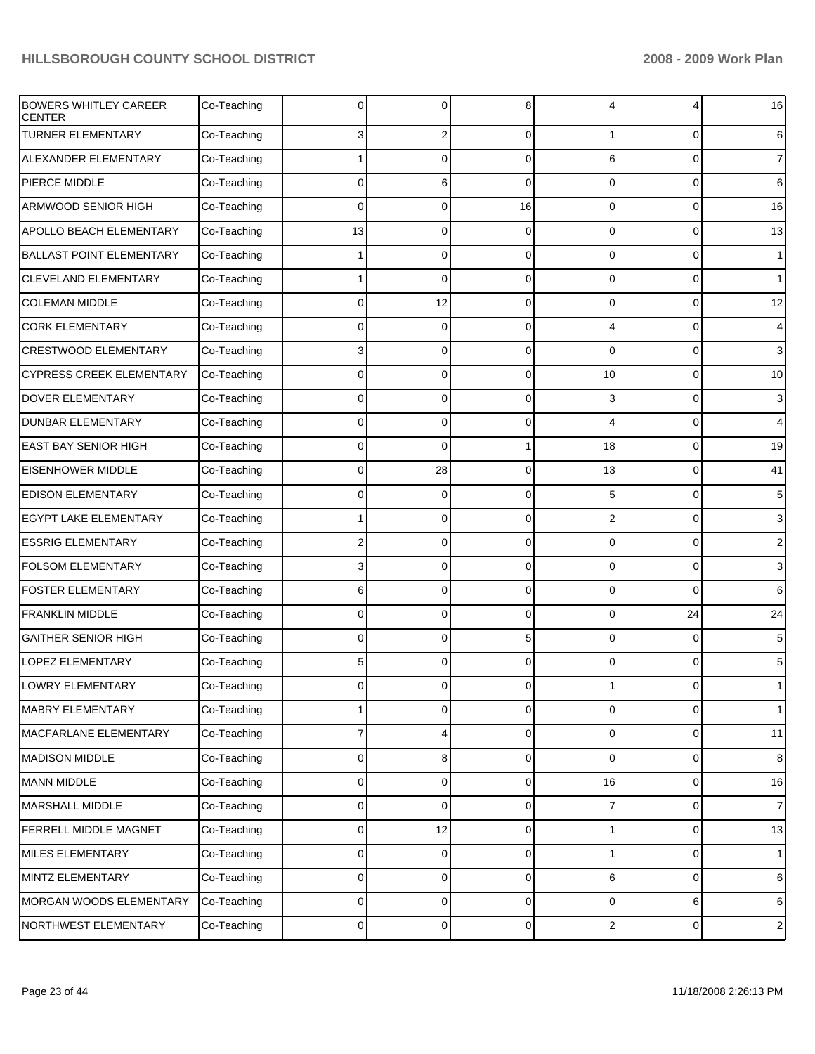| | | | | | | | |
|---|---|---|---|---|---|---|---|
| BOWERS WHITLEY CAREER CENTER | Co-Teaching | 0 | 0 | 8 | 4 | 4 | 16 |
| TURNER ELEMENTARY | Co-Teaching | 3 | 2 | 0 | 1 | 0 | 6 |
| ALEXANDER ELEMENTARY | Co-Teaching | 1 | 0 | 0 | 6 | 0 | 7 |
| PIERCE MIDDLE | Co-Teaching | 0 | 6 | 0 | 0 | 0 | 6 |
| ARMWOOD SENIOR HIGH | Co-Teaching | 0 | 0 | 16 | 0 | 0 | 16 |
| APOLLO BEACH ELEMENTARY | Co-Teaching | 13 | 0 | 0 | 0 | 0 | 13 |
| BALLAST POINT ELEMENTARY | Co-Teaching | 1 | 0 | 0 | 0 | 0 | 1 |
| CLEVELAND ELEMENTARY | Co-Teaching | 1 | 0 | 0 | 0 | 0 | 1 |
| COLEMAN MIDDLE | Co-Teaching | 0 | 12 | 0 | 0 | 0 | 12 |
| CORK ELEMENTARY | Co-Teaching | 0 | 0 | 0 | 4 | 0 | 4 |
| CRESTWOOD ELEMENTARY | Co-Teaching | 3 | 0 | 0 | 0 | 0 | 3 |
| CYPRESS CREEK ELEMENTARY | Co-Teaching | 0 | 0 | 0 | 10 | 0 | 10 |
| DOVER ELEMENTARY | Co-Teaching | 0 | 0 | 0 | 3 | 0 | 3 |
| DUNBAR ELEMENTARY | Co-Teaching | 0 | 0 | 0 | 4 | 0 | 4 |
| EAST BAY SENIOR HIGH | Co-Teaching | 0 | 0 | 1 | 18 | 0 | 19 |
| EISENHOWER MIDDLE | Co-Teaching | 0 | 28 | 0 | 13 | 0 | 41 |
| EDISON ELEMENTARY | Co-Teaching | 0 | 0 | 0 | 5 | 0 | 5 |
| EGYPT LAKE ELEMENTARY | Co-Teaching | 1 | 0 | 0 | 2 | 0 | 3 |
| ESSRIG ELEMENTARY | Co-Teaching | 2 | 0 | 0 | 0 | 0 | 2 |
| FOLSOM ELEMENTARY | Co-Teaching | 3 | 0 | 0 | 0 | 0 | 3 |
| FOSTER ELEMENTARY | Co-Teaching | 6 | 0 | 0 | 0 | 0 | 6 |
| FRANKLIN MIDDLE | Co-Teaching | 0 | 0 | 0 | 0 | 24 | 24 |
| GAITHER SENIOR HIGH | Co-Teaching | 0 | 0 | 5 | 0 | 0 | 5 |
| LOPEZ ELEMENTARY | Co-Teaching | 5 | 0 | 0 | 0 | 0 | 5 |
| LOWRY ELEMENTARY | Co-Teaching | 0 | 0 | 0 | 1 | 0 | 1 |
| MABRY ELEMENTARY | Co-Teaching | 1 | 0 | 0 | 0 | 0 | 1 |
| MACFARLANE ELEMENTARY | Co-Teaching | 7 | 4 | 0 | 0 | 0 | 11 |
| MADISON MIDDLE | Co-Teaching | 0 | 8 | 0 | 0 | 0 | 8 |
| MANN MIDDLE | Co-Teaching | 0 | 0 | 0 | 16 | 0 | 16 |
| MARSHALL MIDDLE | Co-Teaching | 0 | 0 | 0 | 7 | 0 | 7 |
| FERRELL MIDDLE MAGNET | Co-Teaching | 0 | 12 | 0 | 1 | 0 | 13 |
| MILES ELEMENTARY | Co-Teaching | 0 | 0 | 0 | 1 | 0 | 1 |
| MINTZ ELEMENTARY | Co-Teaching | 0 | 0 | 0 | 6 | 0 | 6 |
| MORGAN WOODS ELEMENTARY | Co-Teaching | 0 | 0 | 0 | 0 | 6 | 6 |
| NORTHWEST ELEMENTARY | Co-Teaching | 0 | 0 | 0 | 2 | 0 | 2 |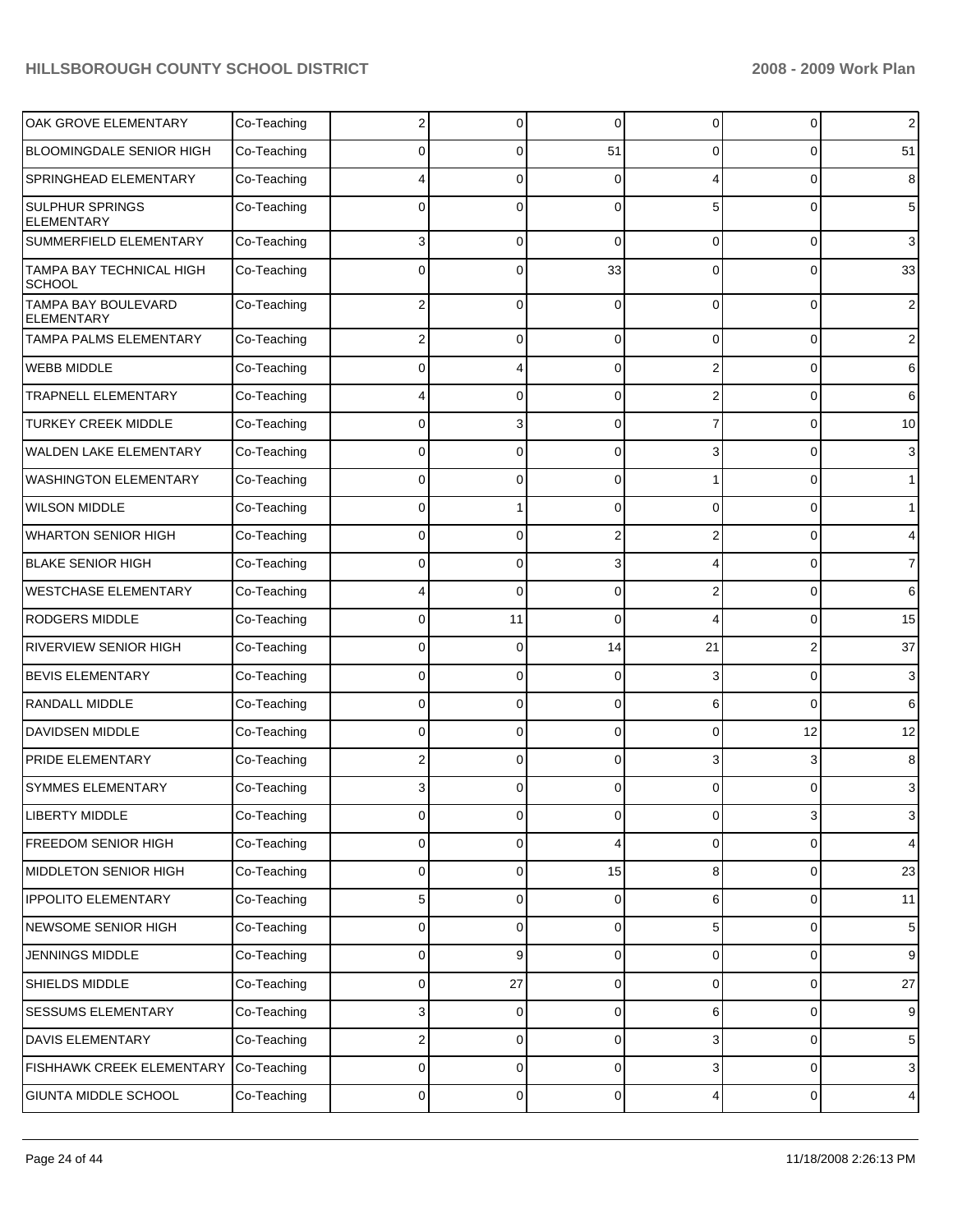| | | | | | | | |
|---|---|---|---|---|---|---|---|
| OAK GROVE ELEMENTARY | Co-Teaching | 2 | 0 | 0 | 0 | 0 | 2 |
| BLOOMINGDALE SENIOR HIGH | Co-Teaching | 0 | 0 | 51 | 0 | 0 | 51 |
| SPRINGHEAD ELEMENTARY | Co-Teaching | 4 | 0 | 0 | 4 | 0 | 8 |
| SULPHUR SPRINGS ELEMENTARY | Co-Teaching | 0 | 0 | 0 | 5 | 0 | 5 |
| SUMMERFIELD ELEMENTARY | Co-Teaching | 3 | 0 | 0 | 0 | 0 | 3 |
| TAMPA BAY TECHNICAL HIGH SCHOOL | Co-Teaching | 0 | 0 | 33 | 0 | 0 | 33 |
| TAMPA BAY BOULEVARD ELEMENTARY | Co-Teaching | 2 | 0 | 0 | 0 | 0 | 2 |
| TAMPA PALMS ELEMENTARY | Co-Teaching | 2 | 0 | 0 | 0 | 0 | 2 |
| WEBB MIDDLE | Co-Teaching | 0 | 4 | 0 | 2 | 0 | 6 |
| TRAPNELL ELEMENTARY | Co-Teaching | 4 | 0 | 0 | 2 | 0 | 6 |
| TURKEY CREEK MIDDLE | Co-Teaching | 0 | 3 | 0 | 7 | 0 | 10 |
| WALDEN LAKE ELEMENTARY | Co-Teaching | 0 | 0 | 0 | 3 | 0 | 3 |
| WASHINGTON ELEMENTARY | Co-Teaching | 0 | 0 | 0 | 1 | 0 | 1 |
| WILSON MIDDLE | Co-Teaching | 0 | 1 | 0 | 0 | 0 | 1 |
| WHARTON SENIOR HIGH | Co-Teaching | 0 | 0 | 2 | 2 | 0 | 4 |
| BLAKE SENIOR HIGH | Co-Teaching | 0 | 0 | 3 | 4 | 0 | 7 |
| WESTCHASE ELEMENTARY | Co-Teaching | 4 | 0 | 0 | 2 | 0 | 6 |
| RODGERS MIDDLE | Co-Teaching | 0 | 11 | 0 | 4 | 0 | 15 |
| RIVERVIEW SENIOR HIGH | Co-Teaching | 0 | 0 | 14 | 21 | 2 | 37 |
| BEVIS ELEMENTARY | Co-Teaching | 0 | 0 | 0 | 3 | 0 | 3 |
| RANDALL MIDDLE | Co-Teaching | 0 | 0 | 0 | 6 | 0 | 6 |
| DAVIDSEN MIDDLE | Co-Teaching | 0 | 0 | 0 | 0 | 12 | 12 |
| PRIDE ELEMENTARY | Co-Teaching | 2 | 0 | 0 | 3 | 3 | 8 |
| SYMMES ELEMENTARY | Co-Teaching | 3 | 0 | 0 | 0 | 0 | 3 |
| LIBERTY MIDDLE | Co-Teaching | 0 | 0 | 0 | 0 | 3 | 3 |
| FREEDOM SENIOR HIGH | Co-Teaching | 0 | 0 | 4 | 0 | 0 | 4 |
| MIDDLETON SENIOR HIGH | Co-Teaching | 0 | 0 | 15 | 8 | 0 | 23 |
| IPPOLITO ELEMENTARY | Co-Teaching | 5 | 0 | 0 | 6 | 0 | 11 |
| NEWSOME SENIOR HIGH | Co-Teaching | 0 | 0 | 0 | 5 | 0 | 5 |
| JENNINGS MIDDLE | Co-Teaching | 0 | 9 | 0 | 0 | 0 | 9 |
| SHIELDS MIDDLE | Co-Teaching | 0 | 27 | 0 | 0 | 0 | 27 |
| SESSUMS ELEMENTARY | Co-Teaching | 3 | 0 | 0 | 6 | 0 | 9 |
| DAVIS ELEMENTARY | Co-Teaching | 2 | 0 | 0 | 3 | 0 | 5 |
| FISHHAWK CREEK ELEMENTARY | Co-Teaching | 0 | 0 | 0 | 3 | 0 | 3 |
| GIUNTA MIDDLE SCHOOL | Co-Teaching | 0 | 0 | 0 | 4 | 0 | 4 |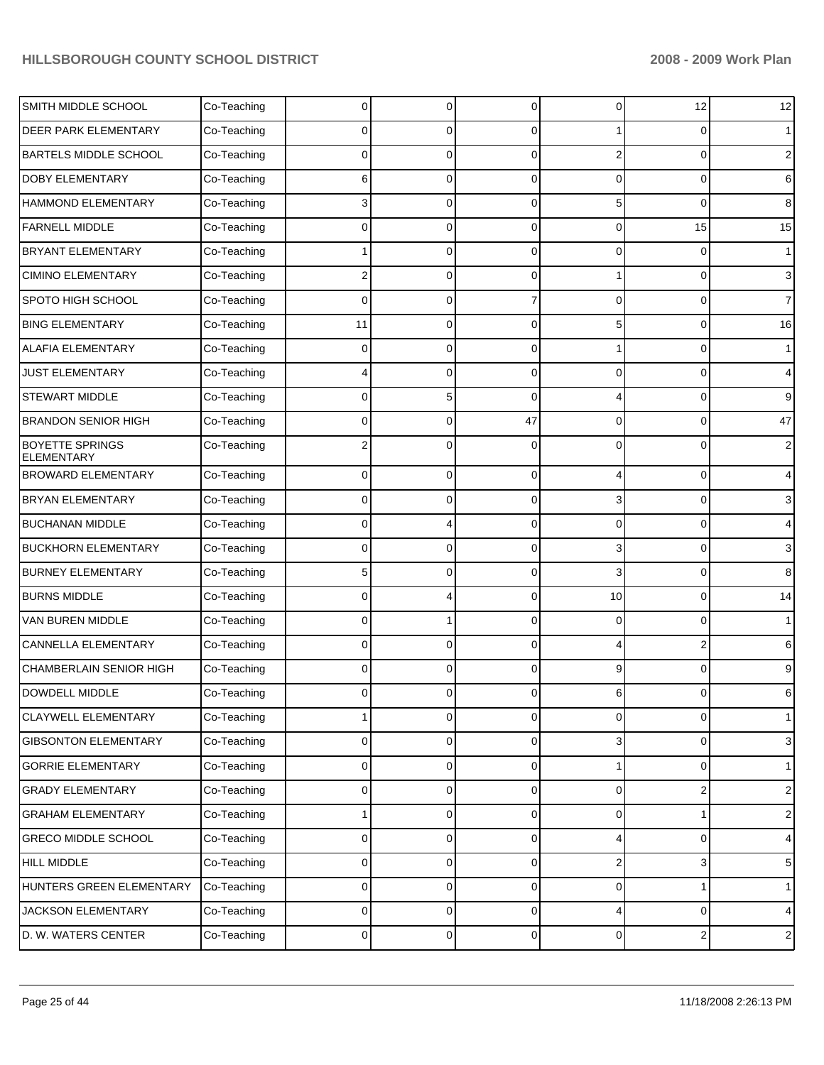| | | | | | | | |
|---|---|---|---|---|---|---|---|
| SMITH MIDDLE SCHOOL | Co-Teaching | 0 | 0 | 0 | 0 | 12 | 12 |
| DEER PARK ELEMENTARY | Co-Teaching | 0 | 0 | 0 | 1 | 0 | 1 |
| BARTELS MIDDLE SCHOOL | Co-Teaching | 0 | 0 | 0 | 2 | 0 | 2 |
| DOBY ELEMENTARY | Co-Teaching | 6 | 0 | 0 | 0 | 0 | 6 |
| HAMMOND ELEMENTARY | Co-Teaching | 3 | 0 | 0 | 5 | 0 | 8 |
| FARNELL MIDDLE | Co-Teaching | 0 | 0 | 0 | 0 | 15 | 15 |
| BRYANT ELEMENTARY | Co-Teaching | 1 | 0 | 0 | 0 | 0 | 1 |
| CIMINO ELEMENTARY | Co-Teaching | 2 | 0 | 0 | 1 | 0 | 3 |
| SPOTO HIGH SCHOOL | Co-Teaching | 0 | 0 | 7 | 0 | 0 | 7 |
| BING ELEMENTARY | Co-Teaching | 11 | 0 | 0 | 5 | 0 | 16 |
| ALAFIA ELEMENTARY | Co-Teaching | 0 | 0 | 0 | 1 | 0 | 1 |
| JUST ELEMENTARY | Co-Teaching | 4 | 0 | 0 | 0 | 0 | 4 |
| STEWART MIDDLE | Co-Teaching | 0 | 5 | 0 | 4 | 0 | 9 |
| BRANDON SENIOR HIGH | Co-Teaching | 0 | 0 | 47 | 0 | 0 | 47 |
| BOYETTE SPRINGS ELEMENTARY | Co-Teaching | 2 | 0 | 0 | 0 | 0 | 2 |
| BROWARD ELEMENTARY | Co-Teaching | 0 | 0 | 0 | 4 | 0 | 4 |
| BRYAN ELEMENTARY | Co-Teaching | 0 | 0 | 0 | 3 | 0 | 3 |
| BUCHANAN MIDDLE | Co-Teaching | 0 | 4 | 0 | 0 | 0 | 4 |
| BUCKHORN ELEMENTARY | Co-Teaching | 0 | 0 | 0 | 3 | 0 | 3 |
| BURNEY ELEMENTARY | Co-Teaching | 5 | 0 | 0 | 3 | 0 | 8 |
| BURNS MIDDLE | Co-Teaching | 0 | 4 | 0 | 10 | 0 | 14 |
| VAN BUREN MIDDLE | Co-Teaching | 0 | 1 | 0 | 0 | 0 | 1 |
| CANNELLA ELEMENTARY | Co-Teaching | 0 | 0 | 0 | 4 | 2 | 6 |
| CHAMBERLAIN SENIOR HIGH | Co-Teaching | 0 | 0 | 0 | 9 | 0 | 9 |
| DOWDELL MIDDLE | Co-Teaching | 0 | 0 | 0 | 6 | 0 | 6 |
| CLAYWELL ELEMENTARY | Co-Teaching | 1 | 0 | 0 | 0 | 0 | 1 |
| GIBSONTON ELEMENTARY | Co-Teaching | 0 | 0 | 0 | 3 | 0 | 3 |
| GORRIE ELEMENTARY | Co-Teaching | 0 | 0 | 0 | 1 | 0 | 1 |
| GRADY ELEMENTARY | Co-Teaching | 0 | 0 | 0 | 0 | 2 | 2 |
| GRAHAM ELEMENTARY | Co-Teaching | 1 | 0 | 0 | 0 | 1 | 2 |
| GRECO MIDDLE SCHOOL | Co-Teaching | 0 | 0 | 0 | 4 | 0 | 4 |
| HILL MIDDLE | Co-Teaching | 0 | 0 | 0 | 2 | 3 | 5 |
| HUNTERS GREEN ELEMENTARY | Co-Teaching | 0 | 0 | 0 | 0 | 1 | 1 |
| JACKSON ELEMENTARY | Co-Teaching | 0 | 0 | 0 | 4 | 0 | 4 |
| D. W. WATERS CENTER | Co-Teaching | 0 | 0 | 0 | 0 | 2 | 2 |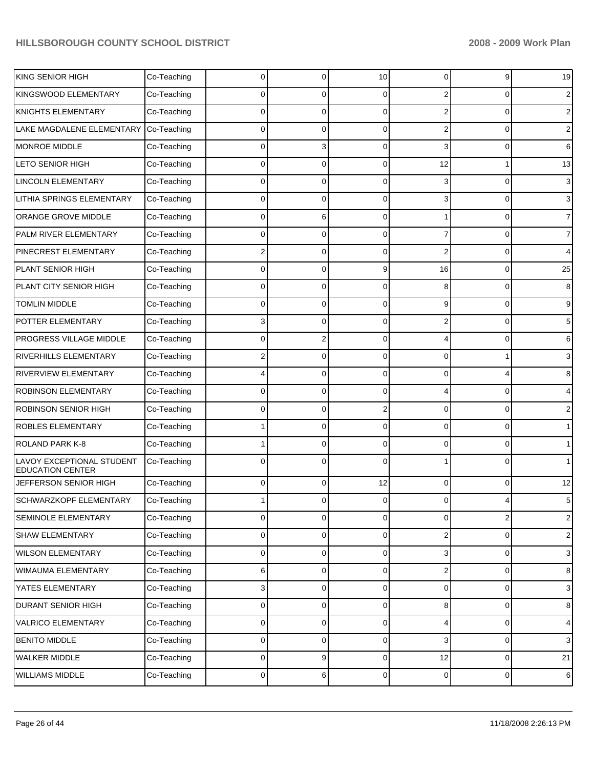| | | | | | | | |
|---|---|---|---|---|---|---|---|
| KING SENIOR HIGH | Co-Teaching | 0 | 0 | 10 | 0 | 9 | 19 |
| KINGSWOOD ELEMENTARY | Co-Teaching | 0 | 0 | 0 | 2 | 0 | 2 |
| KNIGHTS ELEMENTARY | Co-Teaching | 0 | 0 | 0 | 2 | 0 | 2 |
| LAKE MAGDALENE ELEMENTARY | Co-Teaching | 0 | 0 | 0 | 2 | 0 | 2 |
| MONROE MIDDLE | Co-Teaching | 0 | 3 | 0 | 3 | 0 | 6 |
| LETO SENIOR HIGH | Co-Teaching | 0 | 0 | 0 | 12 | 1 | 13 |
| LINCOLN ELEMENTARY | Co-Teaching | 0 | 0 | 0 | 3 | 0 | 3 |
| LITHIA SPRINGS ELEMENTARY | Co-Teaching | 0 | 0 | 0 | 3 | 0 | 3 |
| ORANGE GROVE MIDDLE | Co-Teaching | 0 | 6 | 0 | 1 | 0 | 7 |
| PALM RIVER ELEMENTARY | Co-Teaching | 0 | 0 | 0 | 7 | 0 | 7 |
| PINECREST ELEMENTARY | Co-Teaching | 2 | 0 | 0 | 2 | 0 | 4 |
| PLANT SENIOR HIGH | Co-Teaching | 0 | 0 | 9 | 16 | 0 | 25 |
| PLANT CITY SENIOR HIGH | Co-Teaching | 0 | 0 | 0 | 8 | 0 | 8 |
| TOMLIN MIDDLE | Co-Teaching | 0 | 0 | 0 | 9 | 0 | 9 |
| POTTER ELEMENTARY | Co-Teaching | 3 | 0 | 0 | 2 | 0 | 5 |
| PROGRESS VILLAGE MIDDLE | Co-Teaching | 0 | 2 | 0 | 4 | 0 | 6 |
| RIVERHILLS ELEMENTARY | Co-Teaching | 2 | 0 | 0 | 0 | 1 | 3 |
| RIVERVIEW ELEMENTARY | Co-Teaching | 4 | 0 | 0 | 0 | 4 | 8 |
| ROBINSON ELEMENTARY | Co-Teaching | 0 | 0 | 0 | 4 | 0 | 4 |
| ROBINSON SENIOR HIGH | Co-Teaching | 0 | 0 | 2 | 0 | 0 | 2 |
| ROBLES ELEMENTARY | Co-Teaching | 1 | 0 | 0 | 0 | 0 | 1 |
| ROLAND PARK K-8 | Co-Teaching | 1 | 0 | 0 | 0 | 0 | 1 |
| LAVOY EXCEPTIONAL STUDENT EDUCATION CENTER | Co-Teaching | 0 | 0 | 0 | 1 | 0 | 1 |
| JEFFERSON SENIOR HIGH | Co-Teaching | 0 | 0 | 12 | 0 | 0 | 12 |
| SCHWARZKOPF ELEMENTARY | Co-Teaching | 1 | 0 | 0 | 0 | 4 | 5 |
| SEMINOLE ELEMENTARY | Co-Teaching | 0 | 0 | 0 | 0 | 2 | 2 |
| SHAW ELEMENTARY | Co-Teaching | 0 | 0 | 0 | 2 | 0 | 2 |
| WILSON ELEMENTARY | Co-Teaching | 0 | 0 | 0 | 3 | 0 | 3 |
| WIMAUMA ELEMENTARY | Co-Teaching | 6 | 0 | 0 | 2 | 0 | 8 |
| YATES ELEMENTARY | Co-Teaching | 3 | 0 | 0 | 0 | 0 | 3 |
| DURANT SENIOR HIGH | Co-Teaching | 0 | 0 | 0 | 8 | 0 | 8 |
| VALRICO ELEMENTARY | Co-Teaching | 0 | 0 | 0 | 4 | 0 | 4 |
| BENITO MIDDLE | Co-Teaching | 0 | 0 | 0 | 3 | 0 | 3 |
| WALKER MIDDLE | Co-Teaching | 0 | 9 | 0 | 12 | 0 | 21 |
| WILLIAMS MIDDLE | Co-Teaching | 0 | 6 | 0 | 0 | 0 | 6 |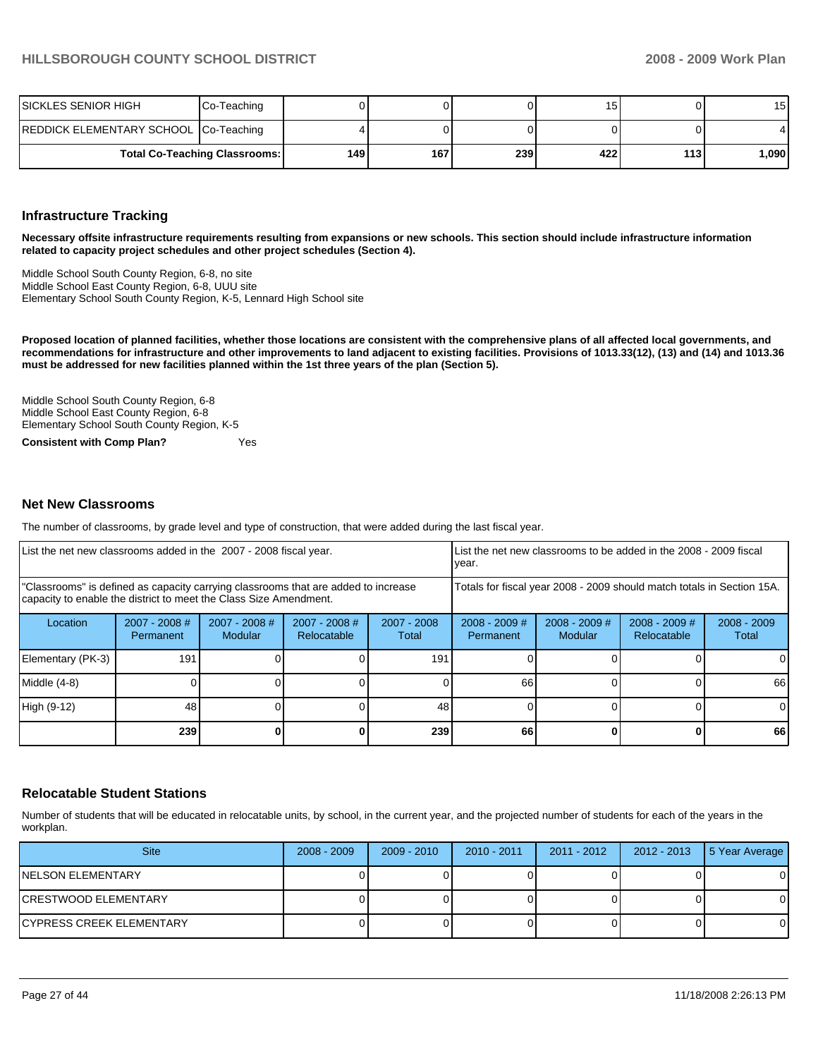| | | | | | | | |
|---|---|---|---|---|---|---|---|
| SICKLES SENIOR HIGH | Co-Teaching | 0 | 0 | 0 | 15 | 0 | 15 |
| REDDICK ELEMENTARY SCHOOL | Co-Teaching | 4 | 0 | 0 | 0 | 0 | 4 |
| Total Co-Teaching Classrooms: | | 149 | 167 | 239 | 422 | 113 | 1,090 |

## Infrastructure Tracking

**Necessary offsite infrastructure requirements resulting from expansions or new schools. This section should include infrastructure information related to capacity project schedules and other project schedules (Section 4).**

Middle School South County Region, 6-8, no site
Middle School East County Region, 6-8, UUU site
Elementary School South County Region, K-5, Lennard High School site

**Proposed location of planned facilities, whether those locations are consistent with the comprehensive plans of all affected local governments, and recommendations for infrastructure and other improvements to land adjacent to existing facilities. Provisions of 1013.33(12), (13) and (14) and 1013.36 must be addressed for new facilities planned within the 1st three years of the plan (Section 5).**

Middle School South County Region, 6-8
Middle School East County Region, 6-8
Elementary School South County Region, K-5

**Consistent with Comp Plan?** Yes

## Net New Classrooms

The number of classrooms, by grade level and type of construction, that were added during the last fiscal year.

| List the net new classrooms added in the 2007 - 2008 fiscal year. | | | | | List the net new classrooms to be added in the 2008 - 2009 fiscal year. | | | |
|---|---|---|---|---|---|---|---|---|
| "Classrooms" is defined as capacity carrying classrooms that are added to increase capacity to enable the district to meet the Class Size Amendment. | | | | | Totals for fiscal year 2008 - 2009 should match totals in Section 15A. | | | |
| Location | 2007 - 2008 # Permanent | 2007 - 2008 # Modular | 2007 - 2008 # Relocatable | 2007 - 2008 Total | 2008 - 2009 # Permanent | 2008 - 2009 # Modular | 2008 - 2009 # Relocatable | 2008 - 2009 Total |
| Elementary (PK-3) | 191 | 0 | 0 | 191 | 0 | 0 | 0 | 0 |
| Middle (4-8) | 0 | 0 | 0 | 0 | 66 | 0 | 0 | 66 |
| High (9-12) | 48 | 0 | 0 | 48 | 0 | 0 | 0 | 0 |
| | 239 | 0 | 0 | 239 | 66 | 0 | 0 | 66 |

## Relocatable Student Stations

Number of students that will be educated in relocatable units, by school, in the current year, and the projected number of students for each of the years in the workplan.

| Site | 2008 - 2009 | 2009 - 2010 | 2010 - 2011 | 2011 - 2012 | 2012 - 2013 | 5 Year Average |
|---|---|---|---|---|---|---|
| NELSON ELEMENTARY | 0 | 0 | 0 | 0 | 0 | 0 |
| CRESTWOOD ELEMENTARY | 0 | 0 | 0 | 0 | 0 | 0 |
| CYPRESS CREEK ELEMENTARY | 0 | 0 | 0 | 0 | 0 | 0 |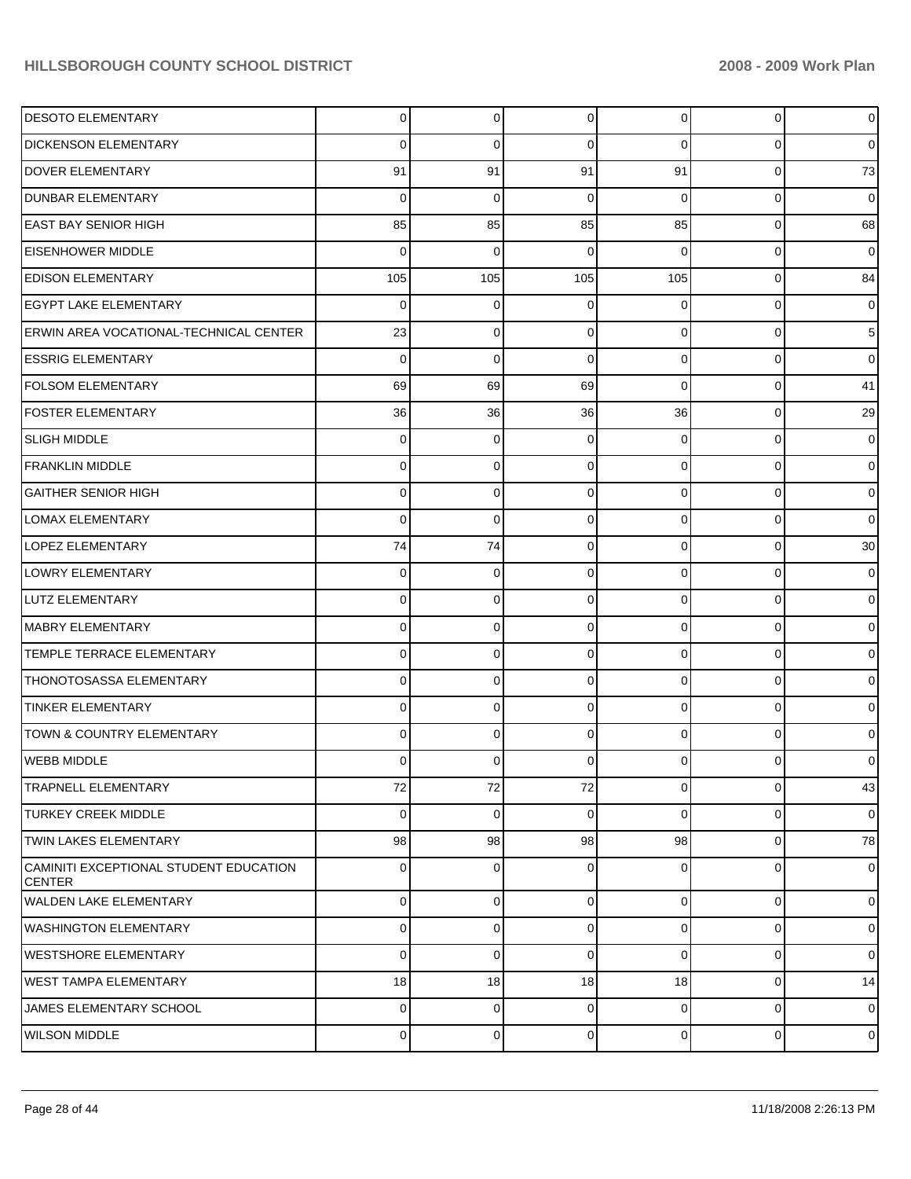| | | | | | | |
|---|---|---|---|---|---|---|
| DESOTO ELEMENTARY | 0 | 0 | 0 | 0 | 0 | 0 |
| DICKENSON ELEMENTARY | 0 | 0 | 0 | 0 | 0 | 0 |
| DOVER ELEMENTARY | 91 | 91 | 91 | 91 | 0 | 73 |
| DUNBAR ELEMENTARY | 0 | 0 | 0 | 0 | 0 | 0 |
| EAST BAY SENIOR HIGH | 85 | 85 | 85 | 85 | 0 | 68 |
| EISENHOWER MIDDLE | 0 | 0 | 0 | 0 | 0 | 0 |
| EDISON ELEMENTARY | 105 | 105 | 105 | 105 | 0 | 84 |
| EGYPT LAKE ELEMENTARY | 0 | 0 | 0 | 0 | 0 | 0 |
| ERWIN AREA VOCATIONAL-TECHNICAL CENTER | 23 | 0 | 0 | 0 | 0 | 5 |
| ESSRIG ELEMENTARY | 0 | 0 | 0 | 0 | 0 | 0 |
| FOLSOM ELEMENTARY | 69 | 69 | 69 | 0 | 0 | 41 |
| FOSTER ELEMENTARY | 36 | 36 | 36 | 36 | 0 | 29 |
| SLIGH MIDDLE | 0 | 0 | 0 | 0 | 0 | 0 |
| FRANKLIN MIDDLE | 0 | 0 | 0 | 0 | 0 | 0 |
| GAITHER SENIOR HIGH | 0 | 0 | 0 | 0 | 0 | 0 |
| LOMAX ELEMENTARY | 0 | 0 | 0 | 0 | 0 | 0 |
| LOPEZ ELEMENTARY | 74 | 74 | 0 | 0 | 0 | 30 |
| LOWRY ELEMENTARY | 0 | 0 | 0 | 0 | 0 | 0 |
| LUTZ ELEMENTARY | 0 | 0 | 0 | 0 | 0 | 0 |
| MABRY ELEMENTARY | 0 | 0 | 0 | 0 | 0 | 0 |
| TEMPLE TERRACE ELEMENTARY | 0 | 0 | 0 | 0 | 0 | 0 |
| THONOTOSASSA ELEMENTARY | 0 | 0 | 0 | 0 | 0 | 0 |
| TINKER ELEMENTARY | 0 | 0 | 0 | 0 | 0 | 0 |
| TOWN & COUNTRY ELEMENTARY | 0 | 0 | 0 | 0 | 0 | 0 |
| WEBB MIDDLE | 0 | 0 | 0 | 0 | 0 | 0 |
| TRAPNELL ELEMENTARY | 72 | 72 | 72 | 0 | 0 | 43 |
| TURKEY CREEK MIDDLE | 0 | 0 | 0 | 0 | 0 | 0 |
| TWIN LAKES ELEMENTARY | 98 | 98 | 98 | 98 | 0 | 78 |
| CAMINITI EXCEPTIONAL STUDENT EDUCATION CENTER | 0 | 0 | 0 | 0 | 0 | 0 |
| WALDEN LAKE ELEMENTARY | 0 | 0 | 0 | 0 | 0 | 0 |
| WASHINGTON ELEMENTARY | 0 | 0 | 0 | 0 | 0 | 0 |
| WESTSHORE ELEMENTARY | 0 | 0 | 0 | 0 | 0 | 0 |
| WEST TAMPA ELEMENTARY | 18 | 18 | 18 | 18 | 0 | 14 |
| JAMES ELEMENTARY SCHOOL | 0 | 0 | 0 | 0 | 0 | 0 |
| WILSON MIDDLE | 0 | 0 | 0 | 0 | 0 | 0 |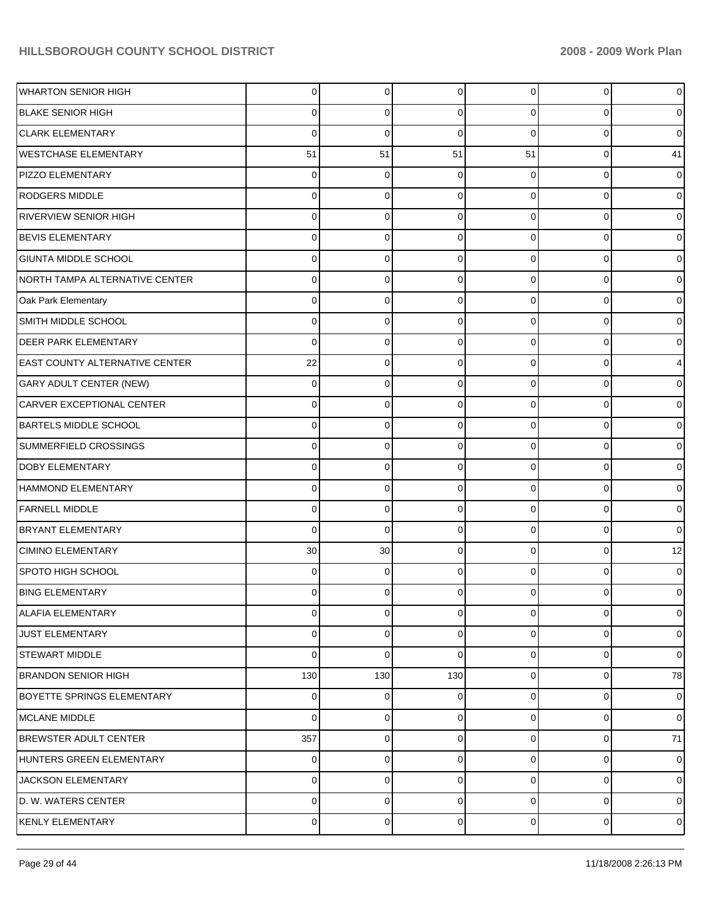| | | | | | | |
|---|---|---|---|---|---|---|
| WHARTON SENIOR HIGH | 0 | 0 | 0 | 0 | 0 | 0 |
| BLAKE SENIOR HIGH | 0 | 0 | 0 | 0 | 0 | 0 |
| CLARK ELEMENTARY | 0 | 0 | 0 | 0 | 0 | 0 |
| WESTCHASE ELEMENTARY | 51 | 51 | 51 | 51 | 0 | 41 |
| PIZZO ELEMENTARY | 0 | 0 | 0 | 0 | 0 | 0 |
| RODGERS MIDDLE | 0 | 0 | 0 | 0 | 0 | 0 |
| RIVERVIEW SENIOR HIGH | 0 | 0 | 0 | 0 | 0 | 0 |
| BEVIS ELEMENTARY | 0 | 0 | 0 | 0 | 0 | 0 |
| GIUNTA MIDDLE SCHOOL | 0 | 0 | 0 | 0 | 0 | 0 |
| NORTH TAMPA ALTERNATIVE CENTER | 0 | 0 | 0 | 0 | 0 | 0 |
| Oak Park Elementary | 0 | 0 | 0 | 0 | 0 | 0 |
| SMITH MIDDLE SCHOOL | 0 | 0 | 0 | 0 | 0 | 0 |
| DEER PARK ELEMENTARY | 0 | 0 | 0 | 0 | 0 | 0 |
| EAST COUNTY ALTERNATIVE CENTER | 22 | 0 | 0 | 0 | 0 | 4 |
| GARY ADULT CENTER (NEW) | 0 | 0 | 0 | 0 | 0 | 0 |
| CARVER EXCEPTIONAL CENTER | 0 | 0 | 0 | 0 | 0 | 0 |
| BARTELS MIDDLE SCHOOL | 0 | 0 | 0 | 0 | 0 | 0 |
| SUMMERFIELD CROSSINGS | 0 | 0 | 0 | 0 | 0 | 0 |
| DOBY ELEMENTARY | 0 | 0 | 0 | 0 | 0 | 0 |
| HAMMOND ELEMENTARY | 0 | 0 | 0 | 0 | 0 | 0 |
| FARNELL MIDDLE | 0 | 0 | 0 | 0 | 0 | 0 |
| BRYANT ELEMENTARY | 0 | 0 | 0 | 0 | 0 | 0 |
| CIMINO ELEMENTARY | 30 | 30 | 0 | 0 | 0 | 12 |
| SPOTO HIGH SCHOOL | 0 | 0 | 0 | 0 | 0 | 0 |
| BING ELEMENTARY | 0 | 0 | 0 | 0 | 0 | 0 |
| ALAFIA ELEMENTARY | 0 | 0 | 0 | 0 | 0 | 0 |
| JUST ELEMENTARY | 0 | 0 | 0 | 0 | 0 | 0 |
| STEWART MIDDLE | 0 | 0 | 0 | 0 | 0 | 0 |
| BRANDON SENIOR HIGH | 130 | 130 | 130 | 0 | 0 | 78 |
| BOYETTE SPRINGS ELEMENTARY | 0 | 0 | 0 | 0 | 0 | 0 |
| MCLANE MIDDLE | 0 | 0 | 0 | 0 | 0 | 0 |
| BREWSTER ADULT CENTER | 357 | 0 | 0 | 0 | 0 | 71 |
| HUNTERS GREEN ELEMENTARY | 0 | 0 | 0 | 0 | 0 | 0 |
| JACKSON ELEMENTARY | 0 | 0 | 0 | 0 | 0 | 0 |
| D. W. WATERS CENTER | 0 | 0 | 0 | 0 | 0 | 0 |
| KENLY ELEMENTARY | 0 | 0 | 0 | 0 | 0 | 0 |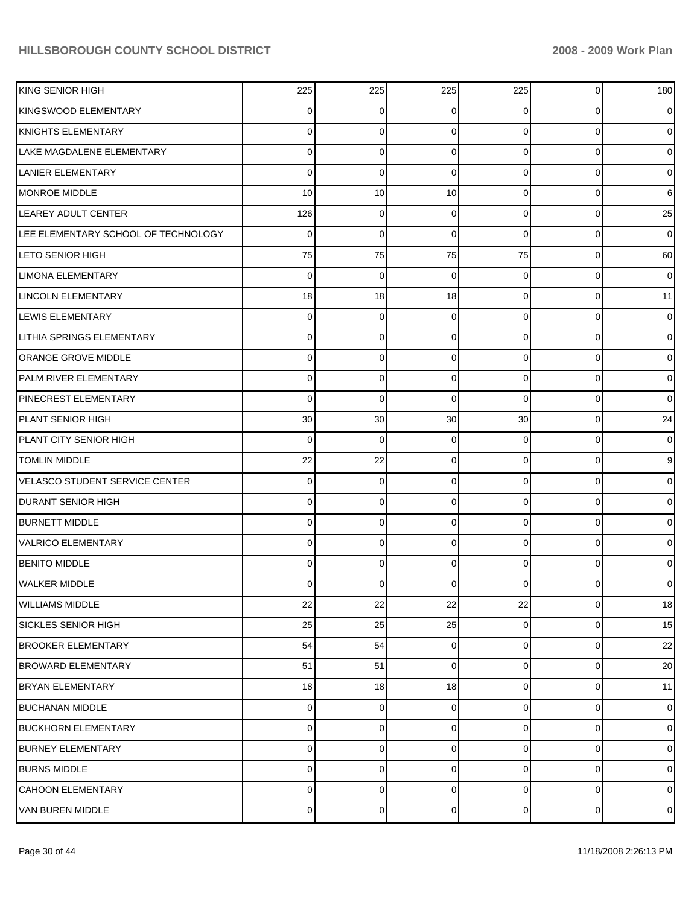| KING SENIOR HIGH | 225 | 225 | 225 | 225 | 0 | 180 |
|---|---|---|---|---|---|---|
| KINGSWOOD ELEMENTARY | 0 | 0 | 0 | 0 | 0 | 0 |
| KNIGHTS ELEMENTARY | 0 | 0 | 0 | 0 | 0 | 0 |
| LAKE MAGDALENE ELEMENTARY | 0 | 0 | 0 | 0 | 0 | 0 |
| LANIER ELEMENTARY | 0 | 0 | 0 | 0 | 0 | 0 |
| MONROE MIDDLE | 10 | 10 | 10 | 0 | 0 | 6 |
| LEAREY ADULT CENTER | 126 | 0 | 0 | 0 | 0 | 25 |
| LEE ELEMENTARY SCHOOL OF TECHNOLOGY | 0 | 0 | 0 | 0 | 0 | 0 |
| LETO SENIOR HIGH | 75 | 75 | 75 | 75 | 0 | 60 |
| LIMONA ELEMENTARY | 0 | 0 | 0 | 0 | 0 | 0 |
| LINCOLN ELEMENTARY | 18 | 18 | 18 | 0 | 0 | 11 |
| LEWIS ELEMENTARY | 0 | 0 | 0 | 0 | 0 | 0 |
| LITHIA SPRINGS ELEMENTARY | 0 | 0 | 0 | 0 | 0 | 0 |
| ORANGE GROVE MIDDLE | 0 | 0 | 0 | 0 | 0 | 0 |
| PALM RIVER ELEMENTARY | 0 | 0 | 0 | 0 | 0 | 0 |
| PINECREST ELEMENTARY | 0 | 0 | 0 | 0 | 0 | 0 |
| PLANT SENIOR HIGH | 30 | 30 | 30 | 30 | 0 | 24 |
| PLANT CITY SENIOR HIGH | 0 | 0 | 0 | 0 | 0 | 0 |
| TOMLIN MIDDLE | 22 | 22 | 0 | 0 | 0 | 9 |
| VELASCO STUDENT SERVICE CENTER | 0 | 0 | 0 | 0 | 0 | 0 |
| DURANT SENIOR HIGH | 0 | 0 | 0 | 0 | 0 | 0 |
| BURNETT MIDDLE | 0 | 0 | 0 | 0 | 0 | 0 |
| VALRICO ELEMENTARY | 0 | 0 | 0 | 0 | 0 | 0 |
| BENITO MIDDLE | 0 | 0 | 0 | 0 | 0 | 0 |
| WALKER MIDDLE | 0 | 0 | 0 | 0 | 0 | 0 |
| WILLIAMS MIDDLE | 22 | 22 | 22 | 22 | 0 | 18 |
| SICKLES SENIOR HIGH | 25 | 25 | 25 | 0 | 0 | 15 |
| BROOKER ELEMENTARY | 54 | 54 | 0 | 0 | 0 | 22 |
| BROWARD ELEMENTARY | 51 | 51 | 0 | 0 | 0 | 20 |
| BRYAN ELEMENTARY | 18 | 18 | 18 | 0 | 0 | 11 |
| BUCHANAN MIDDLE | 0 | 0 | 0 | 0 | 0 | 0 |
| BUCKHORN ELEMENTARY | 0 | 0 | 0 | 0 | 0 | 0 |
| BURNEY ELEMENTARY | 0 | 0 | 0 | 0 | 0 | 0 |
| BURNS MIDDLE | 0 | 0 | 0 | 0 | 0 | 0 |
| CAHOON ELEMENTARY | 0 | 0 | 0 | 0 | 0 | 0 |
| VAN BUREN MIDDLE | 0 | 0 | 0 | 0 | 0 | 0 |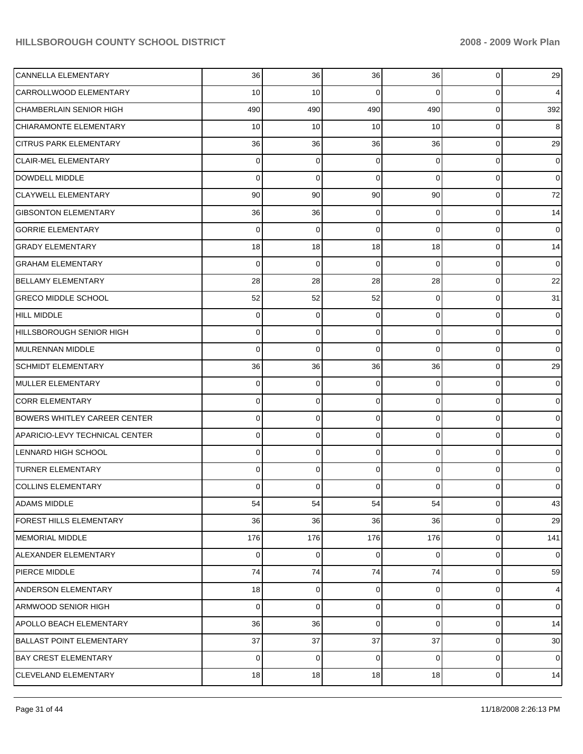| | | | | | | |
|---|---|---|---|---|---|---|
| CANNELLA ELEMENTARY | 36 | 36 | 36 | 36 | 0 | 29 |
| CARROLLWOOD ELEMENTARY | 10 | 10 | 0 | 0 | 0 | 4 |
| CHAMBERLAIN SENIOR HIGH | 490 | 490 | 490 | 490 | 0 | 392 |
| CHIARAMONTE ELEMENTARY | 10 | 10 | 10 | 10 | 0 | 8 |
| CITRUS PARK ELEMENTARY | 36 | 36 | 36 | 36 | 0 | 29 |
| CLAIR-MEL ELEMENTARY | 0 | 0 | 0 | 0 | 0 | 0 |
| DOWDELL MIDDLE | 0 | 0 | 0 | 0 | 0 | 0 |
| CLAYWELL ELEMENTARY | 90 | 90 | 90 | 90 | 0 | 72 |
| GIBSONTON ELEMENTARY | 36 | 36 | 0 | 0 | 0 | 14 |
| GORRIE ELEMENTARY | 0 | 0 | 0 | 0 | 0 | 0 |
| GRADY ELEMENTARY | 18 | 18 | 18 | 18 | 0 | 14 |
| GRAHAM ELEMENTARY | 0 | 0 | 0 | 0 | 0 | 0 |
| BELLAMY ELEMENTARY | 28 | 28 | 28 | 28 | 0 | 22 |
| GRECO MIDDLE SCHOOL | 52 | 52 | 52 | 0 | 0 | 31 |
| HILL MIDDLE | 0 | 0 | 0 | 0 | 0 | 0 |
| HILLSBOROUGH SENIOR HIGH | 0 | 0 | 0 | 0 | 0 | 0 |
| MULRENNAN MIDDLE | 0 | 0 | 0 | 0 | 0 | 0 |
| SCHMIDT ELEMENTARY | 36 | 36 | 36 | 36 | 0 | 29 |
| MULLER ELEMENTARY | 0 | 0 | 0 | 0 | 0 | 0 |
| CORR ELEMENTARY | 0 | 0 | 0 | 0 | 0 | 0 |
| BOWERS WHITLEY CAREER CENTER | 0 | 0 | 0 | 0 | 0 | 0 |
| APARICIO-LEVY TECHNICAL CENTER | 0 | 0 | 0 | 0 | 0 | 0 |
| LENNARD HIGH SCHOOL | 0 | 0 | 0 | 0 | 0 | 0 |
| TURNER ELEMENTARY | 0 | 0 | 0 | 0 | 0 | 0 |
| COLLINS ELEMENTARY | 0 | 0 | 0 | 0 | 0 | 0 |
| ADAMS MIDDLE | 54 | 54 | 54 | 54 | 0 | 43 |
| FOREST HILLS ELEMENTARY | 36 | 36 | 36 | 36 | 0 | 29 |
| MEMORIAL MIDDLE | 176 | 176 | 176 | 176 | 0 | 141 |
| ALEXANDER ELEMENTARY | 0 | 0 | 0 | 0 | 0 | 0 |
| PIERCE MIDDLE | 74 | 74 | 74 | 74 | 0 | 59 |
| ANDERSON ELEMENTARY | 18 | 0 | 0 | 0 | 0 | 4 |
| ARMWOOD SENIOR HIGH | 0 | 0 | 0 | 0 | 0 | 0 |
| APOLLO BEACH ELEMENTARY | 36 | 36 | 0 | 0 | 0 | 14 |
| BALLAST POINT ELEMENTARY | 37 | 37 | 37 | 37 | 0 | 30 |
| BAY CREST ELEMENTARY | 0 | 0 | 0 | 0 | 0 | 0 |
| CLEVELAND ELEMENTARY | 18 | 18 | 18 | 18 | 0 | 14 |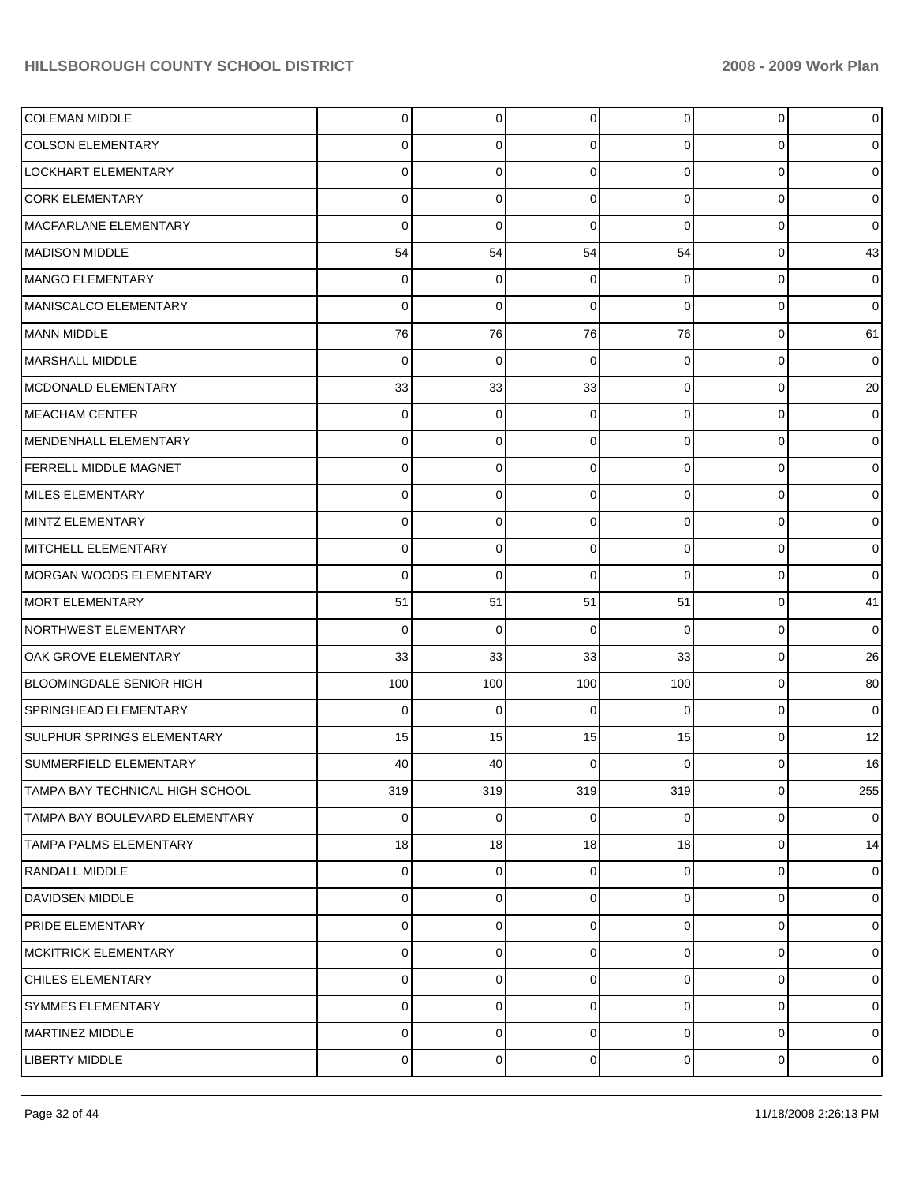| | | | | | | |
|---|---|---|---|---|---|---|
| COLEMAN MIDDLE | 0 | 0 | 0 | 0 | 0 | 0 |
| COLSON ELEMENTARY | 0 | 0 | 0 | 0 | 0 | 0 |
| LOCKHART ELEMENTARY | 0 | 0 | 0 | 0 | 0 | 0 |
| CORK ELEMENTARY | 0 | 0 | 0 | 0 | 0 | 0 |
| MACFARLANE ELEMENTARY | 0 | 0 | 0 | 0 | 0 | 0 |
| MADISON MIDDLE | 54 | 54 | 54 | 54 | 0 | 43 |
| MANGO ELEMENTARY | 0 | 0 | 0 | 0 | 0 | 0 |
| MANISCALCO ELEMENTARY | 0 | 0 | 0 | 0 | 0 | 0 |
| MANN MIDDLE | 76 | 76 | 76 | 76 | 0 | 61 |
| MARSHALL MIDDLE | 0 | 0 | 0 | 0 | 0 | 0 |
| MCDONALD ELEMENTARY | 33 | 33 | 33 | 0 | 0 | 20 |
| MEACHAM CENTER | 0 | 0 | 0 | 0 | 0 | 0 |
| MENDENHALL ELEMENTARY | 0 | 0 | 0 | 0 | 0 | 0 |
| FERRELL MIDDLE MAGNET | 0 | 0 | 0 | 0 | 0 | 0 |
| MILES ELEMENTARY | 0 | 0 | 0 | 0 | 0 | 0 |
| MINTZ ELEMENTARY | 0 | 0 | 0 | 0 | 0 | 0 |
| MITCHELL ELEMENTARY | 0 | 0 | 0 | 0 | 0 | 0 |
| MORGAN WOODS ELEMENTARY | 0 | 0 | 0 | 0 | 0 | 0 |
| MORT ELEMENTARY | 51 | 51 | 51 | 51 | 0 | 41 |
| NORTHWEST ELEMENTARY | 0 | 0 | 0 | 0 | 0 | 0 |
| OAK GROVE ELEMENTARY | 33 | 33 | 33 | 33 | 0 | 26 |
| BLOOMINGDALE SENIOR HIGH | 100 | 100 | 100 | 100 | 0 | 80 |
| SPRINGHEAD ELEMENTARY | 0 | 0 | 0 | 0 | 0 | 0 |
| SULPHUR SPRINGS ELEMENTARY | 15 | 15 | 15 | 15 | 0 | 12 |
| SUMMERFIELD ELEMENTARY | 40 | 40 | 0 | 0 | 0 | 16 |
| TAMPA BAY TECHNICAL HIGH SCHOOL | 319 | 319 | 319 | 319 | 0 | 255 |
| TAMPA BAY BOULEVARD ELEMENTARY | 0 | 0 | 0 | 0 | 0 | 0 |
| TAMPA PALMS ELEMENTARY | 18 | 18 | 18 | 18 | 0 | 14 |
| RANDALL MIDDLE | 0 | 0 | 0 | 0 | 0 | 0 |
| DAVIDSEN MIDDLE | 0 | 0 | 0 | 0 | 0 | 0 |
| PRIDE ELEMENTARY | 0 | 0 | 0 | 0 | 0 | 0 |
| MCKITRICK ELEMENTARY | 0 | 0 | 0 | 0 | 0 | 0 |
| CHILES ELEMENTARY | 0 | 0 | 0 | 0 | 0 | 0 |
| SYMMES ELEMENTARY | 0 | 0 | 0 | 0 | 0 | 0 |
| MARTINEZ MIDDLE | 0 | 0 | 0 | 0 | 0 | 0 |
| LIBERTY MIDDLE | 0 | 0 | 0 | 0 | 0 | 0 |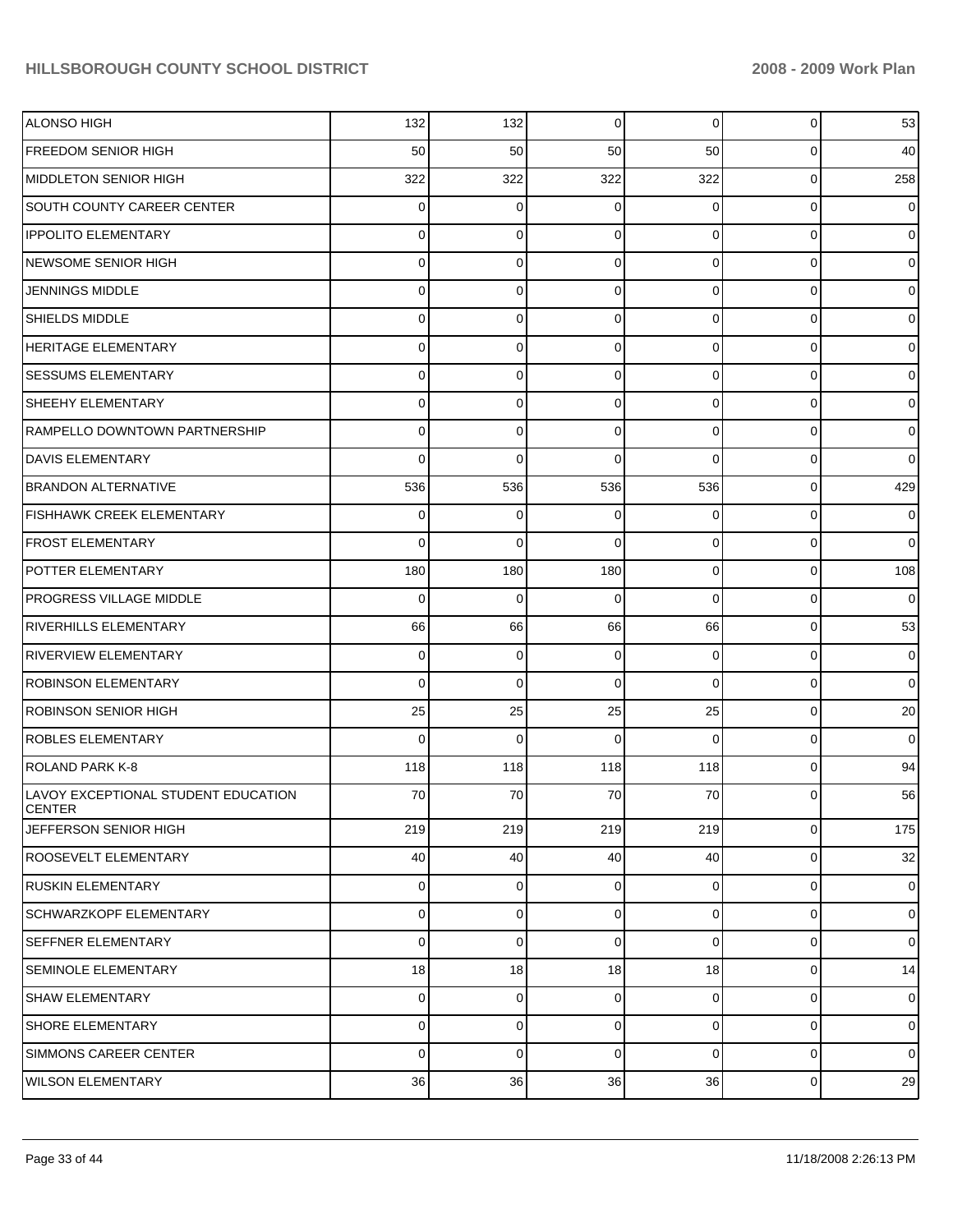| | | | | | | |
|---|---|---|---|---|---|---|
| ALONSO HIGH | 132 | 132 | 0 | 0 | 0 | 53 |
| FREEDOM SENIOR HIGH | 50 | 50 | 50 | 50 | 0 | 40 |
| MIDDLETON SENIOR HIGH | 322 | 322 | 322 | 322 | 0 | 258 |
| SOUTH COUNTY CAREER CENTER | 0 | 0 | 0 | 0 | 0 | 0 |
| IPPOLITO ELEMENTARY | 0 | 0 | 0 | 0 | 0 | 0 |
| NEWSOME SENIOR HIGH | 0 | 0 | 0 | 0 | 0 | 0 |
| JENNINGS MIDDLE | 0 | 0 | 0 | 0 | 0 | 0 |
| SHIELDS MIDDLE | 0 | 0 | 0 | 0 | 0 | 0 |
| HERITAGE ELEMENTARY | 0 | 0 | 0 | 0 | 0 | 0 |
| SESSUMS ELEMENTARY | 0 | 0 | 0 | 0 | 0 | 0 |
| SHEEHY ELEMENTARY | 0 | 0 | 0 | 0 | 0 | 0 |
| RAMPELLO DOWNTOWN PARTNERSHIP | 0 | 0 | 0 | 0 | 0 | 0 |
| DAVIS ELEMENTARY | 0 | 0 | 0 | 0 | 0 | 0 |
| BRANDON ALTERNATIVE | 536 | 536 | 536 | 536 | 0 | 429 |
| FISHHAWK CREEK ELEMENTARY | 0 | 0 | 0 | 0 | 0 | 0 |
| FROST ELEMENTARY | 0 | 0 | 0 | 0 | 0 | 0 |
| POTTER ELEMENTARY | 180 | 180 | 180 | 0 | 0 | 108 |
| PROGRESS VILLAGE MIDDLE | 0 | 0 | 0 | 0 | 0 | 0 |
| RIVERHILLS ELEMENTARY | 66 | 66 | 66 | 66 | 0 | 53 |
| RIVERVIEW ELEMENTARY | 0 | 0 | 0 | 0 | 0 | 0 |
| ROBINSON ELEMENTARY | 0 | 0 | 0 | 0 | 0 | 0 |
| ROBINSON SENIOR HIGH | 25 | 25 | 25 | 25 | 0 | 20 |
| ROBLES ELEMENTARY | 0 | 0 | 0 | 0 | 0 | 0 |
| ROLAND PARK K-8 | 118 | 118 | 118 | 118 | 0 | 94 |
| LAVOY EXCEPTIONAL STUDENT EDUCATION CENTER | 70 | 70 | 70 | 70 | 0 | 56 |
| JEFFERSON SENIOR HIGH | 219 | 219 | 219 | 219 | 0 | 175 |
| ROOSEVELT ELEMENTARY | 40 | 40 | 40 | 40 | 0 | 32 |
| RUSKIN ELEMENTARY | 0 | 0 | 0 | 0 | 0 | 0 |
| SCHWARZKOPF ELEMENTARY | 0 | 0 | 0 | 0 | 0 | 0 |
| SEFFNER ELEMENTARY | 0 | 0 | 0 | 0 | 0 | 0 |
| SEMINOLE ELEMENTARY | 18 | 18 | 18 | 18 | 0 | 14 |
| SHAW ELEMENTARY | 0 | 0 | 0 | 0 | 0 | 0 |
| SHORE ELEMENTARY | 0 | 0 | 0 | 0 | 0 | 0 |
| SIMMONS CAREER CENTER | 0 | 0 | 0 | 0 | 0 | 0 |
| WILSON ELEMENTARY | 36 | 36 | 36 | 36 | 0 | 29 |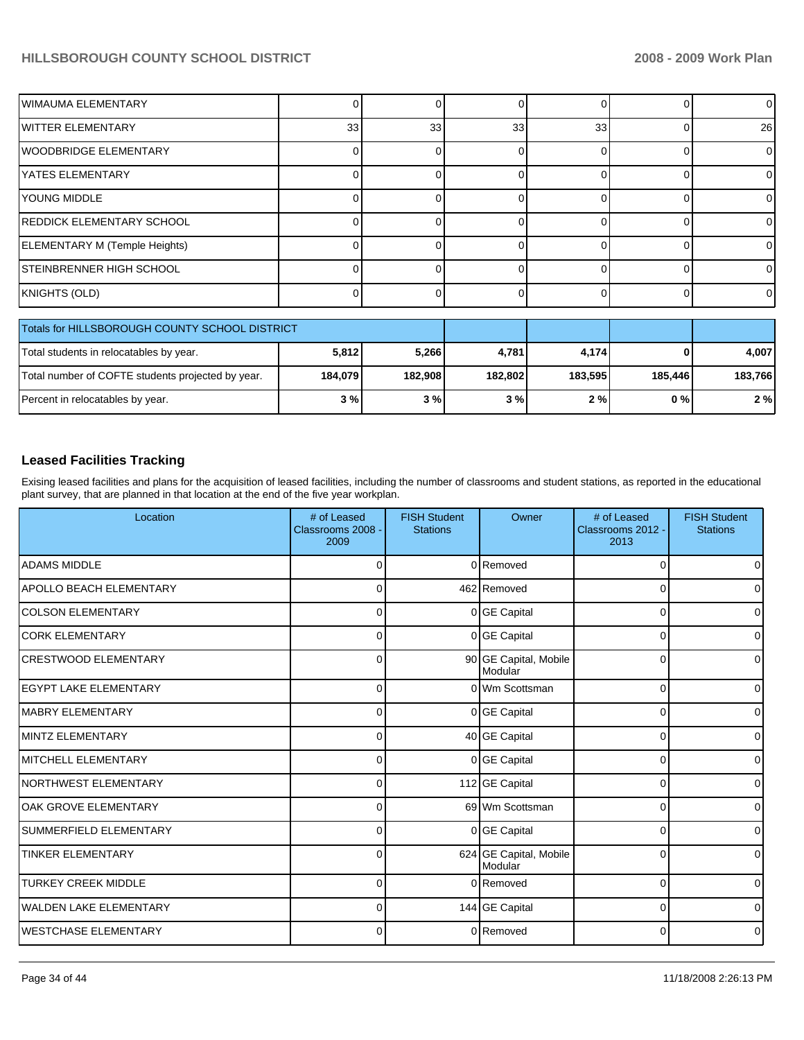| | | | | | | |
|---|---|---|---|---|---|---|
| WIMAUMA ELEMENTARY | 0 | 0 | 0 | 0 | 0 | 0 |
| WITTER ELEMENTARY | 33 | 33 | 33 | 33 | 0 | 26 |
| WOODBRIDGE ELEMENTARY | 0 | 0 | 0 | 0 | 0 | 0 |
| YATES ELEMENTARY | 0 | 0 | 0 | 0 | 0 | 0 |
| YOUNG MIDDLE | 0 | 0 | 0 | 0 | 0 | 0 |
| REDDICK ELEMENTARY SCHOOL | 0 | 0 | 0 | 0 | 0 | 0 |
| ELEMENTARY M (Temple Heights) | 0 | 0 | 0 | 0 | 0 | 0 |
| STEINBRENNER HIGH SCHOOL | 0 | 0 | 0 | 0 | 0 | 0 |
| KNIGHTS (OLD) | 0 | 0 | 0 | 0 | 0 | 0 |

| Totals for HILLSBOROUGH COUNTY SCHOOL DISTRICT | | | | | | |
|---|---|---|---|---|---|---|
| Total students in relocatables by year. | **5,812** | **5,266** | **4,781** | **4,174** | **0** | **4,007** |
| Total number of COFTE students projected by year. | **184,079** | **182,908** | **182,802** | **183,595** | **185,446** | **183,766** |
| Percent in relocatables by year. | **3 %** | **3 %** | **3 %** | **2 %** | **0 %** | **2 %** |

## Leased Facilities Tracking

Exising leased facilities and plans for the acquisition of leased facilities, including the number of classrooms and student stations, as reported in the educational plant survey, that are planned in that location at the end of the five year workplan.

| Location | # of Leased Classrooms 2008 - 2009 | FISH Student Stations | Owner | # of Leased Classrooms 2012 - 2013 | FISH Student Stations |
|---|---|---|---|---|---|
| ADAMS MIDDLE | 0 | 0 | Removed | 0 | 0 |
| APOLLO BEACH ELEMENTARY | 0 | 462 | Removed | 0 | 0 |
| COLSON ELEMENTARY | 0 | 0 | GE Capital | 0 | 0 |
| CORK ELEMENTARY | 0 | 0 | GE Capital | 0 | 0 |
| CRESTWOOD ELEMENTARY | 0 | 90 | GE Capital, Mobile Modular | 0 | 0 |
| EGYPT LAKE ELEMENTARY | 0 | 0 | Wm Scottsman | 0 | 0 |
| MABRY ELEMENTARY | 0 | 0 | GE Capital | 0 | 0 |
| MINTZ ELEMENTARY | 0 | 40 | GE Capital | 0 | 0 |
| MITCHELL ELEMENTARY | 0 | 0 | GE Capital | 0 | 0 |
| NORTHWEST ELEMENTARY | 0 | 112 | GE Capital | 0 | 0 |
| OAK GROVE ELEMENTARY | 0 | 69 | Wm Scottsman | 0 | 0 |
| SUMMERFIELD ELEMENTARY | 0 | 0 | GE Capital | 0 | 0 |
| TINKER ELEMENTARY | 0 | 624 | GE Capital, Mobile Modular | 0 | 0 |
| TURKEY CREEK MIDDLE | 0 | 0 | Removed | 0 | 0 |
| WALDEN LAKE ELEMENTARY | 0 | 144 | GE Capital | 0 | 0 |
| WESTCHASE ELEMENTARY | 0 | 0 | Removed | 0 | 0 |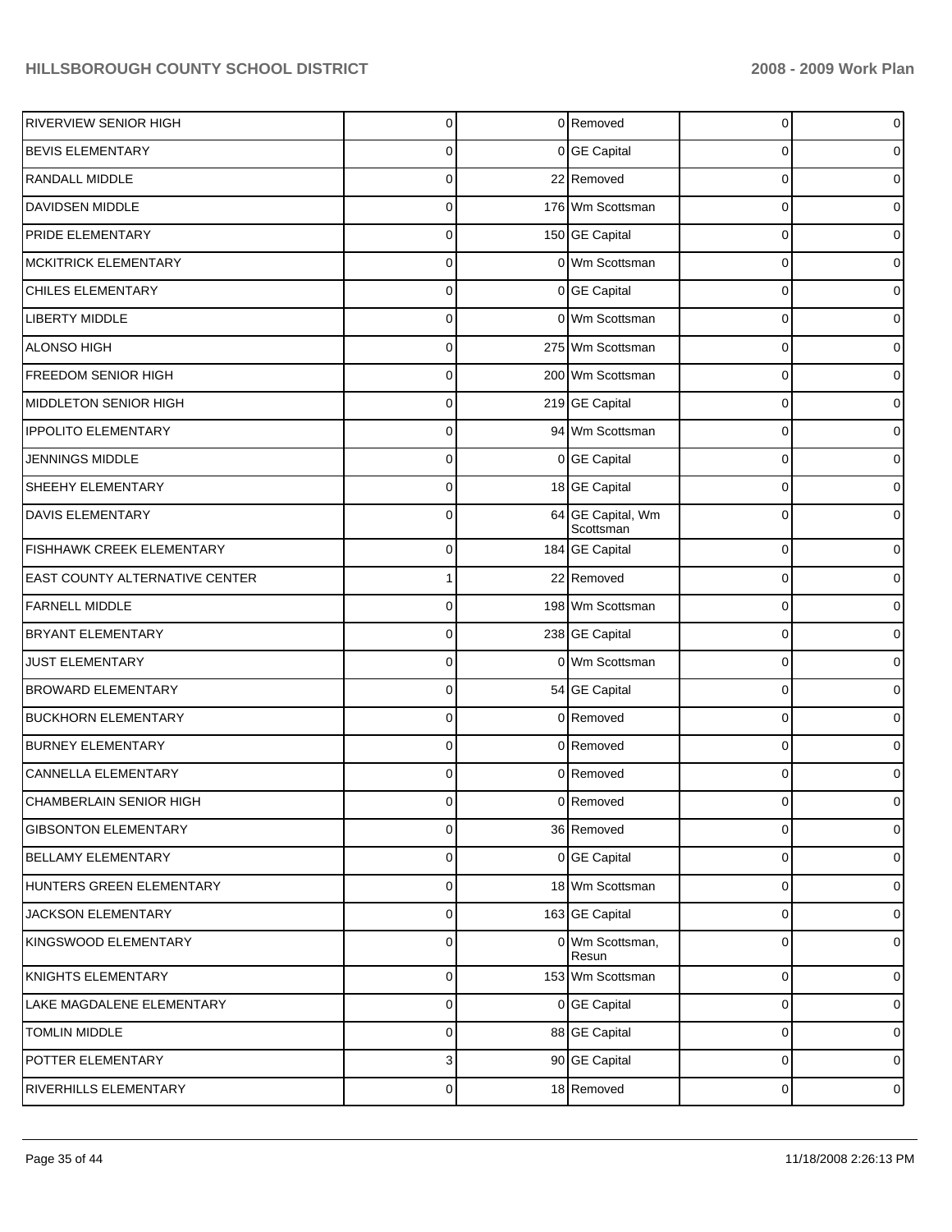| | | | | | |
|---|---|---|---|---|---|
| RIVERVIEW SENIOR HIGH | 0 | 0 | Removed | 0 | 0 |
| BEVIS ELEMENTARY | 0 | 0 | GE Capital | 0 | 0 |
| RANDALL MIDDLE | 0 | 22 | Removed | 0 | 0 |
| DAVIDSEN MIDDLE | 0 | 176 | Wm Scottsman | 0 | 0 |
| PRIDE ELEMENTARY | 0 | 150 | GE Capital | 0 | 0 |
| MCKITRICK ELEMENTARY | 0 | 0 | Wm Scottsman | 0 | 0 |
| CHILES ELEMENTARY | 0 | 0 | GE Capital | 0 | 0 |
| LIBERTY MIDDLE | 0 | 0 | Wm Scottsman | 0 | 0 |
| ALONSO HIGH | 0 | 275 | Wm Scottsman | 0 | 0 |
| FREEDOM SENIOR HIGH | 0 | 200 | Wm Scottsman | 0 | 0 |
| MIDDLETON SENIOR HIGH | 0 | 219 | GE Capital | 0 | 0 |
| IPPOLITO ELEMENTARY | 0 | 94 | Wm Scottsman | 0 | 0 |
| JENNINGS MIDDLE | 0 | 0 | GE Capital | 0 | 0 |
| SHEEHY ELEMENTARY | 0 | 18 | GE Capital | 0 | 0 |
| DAVIS ELEMENTARY | 0 | 64 | GE Capital, Wm Scottsman | 0 | 0 |
| FISHHAWK CREEK ELEMENTARY | 0 | 184 | GE Capital | 0 | 0 |
| EAST COUNTY ALTERNATIVE CENTER | 1 | 22 | Removed | 0 | 0 |
| FARNELL MIDDLE | 0 | 198 | Wm Scottsman | 0 | 0 |
| BRYANT ELEMENTARY | 0 | 238 | GE Capital | 0 | 0 |
| JUST ELEMENTARY | 0 | 0 | Wm Scottsman | 0 | 0 |
| BROWARD ELEMENTARY | 0 | 54 | GE Capital | 0 | 0 |
| BUCKHORN ELEMENTARY | 0 | 0 | Removed | 0 | 0 |
| BURNEY ELEMENTARY | 0 | 0 | Removed | 0 | 0 |
| CANNELLA ELEMENTARY | 0 | 0 | Removed | 0 | 0 |
| CHAMBERLAIN SENIOR HIGH | 0 | 0 | Removed | 0 | 0 |
| GIBSONTON ELEMENTARY | 0 | 36 | Removed | 0 | 0 |
| BELLAMY ELEMENTARY | 0 | 0 | GE Capital | 0 | 0 |
| HUNTERS GREEN ELEMENTARY | 0 | 18 | Wm Scottsman | 0 | 0 |
| JACKSON ELEMENTARY | 0 | 163 | GE Capital | 0 | 0 |
| KINGSWOOD ELEMENTARY | 0 | 0 | Wm Scottsman, Resun | 0 | 0 |
| KNIGHTS ELEMENTARY | 0 | 153 | Wm Scottsman | 0 | 0 |
| LAKE MAGDALENE ELEMENTARY | 0 | 0 | GE Capital | 0 | 0 |
| TOMLIN MIDDLE | 0 | 88 | GE Capital | 0 | 0 |
| POTTER ELEMENTARY | 3 | 90 | GE Capital | 0 | 0 |
| RIVERHILLS ELEMENTARY | 0 | 18 | Removed | 0 | 0 |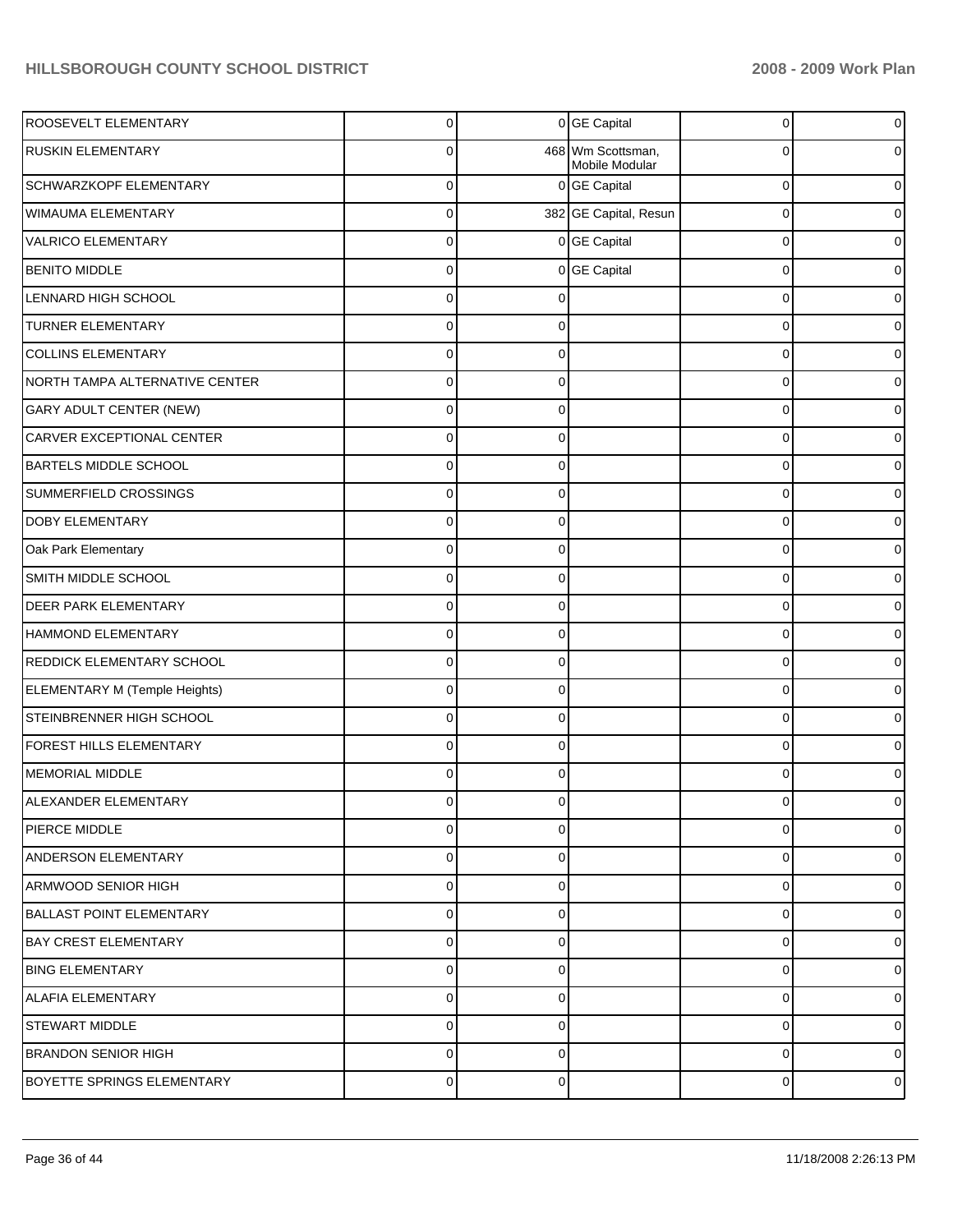| | | | | | |
|---|---|---|---|---|---|
| ROOSEVELT ELEMENTARY | 0 | 0 | GE Capital | 0 | 0 |
| RUSKIN ELEMENTARY | 0 | 468 | Wm Scottsman, Mobile Modular | 0 | 0 |
| SCHWARZKOPF ELEMENTARY | 0 | 0 | GE Capital | 0 | 0 |
| WIMAUMA ELEMENTARY | 0 | 382 | GE Capital, Resun | 0 | 0 |
| VALRICO ELEMENTARY | 0 | 0 | GE Capital | 0 | 0 |
| BENITO MIDDLE | 0 | 0 | GE Capital | 0 | 0 |
| LENNARD HIGH SCHOOL | 0 | 0 | | 0 | 0 |
| TURNER ELEMENTARY | 0 | 0 | | 0 | 0 |
| COLLINS ELEMENTARY | 0 | 0 | | 0 | 0 |
| NORTH TAMPA ALTERNATIVE CENTER | 0 | 0 | | 0 | 0 |
| GARY ADULT CENTER (NEW) | 0 | 0 | | 0 | 0 |
| CARVER EXCEPTIONAL CENTER | 0 | 0 | | 0 | 0 |
| BARTELS MIDDLE SCHOOL | 0 | 0 | | 0 | 0 |
| SUMMERFIELD CROSSINGS | 0 | 0 | | 0 | 0 |
| DOBY ELEMENTARY | 0 | 0 | | 0 | 0 |
| Oak Park Elementary | 0 | 0 | | 0 | 0 |
| SMITH MIDDLE SCHOOL | 0 | 0 | | 0 | 0 |
| DEER PARK ELEMENTARY | 0 | 0 | | 0 | 0 |
| HAMMOND ELEMENTARY | 0 | 0 | | 0 | 0 |
| REDDICK ELEMENTARY SCHOOL | 0 | 0 | | 0 | 0 |
| ELEMENTARY M (Temple Heights) | 0 | 0 | | 0 | 0 |
| STEINBRENNER HIGH SCHOOL | 0 | 0 | | 0 | 0 |
| FOREST HILLS ELEMENTARY | 0 | 0 | | 0 | 0 |
| MEMORIAL MIDDLE | 0 | 0 | | 0 | 0 |
| ALEXANDER ELEMENTARY | 0 | 0 | | 0 | 0 |
| PIERCE MIDDLE | 0 | 0 | | 0 | 0 |
| ANDERSON ELEMENTARY | 0 | 0 | | 0 | 0 |
| ARMWOOD SENIOR HIGH | 0 | 0 | | 0 | 0 |
| BALLAST POINT ELEMENTARY | 0 | 0 | | 0 | 0 |
| BAY CREST ELEMENTARY | 0 | 0 | | 0 | 0 |
| BING ELEMENTARY | 0 | 0 | | 0 | 0 |
| ALAFIA ELEMENTARY | 0 | 0 | | 0 | 0 |
| STEWART MIDDLE | 0 | 0 | | 0 | 0 |
| BRANDON SENIOR HIGH | 0 | 0 | | 0 | 0 |
| BOYETTE SPRINGS ELEMENTARY | 0 | 0 | | 0 | 0 |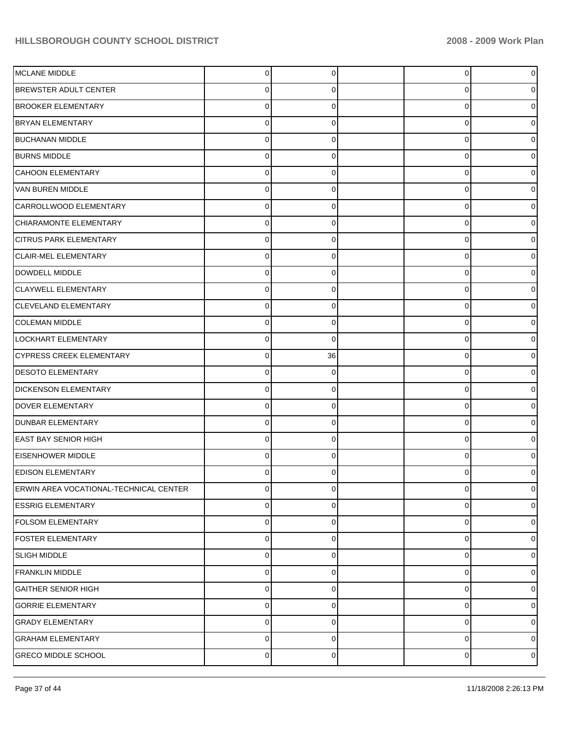| | | | | | |
|---|---|---|---|---|---|
| MCLANE MIDDLE | 0 | 0 | | 0 | 0 |
| BREWSTER ADULT CENTER | 0 | 0 | | 0 | 0 |
| BROOKER ELEMENTARY | 0 | 0 | | 0 | 0 |
| BRYAN ELEMENTARY | 0 | 0 | | 0 | 0 |
| BUCHANAN MIDDLE | 0 | 0 | | 0 | 0 |
| BURNS MIDDLE | 0 | 0 | | 0 | 0 |
| CAHOON ELEMENTARY | 0 | 0 | | 0 | 0 |
| VAN BUREN MIDDLE | 0 | 0 | | 0 | 0 |
| CARROLLWOOD ELEMENTARY | 0 | 0 | | 0 | 0 |
| CHIARAMONTE ELEMENTARY | 0 | 0 | | 0 | 0 |
| CITRUS PARK ELEMENTARY | 0 | 0 | | 0 | 0 |
| CLAIR-MEL ELEMENTARY | 0 | 0 | | 0 | 0 |
| DOWDELL MIDDLE | 0 | 0 | | 0 | 0 |
| CLAYWELL ELEMENTARY | 0 | 0 | | 0 | 0 |
| CLEVELAND ELEMENTARY | 0 | 0 | | 0 | 0 |
| COLEMAN MIDDLE | 0 | 0 | | 0 | 0 |
| LOCKHART ELEMENTARY | 0 | 0 | | 0 | 0 |
| CYPRESS CREEK ELEMENTARY | 0 | 36 | | 0 | 0 |
| DESOTO ELEMENTARY | 0 | 0 | | 0 | 0 |
| DICKENSON ELEMENTARY | 0 | 0 | | 0 | 0 |
| DOVER ELEMENTARY | 0 | 0 | | 0 | 0 |
| DUNBAR ELEMENTARY | 0 | 0 | | 0 | 0 |
| EAST BAY SENIOR HIGH | 0 | 0 | | 0 | 0 |
| EISENHOWER MIDDLE | 0 | 0 | | 0 | 0 |
| EDISON ELEMENTARY | 0 | 0 | | 0 | 0 |
| ERWIN AREA VOCATIONAL-TECHNICAL CENTER | 0 | 0 | | 0 | 0 |
| ESSRIG ELEMENTARY | 0 | 0 | | 0 | 0 |
| FOLSOM ELEMENTARY | 0 | 0 | | 0 | 0 |
| FOSTER ELEMENTARY | 0 | 0 | | 0 | 0 |
| SLIGH MIDDLE | 0 | 0 | | 0 | 0 |
| FRANKLIN MIDDLE | 0 | 0 | | 0 | 0 |
| GAITHER SENIOR HIGH | 0 | 0 | | 0 | 0 |
| GORRIE ELEMENTARY | 0 | 0 | | 0 | 0 |
| GRADY ELEMENTARY | 0 | 0 | | 0 | 0 |
| GRAHAM ELEMENTARY | 0 | 0 | | 0 | 0 |
| GRECO MIDDLE SCHOOL | 0 | 0 | | 0 | 0 |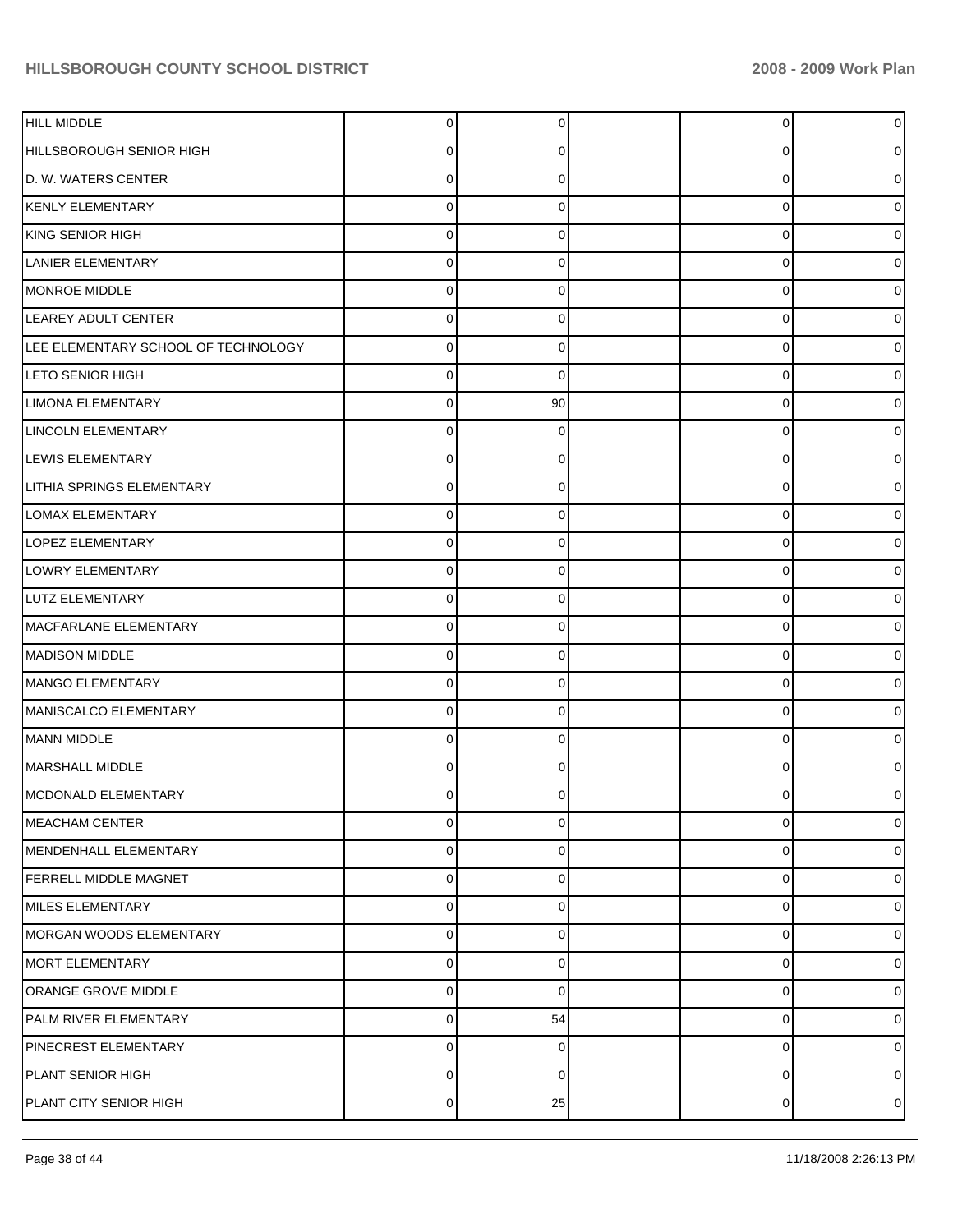| | | | | | |
|---|---|---|---|---|---|
| HILL MIDDLE | 0 | 0 | | 0 | 0 |
| HILLSBOROUGH SENIOR HIGH | 0 | 0 | | 0 | 0 |
| D. W. WATERS CENTER | 0 | 0 | | 0 | 0 |
| KENLY ELEMENTARY | 0 | 0 | | 0 | 0 |
| KING SENIOR HIGH | 0 | 0 | | 0 | 0 |
| LANIER ELEMENTARY | 0 | 0 | | 0 | 0 |
| MONROE MIDDLE | 0 | 0 | | 0 | 0 |
| LEAREY ADULT CENTER | 0 | 0 | | 0 | 0 |
| LEE ELEMENTARY SCHOOL OF TECHNOLOGY | 0 | 0 | | 0 | 0 |
| LETO SENIOR HIGH | 0 | 0 | | 0 | 0 |
| LIMONA ELEMENTARY | 0 | 90 | | 0 | 0 |
| LINCOLN ELEMENTARY | 0 | 0 | | 0 | 0 |
| LEWIS ELEMENTARY | 0 | 0 | | 0 | 0 |
| LITHIA SPRINGS ELEMENTARY | 0 | 0 | | 0 | 0 |
| LOMAX ELEMENTARY | 0 | 0 | | 0 | 0 |
| LOPEZ ELEMENTARY | 0 | 0 | | 0 | 0 |
| LOWRY ELEMENTARY | 0 | 0 | | 0 | 0 |
| LUTZ ELEMENTARY | 0 | 0 | | 0 | 0 |
| MACFARLANE ELEMENTARY | 0 | 0 | | 0 | 0 |
| MADISON MIDDLE | 0 | 0 | | 0 | 0 |
| MANGO ELEMENTARY | 0 | 0 | | 0 | 0 |
| MANISCALCO ELEMENTARY | 0 | 0 | | 0 | 0 |
| MANN MIDDLE | 0 | 0 | | 0 | 0 |
| MARSHALL MIDDLE | 0 | 0 | | 0 | 0 |
| MCDONALD ELEMENTARY | 0 | 0 | | 0 | 0 |
| MEACHAM CENTER | 0 | 0 | | 0 | 0 |
| MENDENHALL ELEMENTARY | 0 | 0 | | 0 | 0 |
| FERRELL MIDDLE MAGNET | 0 | 0 | | 0 | 0 |
| MILES ELEMENTARY | 0 | 0 | | 0 | 0 |
| MORGAN WOODS ELEMENTARY | 0 | 0 | | 0 | 0 |
| MORT ELEMENTARY | 0 | 0 | | 0 | 0 |
| ORANGE GROVE MIDDLE | 0 | 0 | | 0 | 0 |
| PALM RIVER ELEMENTARY | 0 | 54 | | 0 | 0 |
| PINECREST ELEMENTARY | 0 | 0 | | 0 | 0 |
| PLANT SENIOR HIGH | 0 | 0 | | 0 | 0 |
| PLANT CITY SENIOR HIGH | 0 | 25 | | 0 | 0 |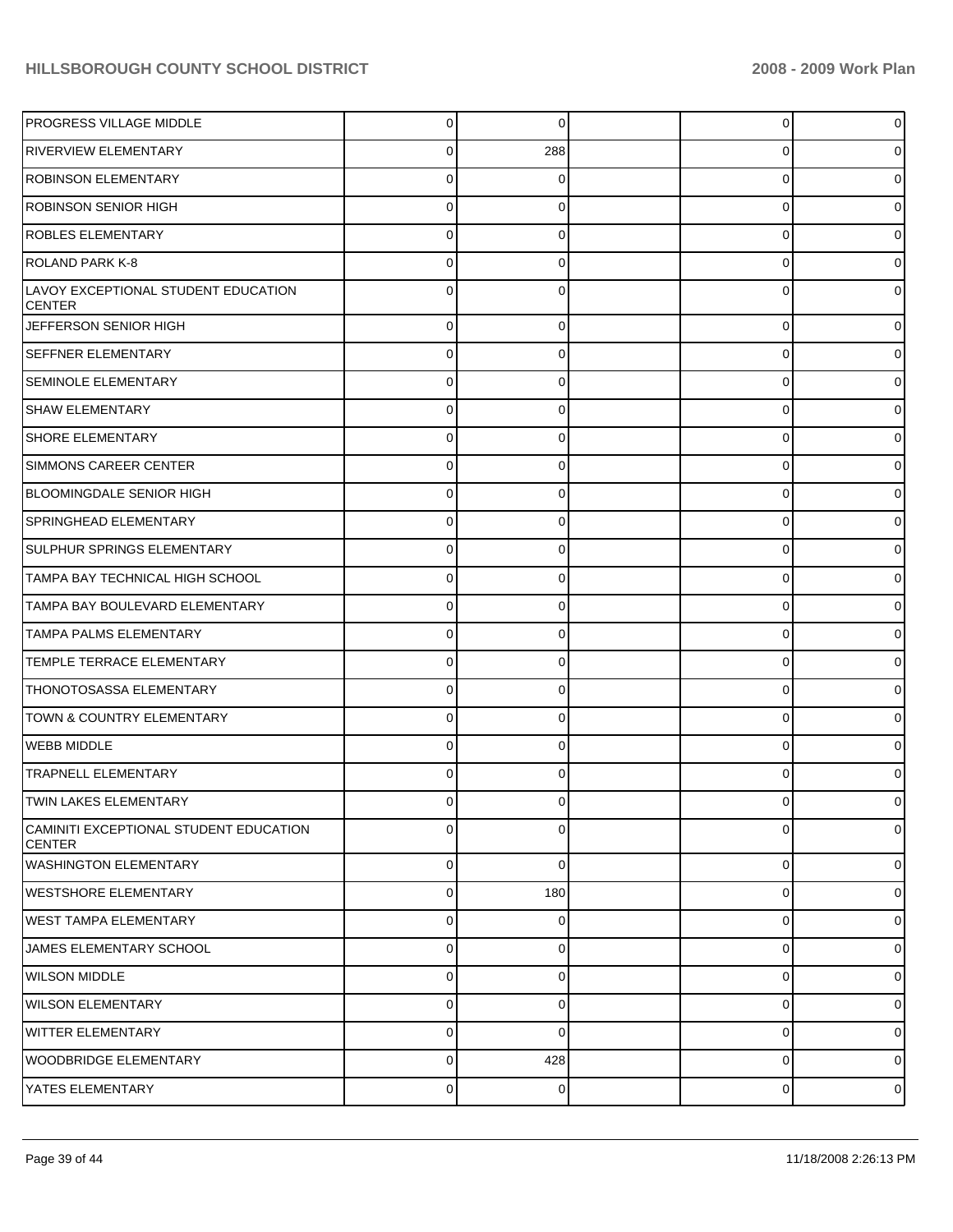| | | | | | |
|---|---|---|---|---|---|
| PROGRESS VILLAGE MIDDLE | 0 | 0 | | 0 | 0 |
| RIVERVIEW ELEMENTARY | 0 | 288 | | 0 | 0 |
| ROBINSON ELEMENTARY | 0 | 0 | | 0 | 0 |
| ROBINSON SENIOR HIGH | 0 | 0 | | 0 | 0 |
| ROBLES ELEMENTARY | 0 | 0 | | 0 | 0 |
| ROLAND PARK K-8 | 0 | 0 | | 0 | 0 |
| LAVOY EXCEPTIONAL STUDENT EDUCATION CENTER | 0 | 0 | | 0 | 0 |
| JEFFERSON SENIOR HIGH | 0 | 0 | | 0 | 0 |
| SEFFNER ELEMENTARY | 0 | 0 | | 0 | 0 |
| SEMINOLE ELEMENTARY | 0 | 0 | | 0 | 0 |
| SHAW ELEMENTARY | 0 | 0 | | 0 | 0 |
| SHORE ELEMENTARY | 0 | 0 | | 0 | 0 |
| SIMMONS CAREER CENTER | 0 | 0 | | 0 | 0 |
| BLOOMINGDALE SENIOR HIGH | 0 | 0 | | 0 | 0 |
| SPRINGHEAD ELEMENTARY | 0 | 0 | | 0 | 0 |
| SULPHUR SPRINGS ELEMENTARY | 0 | 0 | | 0 | 0 |
| TAMPA BAY TECHNICAL HIGH SCHOOL | 0 | 0 | | 0 | 0 |
| TAMPA BAY BOULEVARD ELEMENTARY | 0 | 0 | | 0 | 0 |
| TAMPA PALMS ELEMENTARY | 0 | 0 | | 0 | 0 |
| TEMPLE TERRACE ELEMENTARY | 0 | 0 | | 0 | 0 |
| THONOTOSASSA ELEMENTARY | 0 | 0 | | 0 | 0 |
| TOWN & COUNTRY ELEMENTARY | 0 | 0 | | 0 | 0 |
| WEBB MIDDLE | 0 | 0 | | 0 | 0 |
| TRAPNELL ELEMENTARY | 0 | 0 | | 0 | 0 |
| TWIN LAKES ELEMENTARY | 0 | 0 | | 0 | 0 |
| CAMINITI EXCEPTIONAL STUDENT EDUCATION CENTER | 0 | 0 | | 0 | 0 |
| WASHINGTON ELEMENTARY | 0 | 0 | | 0 | 0 |
| WESTSHORE ELEMENTARY | 0 | 180 | | 0 | 0 |
| WEST TAMPA ELEMENTARY | 0 | 0 | | 0 | 0 |
| JAMES ELEMENTARY SCHOOL | 0 | 0 | | 0 | 0 |
| WILSON MIDDLE | 0 | 0 | | 0 | 0 |
| WILSON ELEMENTARY | 0 | 0 | | 0 | 0 |
| WITTER ELEMENTARY | 0 | 0 | | 0 | 0 |
| WOODBRIDGE ELEMENTARY | 0 | 428 | | 0 | 0 |
| YATES ELEMENTARY | 0 | 0 | | 0 | 0 |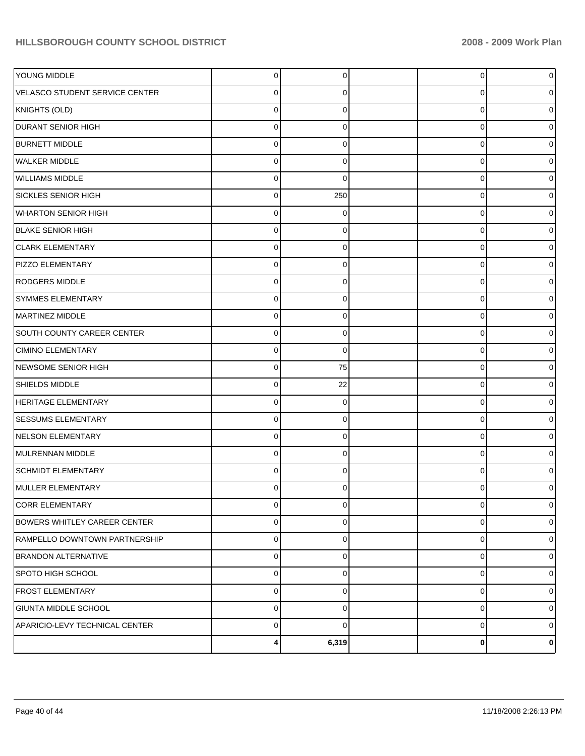| | | | | | |
|---|---|---|---|---|---|
| YOUNG MIDDLE | 0 | 0 | | 0 | 0 |
| VELASCO STUDENT SERVICE CENTER | 0 | 0 | | 0 | 0 |
| KNIGHTS (OLD) | 0 | 0 | | 0 | 0 |
| DURANT SENIOR HIGH | 0 | 0 | | 0 | 0 |
| BURNETT MIDDLE | 0 | 0 | | 0 | 0 |
| WALKER MIDDLE | 0 | 0 | | 0 | 0 |
| WILLIAMS MIDDLE | 0 | 0 | | 0 | 0 |
| SICKLES SENIOR HIGH | 0 | 250 | | 0 | 0 |
| WHARTON SENIOR HIGH | 0 | 0 | | 0 | 0 |
| BLAKE SENIOR HIGH | 0 | 0 | | 0 | 0 |
| CLARK ELEMENTARY | 0 | 0 | | 0 | 0 |
| PIZZO ELEMENTARY | 0 | 0 | | 0 | 0 |
| RODGERS MIDDLE | 0 | 0 | | 0 | 0 |
| SYMMES ELEMENTARY | 0 | 0 | | 0 | 0 |
| MARTINEZ MIDDLE | 0 | 0 | | 0 | 0 |
| SOUTH COUNTY CAREER CENTER | 0 | 0 | | 0 | 0 |
| CIMINO ELEMENTARY | 0 | 0 | | 0 | 0 |
| NEWSOME SENIOR HIGH | 0 | 75 | | 0 | 0 |
| SHIELDS MIDDLE | 0 | 22 | | 0 | 0 |
| HERITAGE ELEMENTARY | 0 | 0 | | 0 | 0 |
| SESSUMS ELEMENTARY | 0 | 0 | | 0 | 0 |
| NELSON ELEMENTARY | 0 | 0 | | 0 | 0 |
| MULRENNAN MIDDLE | 0 | 0 | | 0 | 0 |
| SCHMIDT ELEMENTARY | 0 | 0 | | 0 | 0 |
| MULLER ELEMENTARY | 0 | 0 | | 0 | 0 |
| CORR ELEMENTARY | 0 | 0 | | 0 | 0 |
| BOWERS WHITLEY CAREER CENTER | 0 | 0 | | 0 | 0 |
| RAMPELLO DOWNTOWN PARTNERSHIP | 0 | 0 | | 0 | 0 |
| BRANDON ALTERNATIVE | 0 | 0 | | 0 | 0 |
| SPOTO HIGH SCHOOL | 0 | 0 | | 0 | 0 |
| FROST ELEMENTARY | 0 | 0 | | 0 | 0 |
| GIUNTA MIDDLE SCHOOL | 0 | 0 | | 0 | 0 |
| APARICIO-LEVY TECHNICAL CENTER | 0 | 0 | | 0 | 0 |
| | **4** | **6,319** | | **0** | **0** |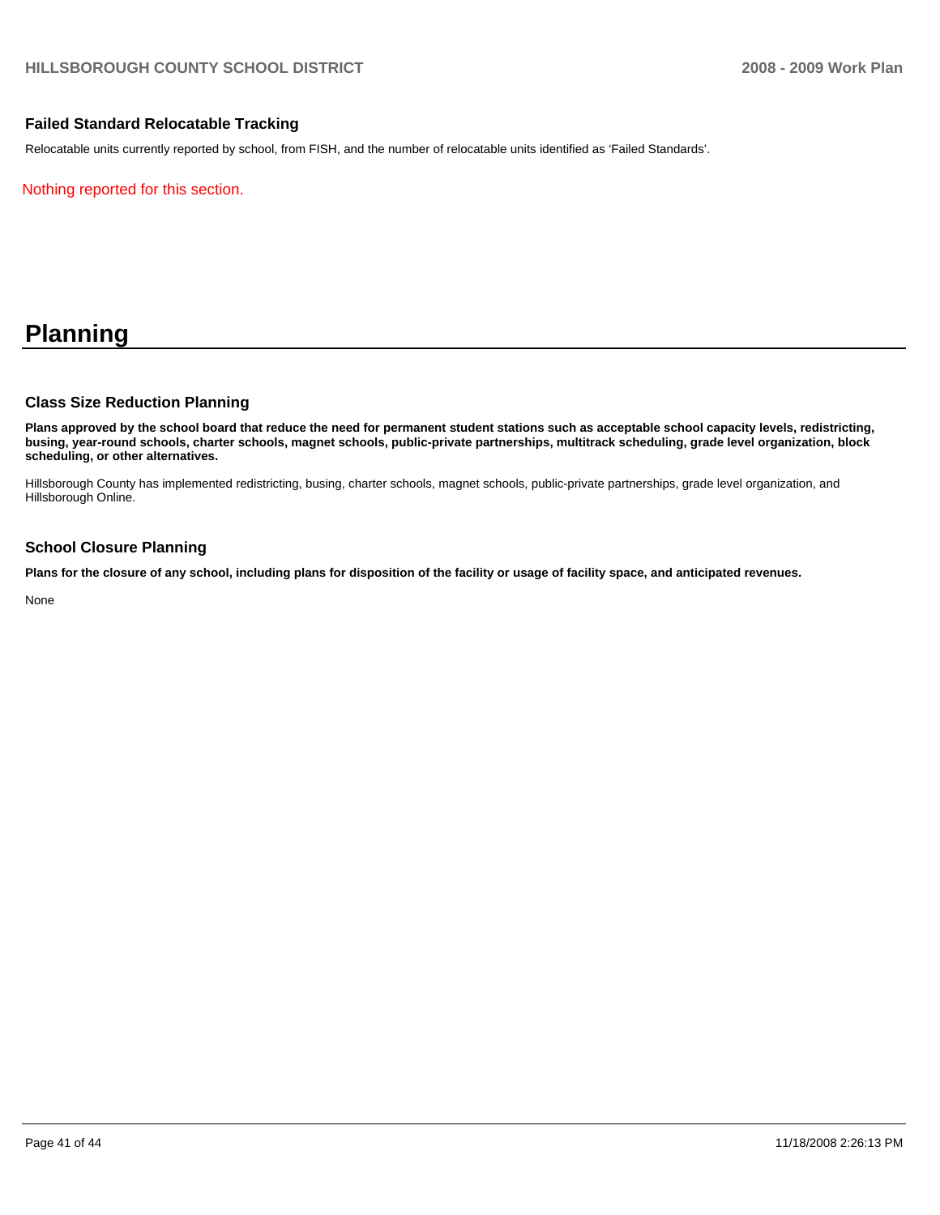### Failed Standard Relocatable Tracking

Relocatable units currently reported by school, from FISH, and the number of relocatable units identified as 'Failed Standards'.

Nothing reported for this section.

# Planning

### Class Size Reduction Planning

**Plans approved by the school board that reduce the need for permanent student stations such as acceptable school capacity levels, redistricting, busing, year-round schools, charter schools, magnet schools, public-private partnerships, multitrack scheduling, grade level organization, block scheduling, or other alternatives.**

Hillsborough County has implemented redistricting, busing, charter schools, magnet schools, public-private partnerships, grade level organization, and Hillsborough Online.

### School Closure Planning

**Plans for the closure of any school, including plans for disposition of the facility or usage of facility space, and anticipated revenues.**

None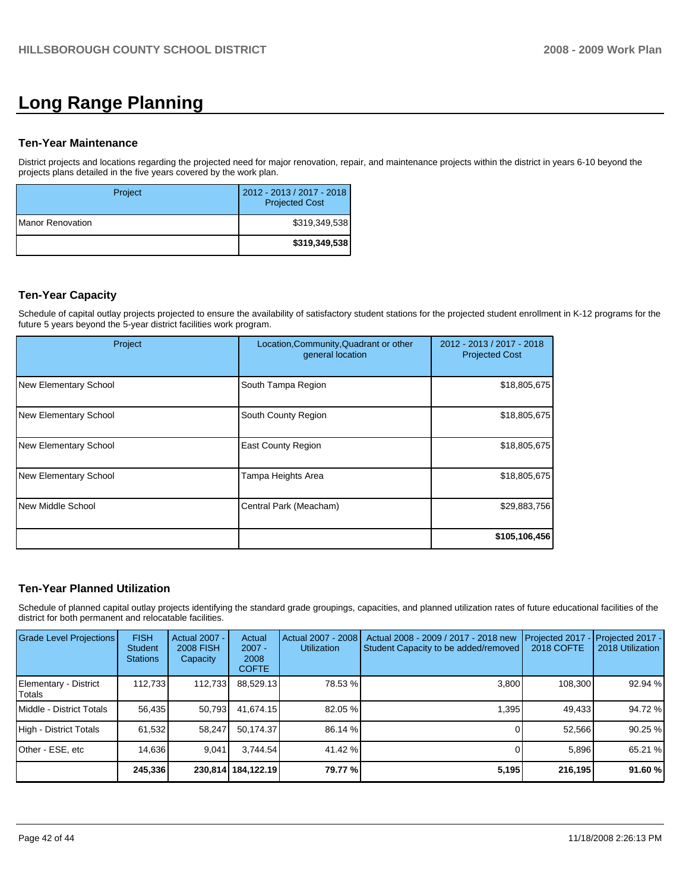# Long Range Planning

### Ten-Year Maintenance

District projects and locations regarding the projected need for major renovation, repair, and maintenance projects within the district in years 6-10 beyond the projects plans detailed in the five years covered by the work plan.

| Project | 2012 - 2013 / 2017 - 2018 Projected Cost |
|---|---|
| Manor Renovation | $319,349,538 |
| | **$319,349,538** |

### Ten-Year Capacity

Schedule of capital outlay projects projected to ensure the availability of satisfactory student stations for the projected student enrollment in K-12 programs for the future 5 years beyond the 5-year district facilities work program.

| Project | Location,Community,Quadrant or other general location | 2012 - 2013 / 2017 - 2018 Projected Cost |
|---|---|---|
| New Elementary School | South Tampa Region | $18,805,675 |
| New Elementary School | South County Region | $18,805,675 |
| New Elementary School | East County Region | $18,805,675 |
| New Elementary School | Tampa Heights Area | $18,805,675 |
| New Middle School | Central Park (Meacham) | $29,883,756 |
| | | **$105,106,456** |

### Ten-Year Planned Utilization

Schedule of planned capital outlay projects identifying the standard grade groupings, capacities, and planned utilization rates of future educational facilities of the district for both permanent and relocatable facilities.

| Grade Level Projections | FISH Student Stations | Actual 2007 - 2008 FISH Capacity | Actual 2007 - 2008 COFTE | Actual 2007 - 2008 Utilization | Actual 2008 - 2009 / 2017 - 2018 new Student Capacity to be added/removed | Projected 2017 - 2018 COFTE | Projected 2017 - 2018 Utilization |
|---|---|---|---|---|---|---|---|
| Elementary - District Totals | 112,733 | 112,733 | 88,529.13 | 78.53 % | 3,800 | 108,300 | 92.94 % |
| Middle - District Totals | 56,435 | 50,793 | 41,674.15 | 82.05 % | 1,395 | 49,433 | 94.72 % |
| High - District Totals | 61,532 | 58,247 | 50,174.37 | 86.14 % | 0 | 52,566 | 90.25 % |
| Other - ESE, etc | 14,636 | 9,041 | 3,744.54 | 41.42 % | 0 | 5,896 | 65.21 % |
| | **245,336** | **230,814** | **184,122.19** | **79.77 %** | **5,195** | **216,195** | **91.60 %** |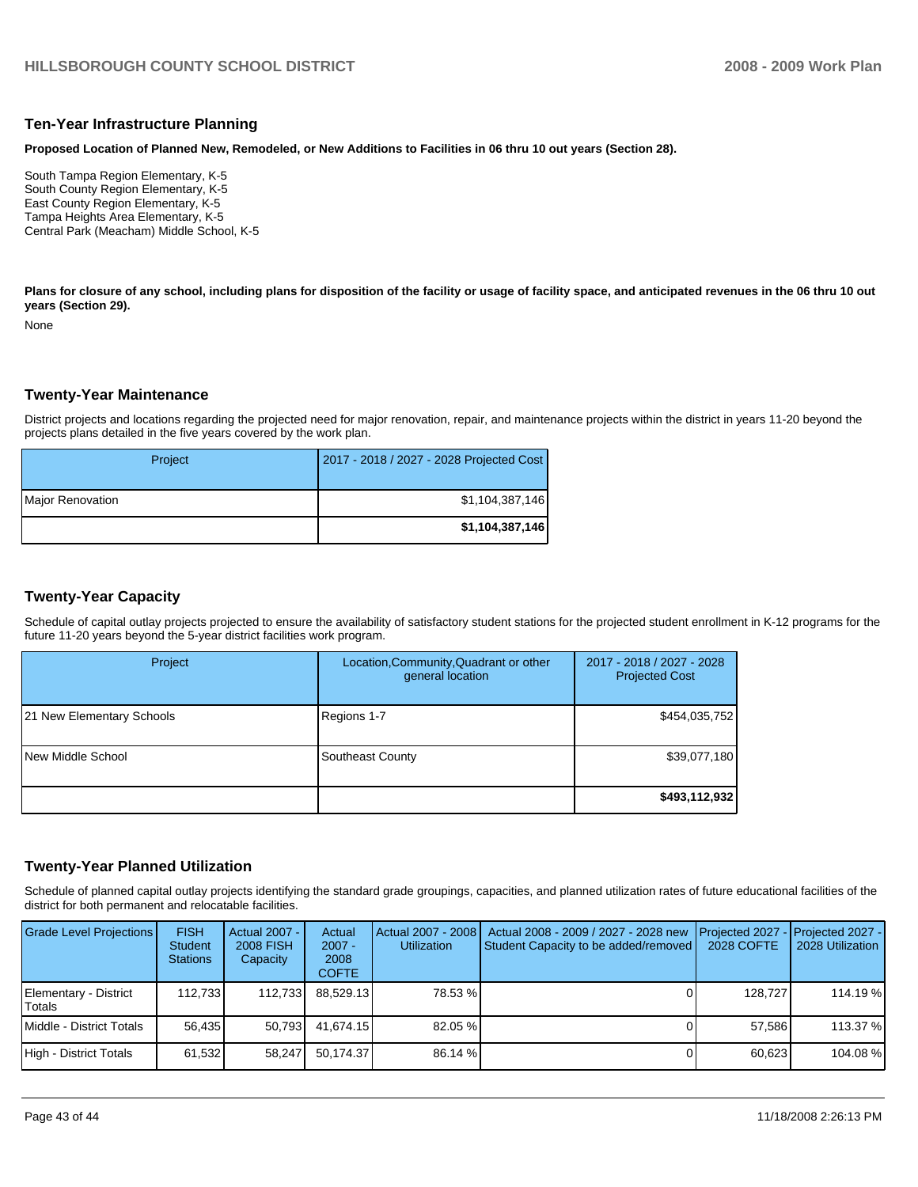## Ten-Year Infrastructure Planning

**Proposed Location of Planned New, Remodeled, or New Additions to Facilities in 06 thru 10 out years (Section 28).**

South Tampa Region Elementary, K-5
South County Region Elementary, K-5
East County Region Elementary, K-5
Tampa Heights Area Elementary, K-5
Central Park (Meacham) Middle School, K-5

**Plans for closure of any school, including plans for disposition of the facility or usage of facility space, and anticipated revenues in the 06 thru 10 out years (Section 29).**

None

## Twenty-Year Maintenance

District projects and locations regarding the projected need for major renovation, repair, and maintenance projects within the district in years 11-20 beyond the projects plans detailed in the five years covered by the work plan.

| Project | 2017 - 2018 / 2027 - 2028 Projected Cost |
|---|---|
| Major Renovation | $1,104,387,146 |
| | **$1,104,387,146** |

## Twenty-Year Capacity

Schedule of capital outlay projects projected to ensure the availability of satisfactory student stations for the projected student enrollment in K-12 programs for the future 11-20 years beyond the 5-year district facilities work program.

| Project | Location,Community,Quadrant or other general location | 2017 - 2018 / 2027 - 2028 Projected Cost |
|---|---|---|
| 21 New Elementary Schools | Regions 1-7 | $454,035,752 |
| New Middle School | Southeast County | $39,077,180 |
| | | **$493,112,932** |

## Twenty-Year Planned Utilization

Schedule of planned capital outlay projects identifying the standard grade groupings, capacities, and planned utilization rates of future educational facilities of the district for both permanent and relocatable facilities.

| Grade Level Projections | FISH Student Stations | Actual 2007 - 2008 FISH Capacity | Actual 2007 - 2008 COFTE | Actual 2007 - 2008 Utilization | Actual 2008 - 2009 / 2027 - 2028 new Student Capacity to be added/removed | Projected 2027 - 2028 COFTE | Projected 2027 - 2028 Utilization |
|---|---|---|---|---|---|---|---|
| Elementary - District Totals | 112,733 | 112,733 | 88,529.13 | 78.53 % | 0 | 128,727 | 114.19 % |
| Middle - District Totals | 56,435 | 50,793 | 41,674.15 | 82.05 % | 0 | 57,586 | 113.37 % |
| High - District Totals | 61,532 | 58,247 | 50,174.37 | 86.14 % | 0 | 60,623 | 104.08 % |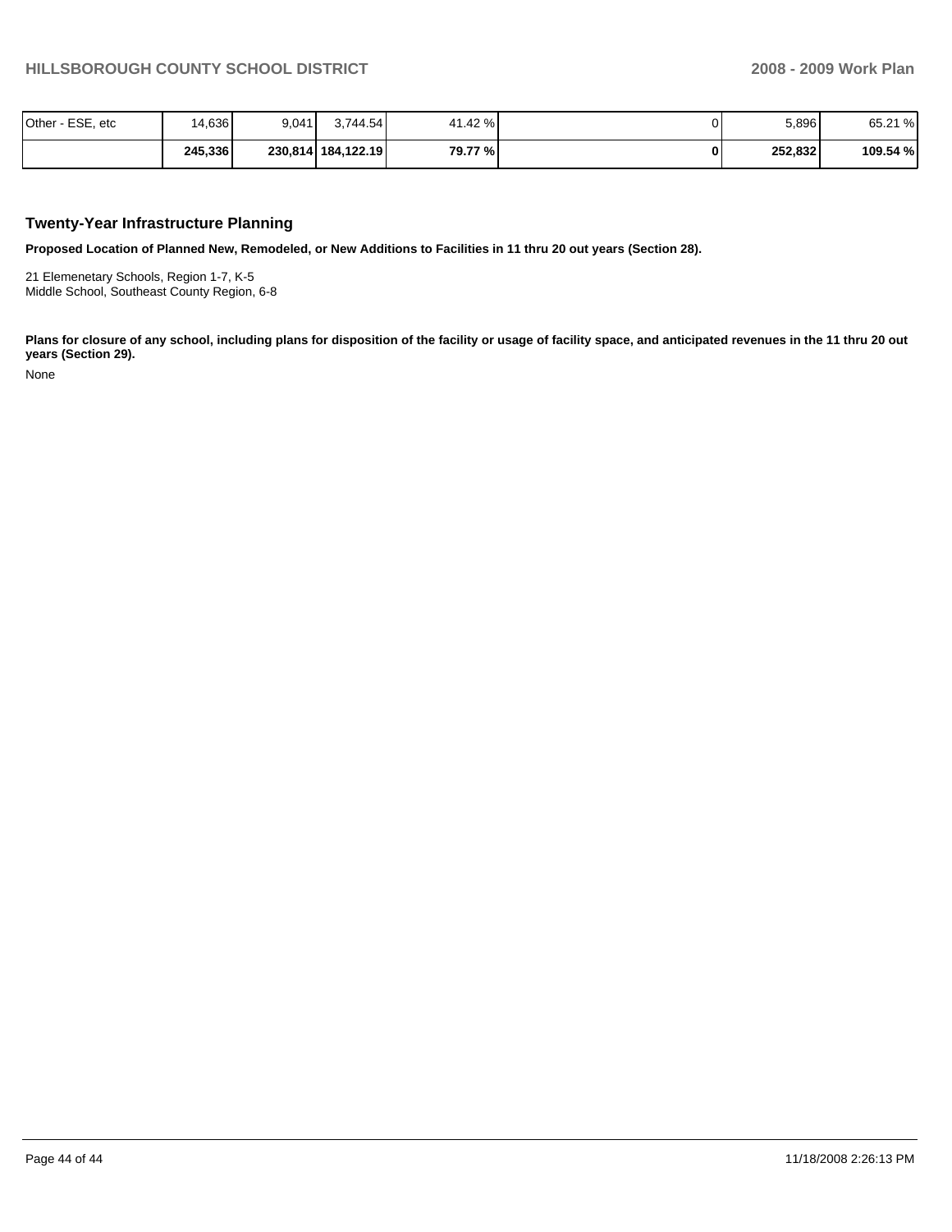| | | | | | | | |
|---|---|---|---|---|---|---|---|
| Other - ESE, etc | 14,636 | 9,041 | 3,744.54 | 41.42 % | 0 | 5,896 | 65.21 % |
| | **245,336** | **230,814** | **184,122.19** | **79.77 %** | **0** | **252,832** | **109.54 %** |

## Twenty-Year Infrastructure Planning

**Proposed Location of Planned New, Remodeled, or New Additions to Facilities in 11 thru 20 out years (Section 28).**

21 Elemenetary Schools, Region 1-7, K-5
Middle School, Southeast County Region, 6-8

**Plans for closure of any school, including plans for disposition of the facility or usage of facility space, and anticipated revenues in the 11 thru 20 out years (Section 29).**

None